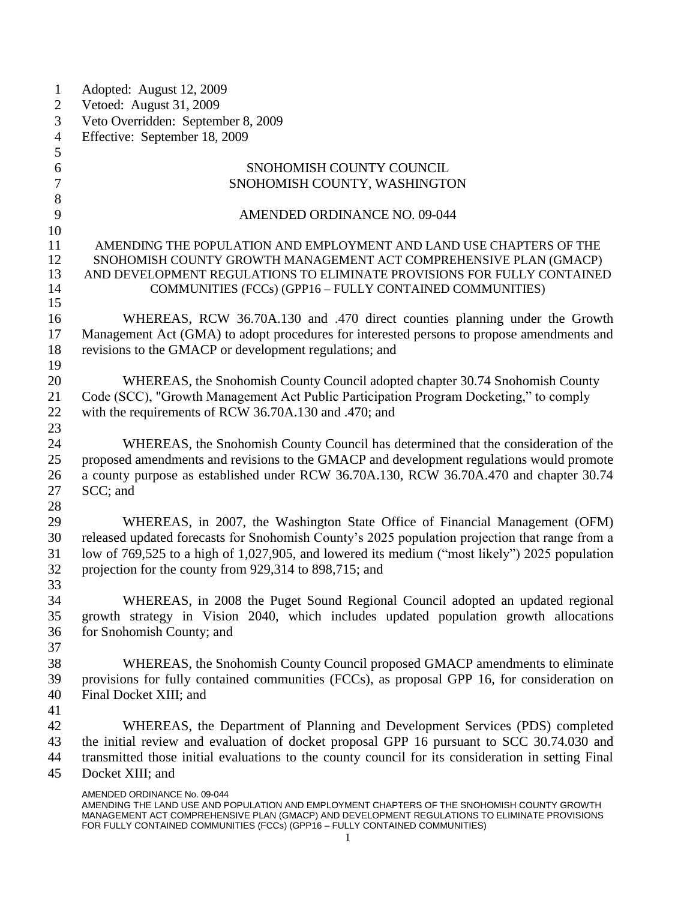Adopted: August 12, 2009
Vetoed: August 31, 2009
Veto Overridden: September 8, 2009
Effective: September 18, 2009

SNOHOMISH COUNTY COUNCIL
SNOHOMISH COUNTY, WASHINGTON

# AMENDED ORDINANCE NO. 09-044

## AMENDING THE POPULATION AND EMPLOYMENT AND LAND USE CHAPTERS OF THE SNOHOMISH COUNTY GROWTH MANAGEMENT ACT COMPREHENSIVE PLAN (GMACP) AND DEVELOPMENT REGULATIONS TO ELIMINATE PROVISIONS FOR FULLY CONTAINED COMMUNITIES (FCCs) (GPP16 – FULLY CONTAINED COMMUNITIES)

WHEREAS, RCW 36.70A.130 and .470 direct counties planning under the Growth Management Act (GMA) to adopt procedures for interested persons to propose amendments and revisions to the GMACP or development regulations; and

WHEREAS, the Snohomish County Council adopted chapter 30.74 Snohomish County Code (SCC), "Growth Management Act Public Participation Program Docketing," to comply with the requirements of RCW 36.70A.130 and .470; and

WHEREAS, the Snohomish County Council has determined that the consideration of the proposed amendments and revisions to the GMACP and development regulations would promote a county purpose as established under RCW 36.70A.130, RCW 36.70A.470 and chapter 30.74 SCC; and

WHEREAS, in 2007, the Washington State Office of Financial Management (OFM) released updated forecasts for Snohomish County's 2025 population projection that range from a low of 769,525 to a high of 1,027,905, and lowered its medium ("most likely") 2025 population projection for the county from 929,314 to 898,715; and

WHEREAS, in 2008 the Puget Sound Regional Council adopted an updated regional growth strategy in Vision 2040, which includes updated population growth allocations for Snohomish County; and

WHEREAS, the Snohomish County Council proposed GMACP amendments to eliminate provisions for fully contained communities (FCCs), as proposal GPP 16, for consideration on Final Docket XIII; and

WHEREAS, the Department of Planning and Development Services (PDS) completed the initial review and evaluation of docket proposal GPP 16 pursuant to SCC 30.74.030 and transmitted those initial evaluations to the county council for its consideration in setting Final Docket XIII; and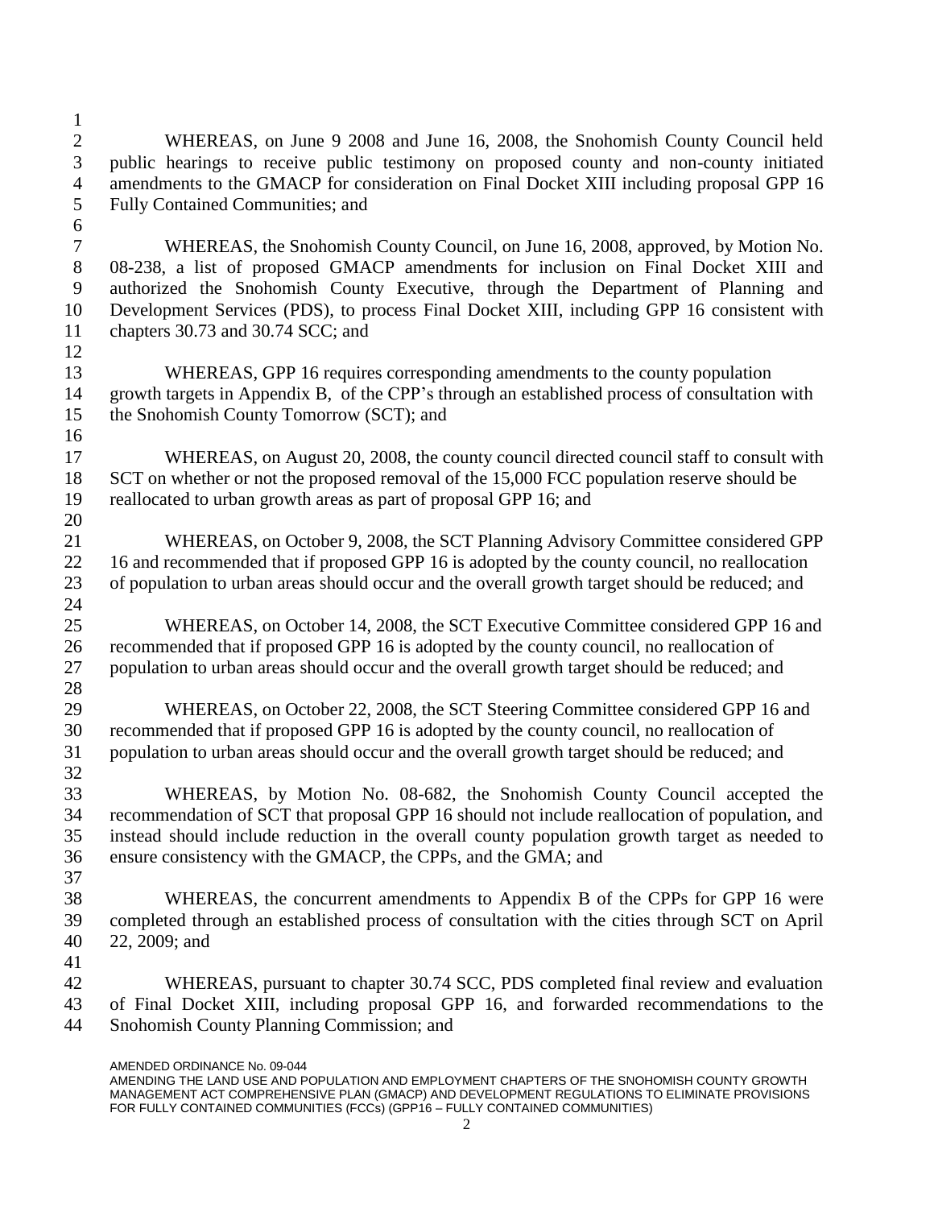WHEREAS, on June 9 2008 and June 16, 2008, the Snohomish County Council held public hearings to receive public testimony on proposed county and non-county initiated amendments to the GMACP for consideration on Final Docket XIII including proposal GPP 16 Fully Contained Communities; and

WHEREAS, the Snohomish County Council, on June 16, 2008, approved, by Motion No. 08-238, a list of proposed GMACP amendments for inclusion on Final Docket XIII and authorized the Snohomish County Executive, through the Department of Planning and Development Services (PDS), to process Final Docket XIII, including GPP 16 consistent with chapters 30.73 and 30.74 SCC; and

WHEREAS, GPP 16 requires corresponding amendments to the county population growth targets in Appendix B, of the CPP's through an established process of consultation with the Snohomish County Tomorrow (SCT); and

WHEREAS, on August 20, 2008, the county council directed council staff to consult with SCT on whether or not the proposed removal of the 15,000 FCC population reserve should be reallocated to urban growth areas as part of proposal GPP 16; and

WHEREAS, on October 9, 2008, the SCT Planning Advisory Committee considered GPP 16 and recommended that if proposed GPP 16 is adopted by the county council, no reallocation of population to urban areas should occur and the overall growth target should be reduced; and

WHEREAS, on October 14, 2008, the SCT Executive Committee considered GPP 16 and recommended that if proposed GPP 16 is adopted by the county council, no reallocation of population to urban areas should occur and the overall growth target should be reduced; and

WHEREAS, on October 22, 2008, the SCT Steering Committee considered GPP 16 and recommended that if proposed GPP 16 is adopted by the county council, no reallocation of population to urban areas should occur and the overall growth target should be reduced; and

WHEREAS, by Motion No. 08-682, the Snohomish County Council accepted the recommendation of SCT that proposal GPP 16 should not include reallocation of population, and instead should include reduction in the overall county population growth target as needed to ensure consistency with the GMACP, the CPPs, and the GMA; and

WHEREAS, the concurrent amendments to Appendix B of the CPPs for GPP 16 were completed through an established process of consultation with the cities through SCT on April 22, 2009; and

WHEREAS, pursuant to chapter 30.74 SCC, PDS completed final review and evaluation of Final Docket XIII, including proposal GPP 16, and forwarded recommendations to the Snohomish County Planning Commission; and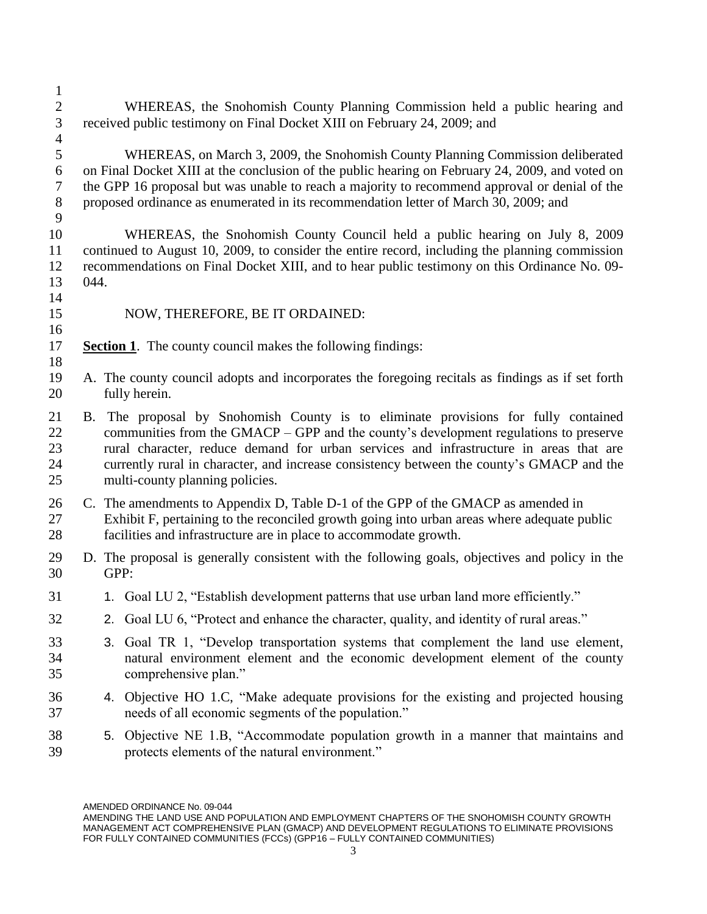WHEREAS, the Snohomish County Planning Commission held a public hearing and received public testimony on Final Docket XIII on February 24, 2009; and

WHEREAS, on March 3, 2009, the Snohomish County Planning Commission deliberated on Final Docket XIII at the conclusion of the public hearing on February 24, 2009, and voted on the GPP 16 proposal but was unable to reach a majority to recommend approval or denial of the proposed ordinance as enumerated in its recommendation letter of March 30, 2009; and

WHEREAS, the Snohomish County Council held a public hearing on July 8, 2009 continued to August 10, 2009, to consider the entire record, including the planning commission recommendations on Final Docket XIII, and to hear public testimony on this Ordinance No. 09-044.

NOW, THEREFORE, BE IT ORDAINED:

**Section 1**. The county council makes the following findings:

A. The county council adopts and incorporates the foregoing recitals as findings as if set forth fully herein.

B. The proposal by Snohomish County is to eliminate provisions for fully contained communities from the GMACP – GPP and the county's development regulations to preserve rural character, reduce demand for urban services and infrastructure in areas that are currently rural in character, and increase consistency between the county's GMACP and the multi-county planning policies.

C. The amendments to Appendix D, Table D-1 of the GPP of the GMACP as amended in Exhibit F, pertaining to the reconciled growth going into urban areas where adequate public facilities and infrastructure are in place to accommodate growth.

D. The proposal is generally consistent with the following goals, objectives and policy in the GPP:

1. Goal LU 2, "Establish development patterns that use urban land more efficiently."
2. Goal LU 6, "Protect and enhance the character, quality, and identity of rural areas."
3. Goal TR 1, "Develop transportation systems that complement the land use element, natural environment element and the economic development element of the county comprehensive plan."
4. Objective HO 1.C, "Make adequate provisions for the existing and projected housing needs of all economic segments of the population."
5. Objective NE 1.B, "Accommodate population growth in a manner that maintains and protects elements of the natural environment."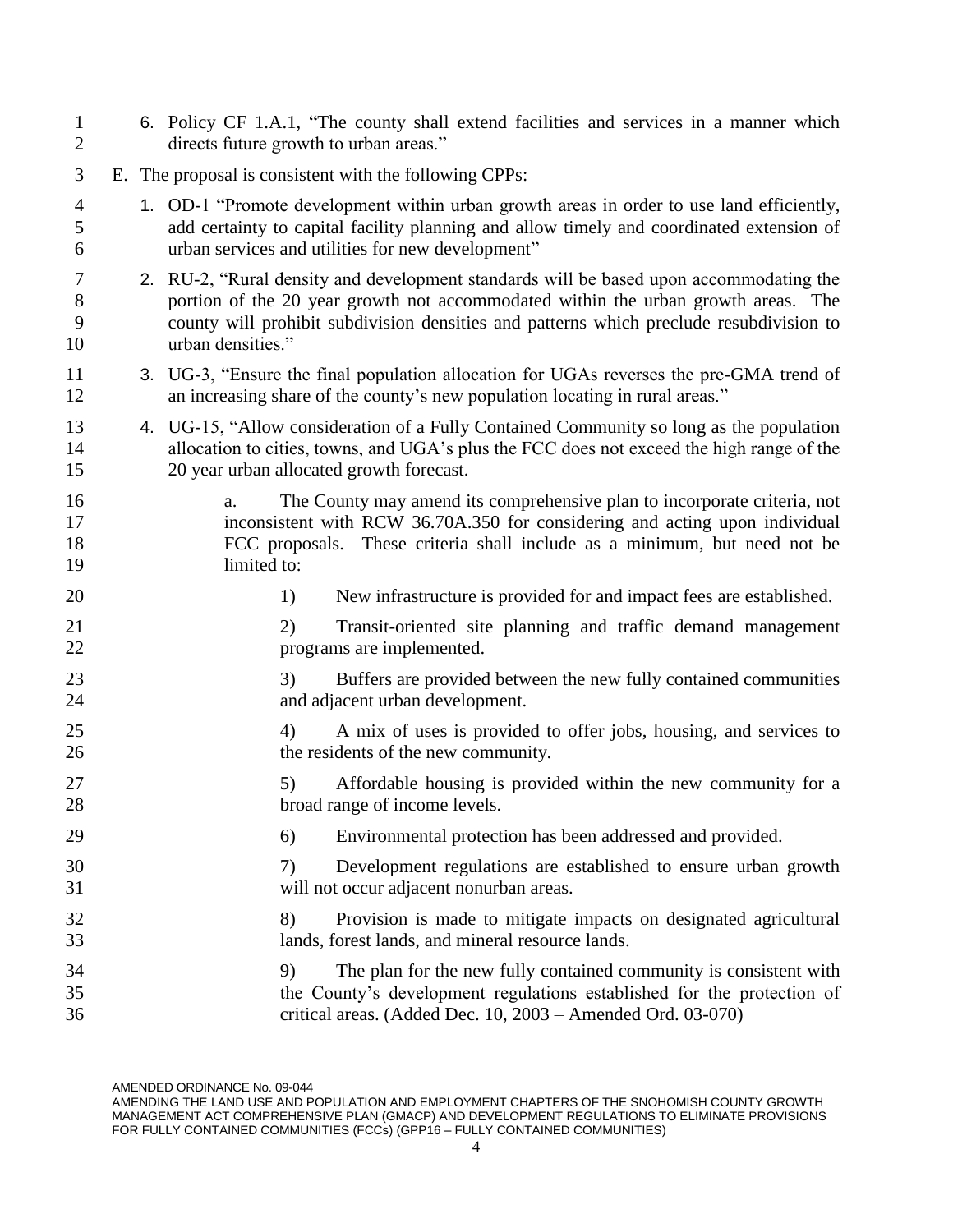6. Policy CF 1.A.1, "The county shall extend facilities and services in a manner which directs future growth to urban areas."

E. The proposal is consistent with the following CPPs:

1. OD-1 "Promote development within urban growth areas in order to use land efficiently, add certainty to capital facility planning and allow timely and coordinated extension of urban services and utilities for new development"

2. RU-2, "Rural density and development standards will be based upon accommodating the portion of the 20 year growth not accommodated within the urban growth areas. The county will prohibit subdivision densities and patterns which preclude resubdivision to urban densities."

3. UG-3, "Ensure the final population allocation for UGAs reverses the pre-GMA trend of an increasing share of the county's new population locating in rural areas."

4. UG-15, "Allow consideration of a Fully Contained Community so long as the population allocation to cities, towns, and UGA's plus the FCC does not exceed the high range of the 20 year urban allocated growth forecast.

   a. The County may amend its comprehensive plan to incorporate criteria, not inconsistent with RCW 36.70A.350 for considering and acting upon individual FCC proposals. These criteria shall include as a minimum, but need not be limited to:

      1) New infrastructure is provided for and impact fees are established.

      2) Transit-oriented site planning and traffic demand management programs are implemented.

      3) Buffers are provided between the new fully contained communities and adjacent urban development.

      4) A mix of uses is provided to offer jobs, housing, and services to the residents of the new community.

      5) Affordable housing is provided within the new community for a broad range of income levels.

      6) Environmental protection has been addressed and provided.

      7) Development regulations are established to ensure urban growth will not occur adjacent nonurban areas.

      8) Provision is made to mitigate impacts on designated agricultural lands, forest lands, and mineral resource lands.

      9) The plan for the new fully contained community is consistent with the County's development regulations established for the protection of critical areas. (Added Dec. 10, 2003 – Amended Ord. 03-070)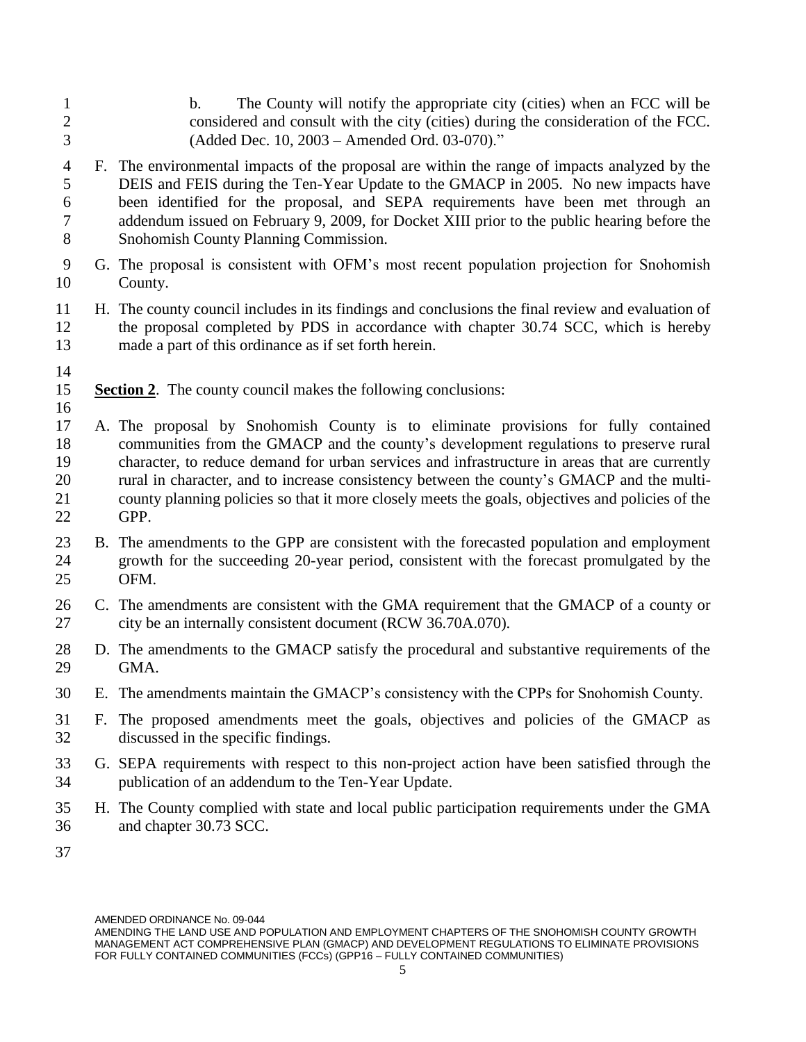b. The County will notify the appropriate city (cities) when an FCC will be considered and consult with the city (cities) during the consideration of the FCC. (Added Dec. 10, 2003 – Amended Ord. 03-070)."

F. The environmental impacts of the proposal are within the range of impacts analyzed by the DEIS and FEIS during the Ten-Year Update to the GMACP in 2005. No new impacts have been identified for the proposal, and SEPA requirements have been met through an addendum issued on February 9, 2009, for Docket XIII prior to the public hearing before the Snohomish County Planning Commission.

G. The proposal is consistent with OFM's most recent population projection for Snohomish County.

H. The county council includes in its findings and conclusions the final review and evaluation of the proposal completed by PDS in accordance with chapter 30.74 SCC, which is hereby made a part of this ordinance as if set forth herein.

**Section 2**. The county council makes the following conclusions:

A. The proposal by Snohomish County is to eliminate provisions for fully contained communities from the GMACP and the county's development regulations to preserve rural character, to reduce demand for urban services and infrastructure in areas that are currently rural in character, and to increase consistency between the county's GMACP and the multi-county planning policies so that it more closely meets the goals, objectives and policies of the GPP.

B. The amendments to the GPP are consistent with the forecasted population and employment growth for the succeeding 20-year period, consistent with the forecast promulgated by the OFM.

C. The amendments are consistent with the GMA requirement that the GMACP of a county or city be an internally consistent document (RCW 36.70A.070).

D. The amendments to the GMACP satisfy the procedural and substantive requirements of the GMA.

E. The amendments maintain the GMACP's consistency with the CPPs for Snohomish County.

F. The proposed amendments meet the goals, objectives and policies of the GMACP as discussed in the specific findings.

G. SEPA requirements with respect to this non-project action have been satisfied through the publication of an addendum to the Ten-Year Update.

H. The County complied with state and local public participation requirements under the GMA and chapter 30.73 SCC.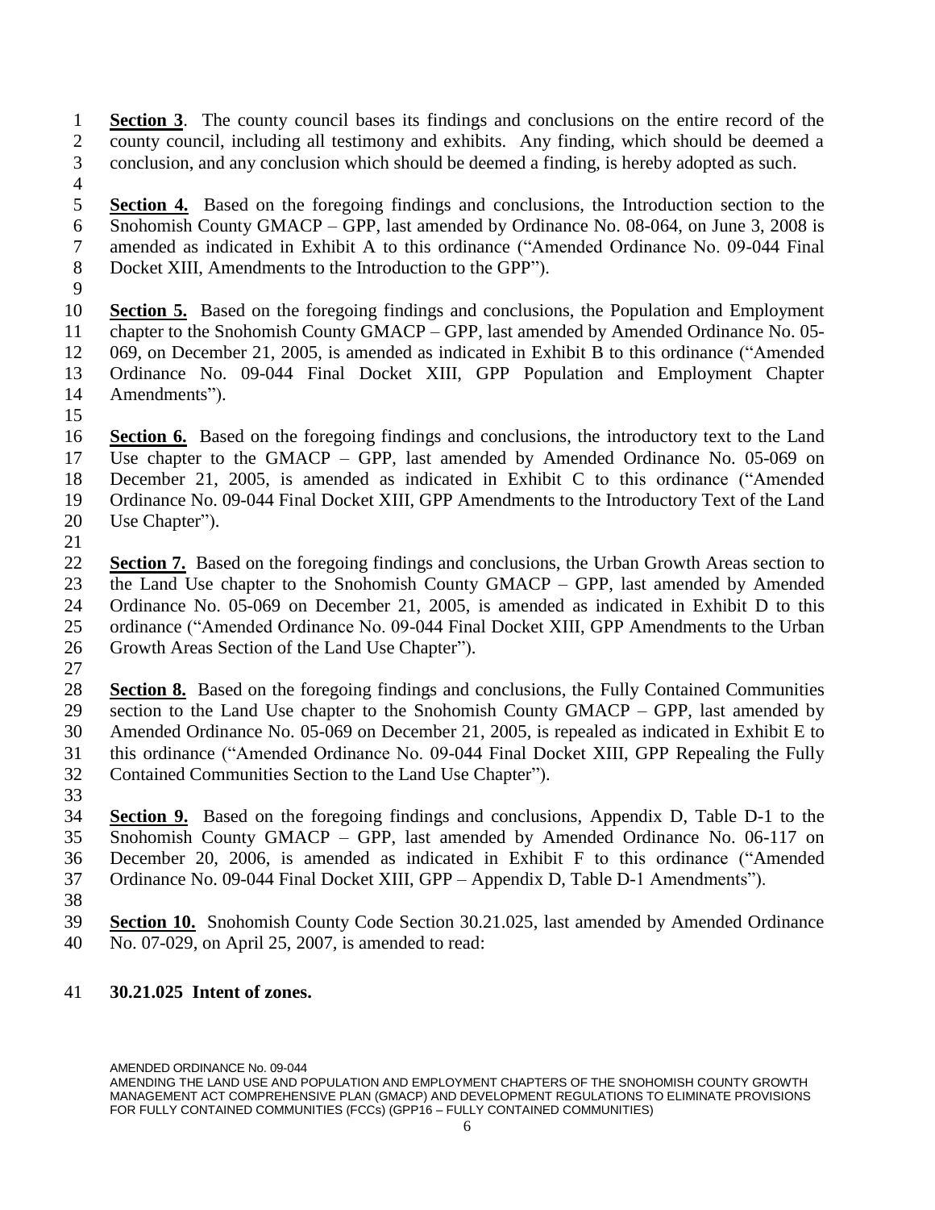**Section 3**. The county council bases its findings and conclusions on the entire record of the county council, including all testimony and exhibits. Any finding, which should be deemed a conclusion, and any conclusion which should be deemed a finding, is hereby adopted as such.

**Section 4.** Based on the foregoing findings and conclusions, the Introduction section to the Snohomish County GMACP – GPP, last amended by Ordinance No. 08-064, on June 3, 2008 is amended as indicated in Exhibit A to this ordinance ("Amended Ordinance No. 09-044 Final Docket XIII, Amendments to the Introduction to the GPP").

**Section 5.** Based on the foregoing findings and conclusions, the Population and Employment chapter to the Snohomish County GMACP – GPP, last amended by Amended Ordinance No. 05-069, on December 21, 2005, is amended as indicated in Exhibit B to this ordinance ("Amended Ordinance No. 09-044 Final Docket XIII, GPP Population and Employment Chapter Amendments").

**Section 6.** Based on the foregoing findings and conclusions, the introductory text to the Land Use chapter to the GMACP – GPP, last amended by Amended Ordinance No. 05-069 on December 21, 2005, is amended as indicated in Exhibit C to this ordinance ("Amended Ordinance No. 09-044 Final Docket XIII, GPP Amendments to the Introductory Text of the Land Use Chapter").

**Section 7.** Based on the foregoing findings and conclusions, the Urban Growth Areas section to the Land Use chapter to the Snohomish County GMACP – GPP, last amended by Amended Ordinance No. 05-069 on December 21, 2005, is amended as indicated in Exhibit D to this ordinance ("Amended Ordinance No. 09-044 Final Docket XIII, GPP Amendments to the Urban Growth Areas Section of the Land Use Chapter").

**Section 8.** Based on the foregoing findings and conclusions, the Fully Contained Communities section to the Land Use chapter to the Snohomish County GMACP – GPP, last amended by Amended Ordinance No. 05-069 on December 21, 2005, is repealed as indicated in Exhibit E to this ordinance ("Amended Ordinance No. 09-044 Final Docket XIII, GPP Repealing the Fully Contained Communities Section to the Land Use Chapter").

**Section 9.** Based on the foregoing findings and conclusions, Appendix D, Table D-1 to the Snohomish County GMACP – GPP, last amended by Amended Ordinance No. 06-117 on December 20, 2006, is amended as indicated in Exhibit F to this ordinance ("Amended Ordinance No. 09-044 Final Docket XIII, GPP – Appendix D, Table D-1 Amendments").

**Section 10.** Snohomish County Code Section 30.21.025, last amended by Amended Ordinance No. 07-029, on April 25, 2007, is amended to read:

**30.21.025 Intent of zones.**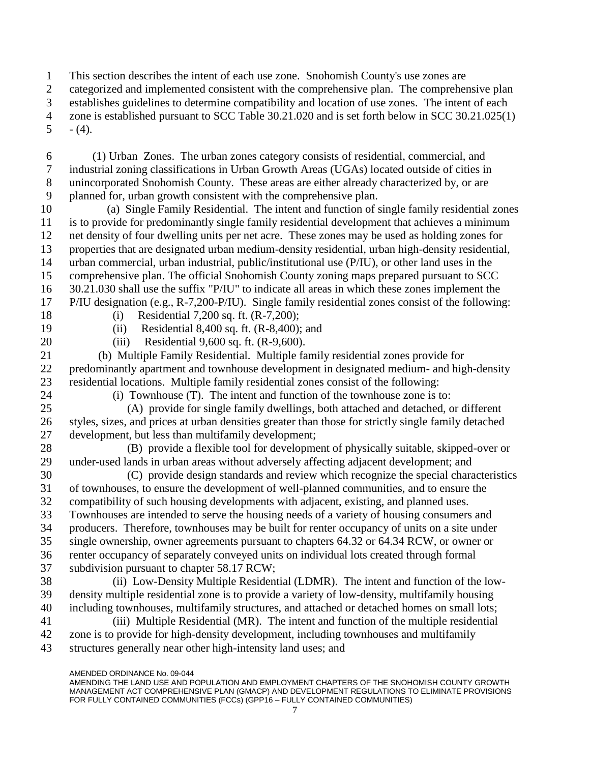This section describes the intent of each use zone. Snohomish County's use zones are categorized and implemented consistent with the comprehensive plan. The comprehensive plan establishes guidelines to determine compatibility and location of use zones. The intent of each zone is established pursuant to SCC Table 30.21.020 and is set forth below in SCC 30.21.025(1) - (4).

(1) Urban Zones. The urban zones category consists of residential, commercial, and industrial zoning classifications in Urban Growth Areas (UGAs) located outside of cities in unincorporated Snohomish County. These areas are either already characterized by, or are planned for, urban growth consistent with the comprehensive plan.

(a) Single Family Residential. The intent and function of single family residential zones is to provide for predominantly single family residential development that achieves a minimum net density of four dwelling units per net acre. These zones may be used as holding zones for properties that are designated urban medium-density residential, urban high-density residential, urban commercial, urban industrial, public/institutional use (P/IU), or other land uses in the comprehensive plan. The official Snohomish County zoning maps prepared pursuant to SCC 30.21.030 shall use the suffix "P/IU" to indicate all areas in which these zones implement the P/IU designation (e.g., R-7,200-P/IU). Single family residential zones consist of the following:

(i) Residential 7,200 sq. ft. (R-7,200);

(ii) Residential 8,400 sq. ft. (R-8,400); and

(iii) Residential 9,600 sq. ft. (R-9,600).

(b) Multiple Family Residential. Multiple family residential zones provide for predominantly apartment and townhouse development in designated medium- and high-density residential locations. Multiple family residential zones consist of the following:

(i) Townhouse (T). The intent and function of the townhouse zone is to:

(A) provide for single family dwellings, both attached and detached, or different styles, sizes, and prices at urban densities greater than those for strictly single family detached development, but less than multifamily development;

(B) provide a flexible tool for development of physically suitable, skipped-over or under-used lands in urban areas without adversely affecting adjacent development; and

(C) provide design standards and review which recognize the special characteristics of townhouses, to ensure the development of well-planned communities, and to ensure the compatibility of such housing developments with adjacent, existing, and planned uses. Townhouses are intended to serve the housing needs of a variety of housing consumers and producers. Therefore, townhouses may be built for renter occupancy of units on a site under single ownership, owner agreements pursuant to chapters 64.32 or 64.34 RCW, or owner or renter occupancy of separately conveyed units on individual lots created through formal subdivision pursuant to chapter 58.17 RCW;

(ii) Low-Density Multiple Residential (LDMR). The intent and function of the low-density multiple residential zone is to provide a variety of low-density, multifamily housing including townhouses, multifamily structures, and attached or detached homes on small lots;

(iii) Multiple Residential (MR). The intent and function of the multiple residential zone is to provide for high-density development, including townhouses and multifamily structures generally near other high-intensity land uses; and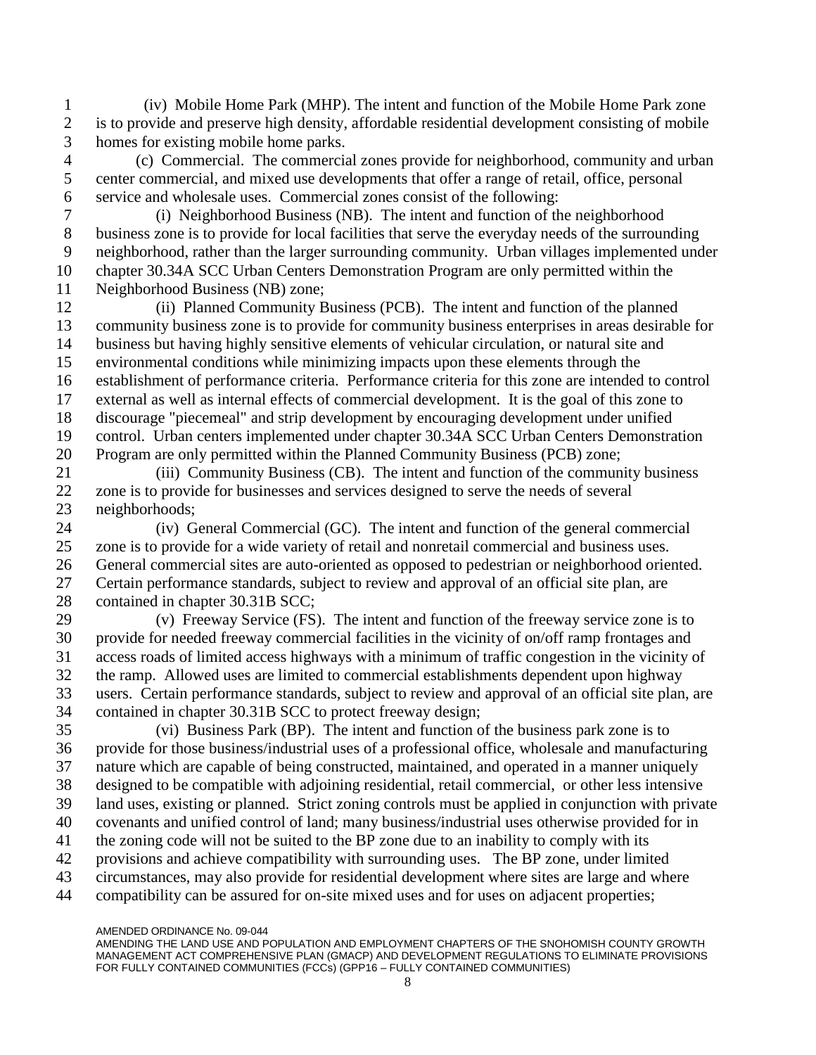(iv) Mobile Home Park (MHP). The intent and function of the Mobile Home Park zone is to provide and preserve high density, affordable residential development consisting of mobile homes for existing mobile home parks.

(c) Commercial. The commercial zones provide for neighborhood, community and urban center commercial, and mixed use developments that offer a range of retail, office, personal service and wholesale uses. Commercial zones consist of the following:

(i) Neighborhood Business (NB). The intent and function of the neighborhood business zone is to provide for local facilities that serve the everyday needs of the surrounding neighborhood, rather than the larger surrounding community. Urban villages implemented under chapter 30.34A SCC Urban Centers Demonstration Program are only permitted within the Neighborhood Business (NB) zone;

(ii) Planned Community Business (PCB). The intent and function of the planned community business zone is to provide for community business enterprises in areas desirable for business but having highly sensitive elements of vehicular circulation, or natural site and environmental conditions while minimizing impacts upon these elements through the establishment of performance criteria. Performance criteria for this zone are intended to control external as well as internal effects of commercial development. It is the goal of this zone to discourage "piecemeal" and strip development by encouraging development under unified control. Urban centers implemented under chapter 30.34A SCC Urban Centers Demonstration Program are only permitted within the Planned Community Business (PCB) zone;

(iii) Community Business (CB). The intent and function of the community business zone is to provide for businesses and services designed to serve the needs of several neighborhoods;

(iv) General Commercial (GC). The intent and function of the general commercial zone is to provide for a wide variety of retail and nonretail commercial and business uses. General commercial sites are auto-oriented as opposed to pedestrian or neighborhood oriented. Certain performance standards, subject to review and approval of an official site plan, are contained in chapter 30.31B SCC;

(v) Freeway Service (FS). The intent and function of the freeway service zone is to provide for needed freeway commercial facilities in the vicinity of on/off ramp frontages and access roads of limited access highways with a minimum of traffic congestion in the vicinity of the ramp. Allowed uses are limited to commercial establishments dependent upon highway users. Certain performance standards, subject to review and approval of an official site plan, are contained in chapter 30.31B SCC to protect freeway design;

(vi) Business Park (BP). The intent and function of the business park zone is to provide for those business/industrial uses of a professional office, wholesale and manufacturing nature which are capable of being constructed, maintained, and operated in a manner uniquely designed to be compatible with adjoining residential, retail commercial, or other less intensive land uses, existing or planned. Strict zoning controls must be applied in conjunction with private covenants and unified control of land; many business/industrial uses otherwise provided for in the zoning code will not be suited to the BP zone due to an inability to comply with its provisions and achieve compatibility with surrounding uses. The BP zone, under limited circumstances, may also provide for residential development where sites are large and where compatibility can be assured for on-site mixed uses and for uses on adjacent properties;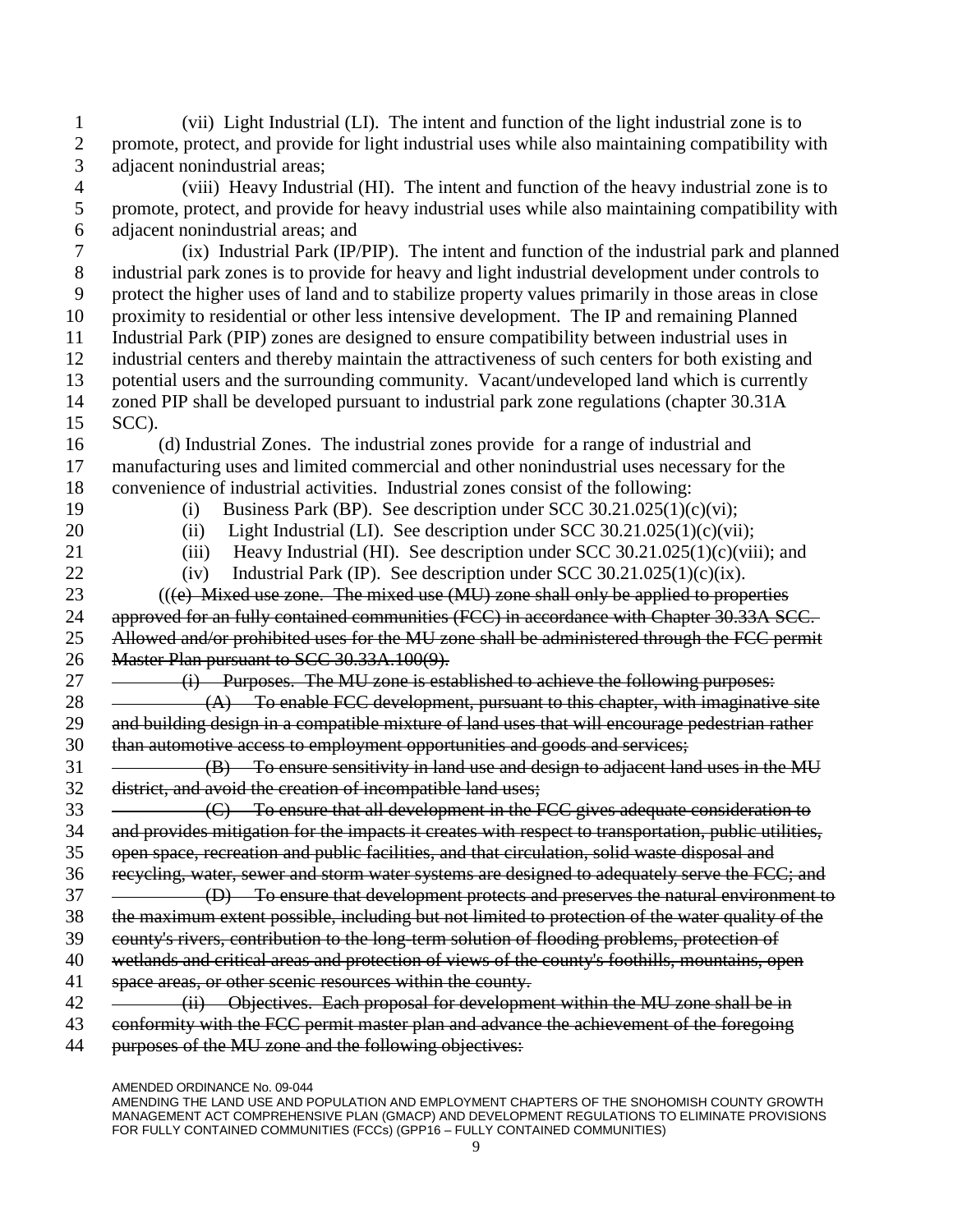(vii) Light Industrial (LI). The intent and function of the light industrial zone is to promote, protect, and provide for light industrial uses while also maintaining compatibility with adjacent nonindustrial areas;

(viii) Heavy Industrial (HI). The intent and function of the heavy industrial zone is to promote, protect, and provide for heavy industrial uses while also maintaining compatibility with adjacent nonindustrial areas; and

(ix) Industrial Park (IP/PIP). The intent and function of the industrial park and planned industrial park zones is to provide for heavy and light industrial development under controls to protect the higher uses of land and to stabilize property values primarily in those areas in close proximity to residential or other less intensive development. The IP and remaining Planned Industrial Park (PIP) zones are designed to ensure compatibility between industrial uses in industrial centers and thereby maintain the attractiveness of such centers for both existing and potential users and the surrounding community. Vacant/undeveloped land which is currently zoned PIP shall be developed pursuant to industrial park zone regulations (chapter 30.31A SCC).

(d) Industrial Zones. The industrial zones provide for a range of industrial and manufacturing uses and limited commercial and other nonindustrial uses necessary for the convenience of industrial activities. Industrial zones consist of the following:

(i) Business Park (BP). See description under SCC 30.21.025(1)(c)(vi);

(ii) Light Industrial (LI). See description under SCC 30.21.025(1)(c)(vii);

(iii) Heavy Industrial (HI). See description under SCC 30.21.025(1)(c)(viii); and

(iv) Industrial Park (IP). See description under SCC 30.21.025(1)(c)(ix).

(( ~~(e) Mixed use zone. The mixed use (MU) zone shall only be applied to properties approved for an fully contained communities (FCC) in accordance with Chapter 30.33A SCC. Allowed and/or prohibited uses for the MU zone shall be administered through the FCC permit Master Plan pursuant to SCC 30.33A.100(9).~~

~~(i) Purposes. The MU zone is established to achieve the following purposes:~~

~~(A) To enable FCC development, pursuant to this chapter, with imaginative site and building design in a compatible mixture of land uses that will encourage pedestrian rather than automotive access to employment opportunities and goods and services;~~

~~(B) To ensure sensitivity in land use and design to adjacent land uses in the MU district, and avoid the creation of incompatible land uses;~~

~~(C) To ensure that all development in the FCC gives adequate consideration to and provides mitigation for the impacts it creates with respect to transportation, public utilities, open space, recreation and public facilities, and that circulation, solid waste disposal and recycling, water, sewer and storm water systems are designed to adequately serve the FCC; and~~

~~(D) To ensure that development protects and preserves the natural environment to the maximum extent possible, including but not limited to protection of the water quality of the county's rivers, contribution to the long-term solution of flooding problems, protection of wetlands and critical areas and protection of views of the county's foothills, mountains, open space areas, or other scenic resources within the county.~~

~~(ii) Objectives. Each proposal for development within the MU zone shall be in conformity with the FCC permit master plan and advance the achievement of the foregoing purposes of the MU zone and the following objectives:~~

AMENDED ORDINANCE No. 09-044
AMENDING THE LAND USE AND POPULATION AND EMPLOYMENT CHAPTERS OF THE SNOHOMISH COUNTY GROWTH MANAGEMENT ACT COMPREHENSIVE PLAN (GMACP) AND DEVELOPMENT REGULATIONS TO ELIMINATE PROVISIONS FOR FULLY CONTAINED COMMUNITIES (FCCs) (GPP16 – FULLY CONTAINED COMMUNITIES)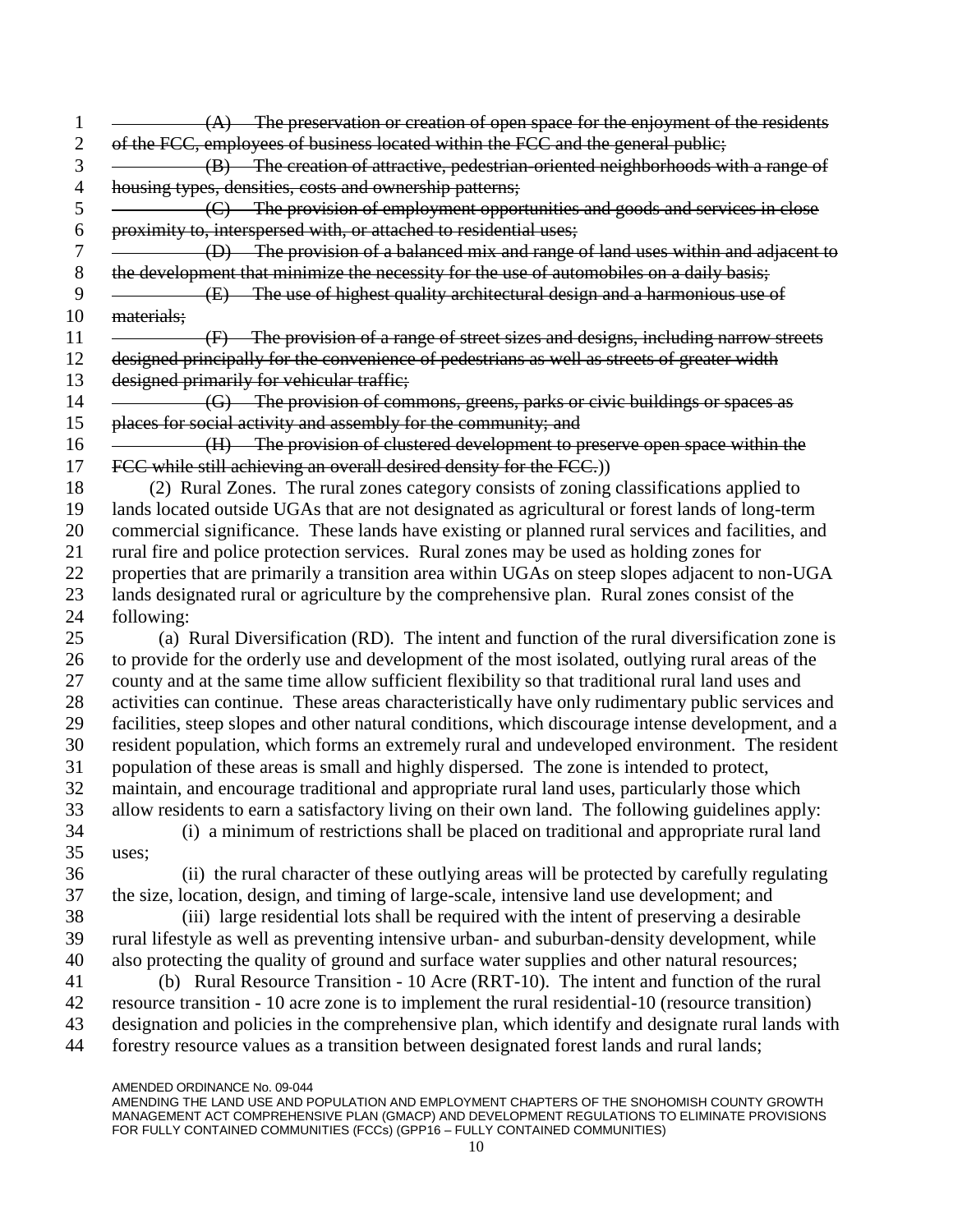~~(A) The preservation or creation of open space for the enjoyment of the residents of the FCC, employees of business located within the FCC and the general public;~~

~~(B) The creation of attractive, pedestrian-oriented neighborhoods with a range of housing types, densities, costs and ownership patterns;~~

~~(C) The provision of employment opportunities and goods and services in close proximity to, interspersed with, or attached to residential uses;~~

~~(D) The provision of a balanced mix and range of land uses within and adjacent to the development that minimize the necessity for the use of automobiles on a daily basis;~~

~~(E) The use of highest quality architectural design and a harmonious use of materials;~~

~~(F) The provision of a range of street sizes and designs, including narrow streets designed principally for the convenience of pedestrians as well as streets of greater width designed primarily for vehicular traffic;~~

~~(G) The provision of commons, greens, parks or civic buildings or spaces as places for social activity and assembly for the community; and~~

~~(H) The provision of clustered development to preserve open space within the FCC while still achieving an overall desired density for the FCC.~~))

(2) Rural Zones. The rural zones category consists of zoning classifications applied to lands located outside UGAs that are not designated as agricultural or forest lands of long-term commercial significance. These lands have existing or planned rural services and facilities, and rural fire and police protection services. Rural zones may be used as holding zones for properties that are primarily a transition area within UGAs on steep slopes adjacent to non-UGA lands designated rural or agriculture by the comprehensive plan. Rural zones consist of the following:

(a) Rural Diversification (RD). The intent and function of the rural diversification zone is to provide for the orderly use and development of the most isolated, outlying rural areas of the county and at the same time allow sufficient flexibility so that traditional rural land uses and activities can continue. These areas characteristically have only rudimentary public services and facilities, steep slopes and other natural conditions, which discourage intense development, and a resident population, which forms an extremely rural and undeveloped environment. The resident population of these areas is small and highly dispersed. The zone is intended to protect, maintain, and encourage traditional and appropriate rural land uses, particularly those which allow residents to earn a satisfactory living on their own land. The following guidelines apply:

(i) a minimum of restrictions shall be placed on traditional and appropriate rural land uses;

(ii) the rural character of these outlying areas will be protected by carefully regulating the size, location, design, and timing of large-scale, intensive land use development; and

(iii) large residential lots shall be required with the intent of preserving a desirable rural lifestyle as well as preventing intensive urban- and suburban-density development, while also protecting the quality of ground and surface water supplies and other natural resources;

(b) Rural Resource Transition - 10 Acre (RRT-10). The intent and function of the rural resource transition - 10 acre zone is to implement the rural residential-10 (resource transition) designation and policies in the comprehensive plan, which identify and designate rural lands with forestry resource values as a transition between designated forest lands and rural lands;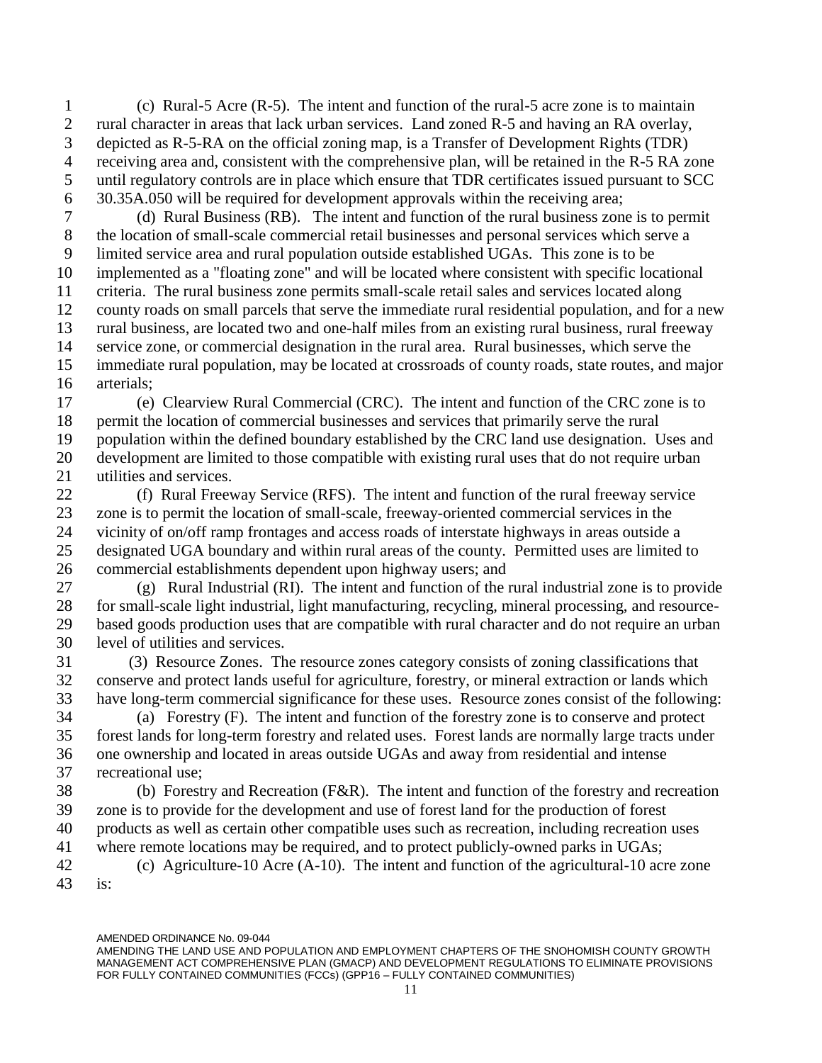(c) Rural-5 Acre (R-5). The intent and function of the rural-5 acre zone is to maintain rural character in areas that lack urban services. Land zoned R-5 and having an RA overlay, depicted as R-5-RA on the official zoning map, is a Transfer of Development Rights (TDR) receiving area and, consistent with the comprehensive plan, will be retained in the R-5 RA zone until regulatory controls are in place which ensure that TDR certificates issued pursuant to SCC 30.35A.050 will be required for development approvals within the receiving area;

(d) Rural Business (RB). The intent and function of the rural business zone is to permit the location of small-scale commercial retail businesses and personal services which serve a limited service area and rural population outside established UGAs. This zone is to be implemented as a "floating zone" and will be located where consistent with specific locational criteria. The rural business zone permits small-scale retail sales and services located along county roads on small parcels that serve the immediate rural residential population, and for a new rural business, are located two and one-half miles from an existing rural business, rural freeway service zone, or commercial designation in the rural area. Rural businesses, which serve the immediate rural population, may be located at crossroads of county roads, state routes, and major arterials;

(e) Clearview Rural Commercial (CRC). The intent and function of the CRC zone is to permit the location of commercial businesses and services that primarily serve the rural population within the defined boundary established by the CRC land use designation. Uses and development are limited to those compatible with existing rural uses that do not require urban utilities and services.

(f) Rural Freeway Service (RFS). The intent and function of the rural freeway service zone is to permit the location of small-scale, freeway-oriented commercial services in the vicinity of on/off ramp frontages and access roads of interstate highways in areas outside a designated UGA boundary and within rural areas of the county. Permitted uses are limited to commercial establishments dependent upon highway users; and

(g) Rural Industrial (RI). The intent and function of the rural industrial zone is to provide for small-scale light industrial, light manufacturing, recycling, mineral processing, and resource-based goods production uses that are compatible with rural character and do not require an urban level of utilities and services.

(3) Resource Zones. The resource zones category consists of zoning classifications that conserve and protect lands useful for agriculture, forestry, or mineral extraction or lands which have long-term commercial significance for these uses. Resource zones consist of the following:

(a) Forestry (F). The intent and function of the forestry zone is to conserve and protect forest lands for long-term forestry and related uses. Forest lands are normally large tracts under one ownership and located in areas outside UGAs and away from residential and intense recreational use;

(b) Forestry and Recreation (F&R). The intent and function of the forestry and recreation zone is to provide for the development and use of forest land for the production of forest products as well as certain other compatible uses such as recreation, including recreation uses where remote locations may be required, and to protect publicly-owned parks in UGAs;

(c) Agriculture-10 Acre (A-10). The intent and function of the agricultural-10 acre zone is: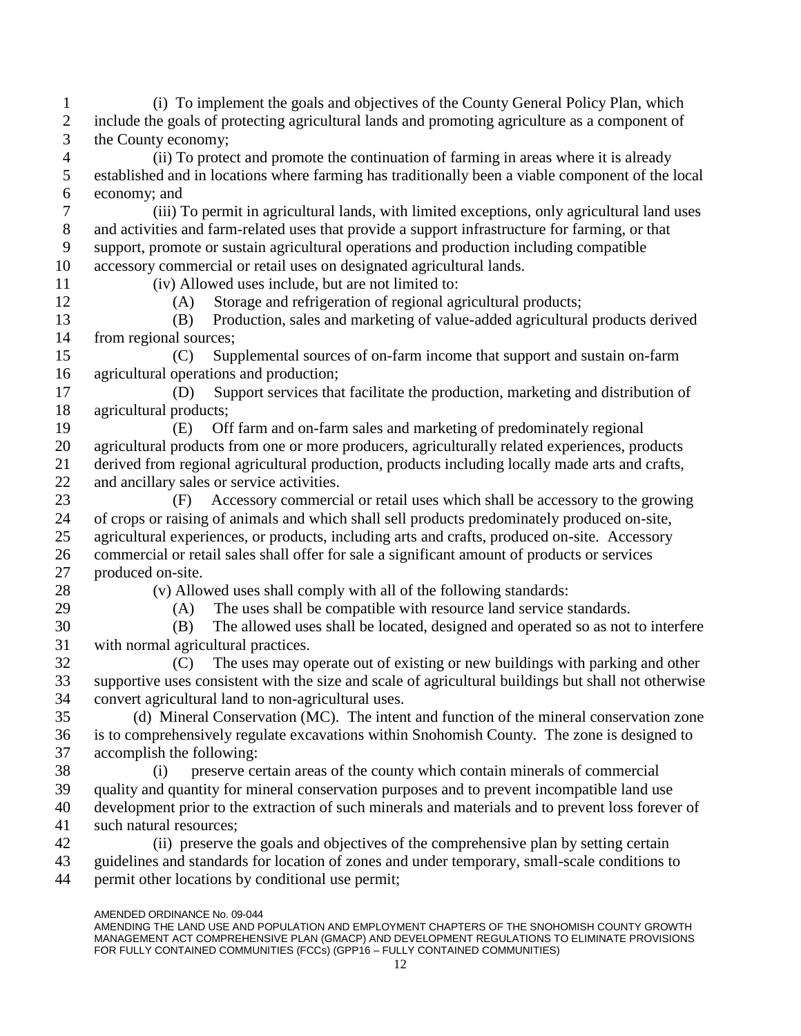(i) To implement the goals and objectives of the County General Policy Plan, which include the goals of protecting agricultural lands and promoting agriculture as a component of the County economy;

(ii) To protect and promote the continuation of farming in areas where it is already established and in locations where farming has traditionally been a viable component of the local economy; and

(iii) To permit in agricultural lands, with limited exceptions, only agricultural land uses and activities and farm-related uses that provide a support infrastructure for farming, or that support, promote or sustain agricultural operations and production including compatible accessory commercial or retail uses on designated agricultural lands.

(iv) Allowed uses include, but are not limited to:

(A) Storage and refrigeration of regional agricultural products;

(B) Production, sales and marketing of value-added agricultural products derived from regional sources;

(C) Supplemental sources of on-farm income that support and sustain on-farm agricultural operations and production;

(D) Support services that facilitate the production, marketing and distribution of agricultural products;

(E) Off farm and on-farm sales and marketing of predominately regional agricultural products from one or more producers, agriculturally related experiences, products derived from regional agricultural production, products including locally made arts and crafts, and ancillary sales or service activities.

(F) Accessory commercial or retail uses which shall be accessory to the growing of crops or raising of animals and which shall sell products predominately produced on-site, agricultural experiences, or products, including arts and crafts, produced on-site. Accessory commercial or retail sales shall offer for sale a significant amount of products or services produced on-site.

(v) Allowed uses shall comply with all of the following standards:

(A) The uses shall be compatible with resource land service standards.

(B) The allowed uses shall be located, designed and operated so as not to interfere with normal agricultural practices.

(C) The uses may operate out of existing or new buildings with parking and other supportive uses consistent with the size and scale of agricultural buildings but shall not otherwise convert agricultural land to non-agricultural uses.

(d) Mineral Conservation (MC). The intent and function of the mineral conservation zone is to comprehensively regulate excavations within Snohomish County. The zone is designed to accomplish the following:

(i) preserve certain areas of the county which contain minerals of commercial quality and quantity for mineral conservation purposes and to prevent incompatible land use development prior to the extraction of such minerals and materials and to prevent loss forever of such natural resources;

(ii) preserve the goals and objectives of the comprehensive plan by setting certain guidelines and standards for location of zones and under temporary, small-scale conditions to permit other locations by conditional use permit;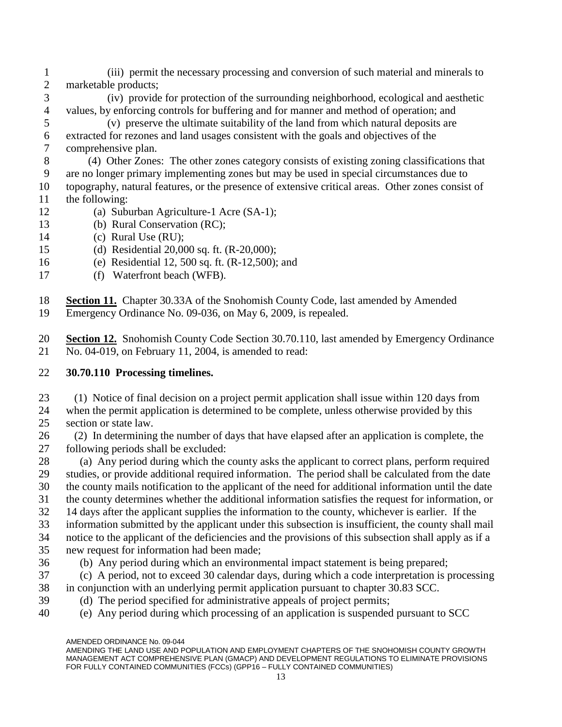(iii) permit the necessary processing and conversion of such material and minerals to marketable products;

(iv) provide for protection of the surrounding neighborhood, ecological and aesthetic values, by enforcing controls for buffering and for manner and method of operation; and

(v) preserve the ultimate suitability of the land from which natural deposits are extracted for rezones and land usages consistent with the goals and objectives of the comprehensive plan.

(4) Other Zones: The other zones category consists of existing zoning classifications that are no longer primary implementing zones but may be used in special circumstances due to topography, natural features, or the presence of extensive critical areas. Other zones consist of the following:

(a) Suburban Agriculture-1 Acre (SA-1);

(b) Rural Conservation (RC);

(c) Rural Use (RU);

(d) Residential 20,000 sq. ft. (R-20,000);

(e) Residential 12, 500 sq. ft. (R-12,500); and

(f) Waterfront beach (WFB).

**Section 11.** Chapter 30.33A of the Snohomish County Code, last amended by Amended Emergency Ordinance No. 09-036, on May 6, 2009, is repealed.

**Section 12.** Snohomish County Code Section 30.70.110, last amended by Emergency Ordinance No. 04-019, on February 11, 2004, is amended to read:

**30.70.110 Processing timelines.**

(1) Notice of final decision on a project permit application shall issue within 120 days from when the permit application is determined to be complete, unless otherwise provided by this section or state law.

(2) In determining the number of days that have elapsed after an application is complete, the following periods shall be excluded:

(a) Any period during which the county asks the applicant to correct plans, perform required studies, or provide additional required information. The period shall be calculated from the date the county mails notification to the applicant of the need for additional information until the date the county determines whether the additional information satisfies the request for information, or 14 days after the applicant supplies the information to the county, whichever is earlier. If the information submitted by the applicant under this subsection is insufficient, the county shall mail notice to the applicant of the deficiencies and the provisions of this subsection shall apply as if a new request for information had been made;

(b) Any period during which an environmental impact statement is being prepared;

(c) A period, not to exceed 30 calendar days, during which a code interpretation is processing in conjunction with an underlying permit application pursuant to chapter 30.83 SCC.

(d) The period specified for administrative appeals of project permits;

(e) Any period during which processing of an application is suspended pursuant to SCC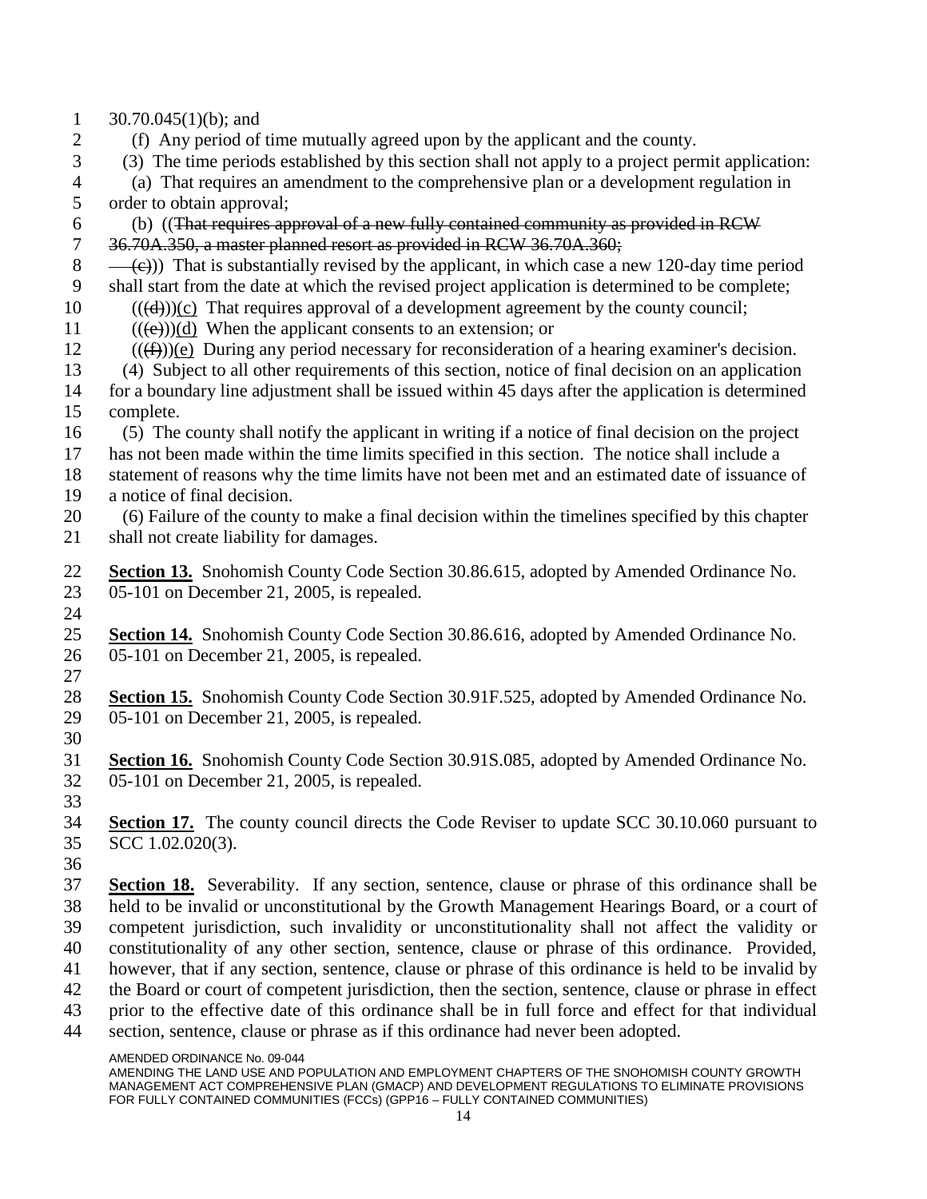30.70.045(1)(b); and

(f) Any period of time mutually agreed upon by the applicant and the county.

(3) The time periods established by this section shall not apply to a project permit application:

(a) That requires an amendment to the comprehensive plan or a development regulation in order to obtain approval;

(b) ((~~That requires approval of a new fully contained community as provided in RCW 36.70A.350, a master planned resort as provided in RCW 36.70A.360;~~

~~(c)~~)) That is substantially revised by the applicant, in which case a new 120-day time period shall start from the date at which the revised project application is determined to be complete;

((~~(d)~~))(c) That requires approval of a development agreement by the county council;

((~~(e)~~))(d) When the applicant consents to an extension; or

((~~(f)~~))(e) During any period necessary for reconsideration of a hearing examiner's decision.

(4) Subject to all other requirements of this section, notice of final decision on an application for a boundary line adjustment shall be issued within 45 days after the application is determined complete.

(5) The county shall notify the applicant in writing if a notice of final decision on the project has not been made within the time limits specified in this section. The notice shall include a statement of reasons why the time limits have not been met and an estimated date of issuance of a notice of final decision.

(6) Failure of the county to make a final decision within the timelines specified by this chapter shall not create liability for damages.

**Section 13.** Snohomish County Code Section 30.86.615, adopted by Amended Ordinance No. 05-101 on December 21, 2005, is repealed.

**Section 14.** Snohomish County Code Section 30.86.616, adopted by Amended Ordinance No. 05-101 on December 21, 2005, is repealed.

**Section 15.** Snohomish County Code Section 30.91F.525, adopted by Amended Ordinance No. 05-101 on December 21, 2005, is repealed.

**Section 16.** Snohomish County Code Section 30.91S.085, adopted by Amended Ordinance No. 05-101 on December 21, 2005, is repealed.

**Section 17.** The county council directs the Code Reviser to update SCC 30.10.060 pursuant to SCC 1.02.020(3).

**Section 18.** Severability. If any section, sentence, clause or phrase of this ordinance shall be held to be invalid or unconstitutional by the Growth Management Hearings Board, or a court of competent jurisdiction, such invalidity or unconstitutionality shall not affect the validity or constitutionality of any other section, sentence, clause or phrase of this ordinance. Provided, however, that if any section, sentence, clause or phrase of this ordinance is held to be invalid by the Board or court of competent jurisdiction, then the section, sentence, clause or phrase in effect prior to the effective date of this ordinance shall be in full force and effect for that individual section, sentence, clause or phrase as if this ordinance had never been adopted.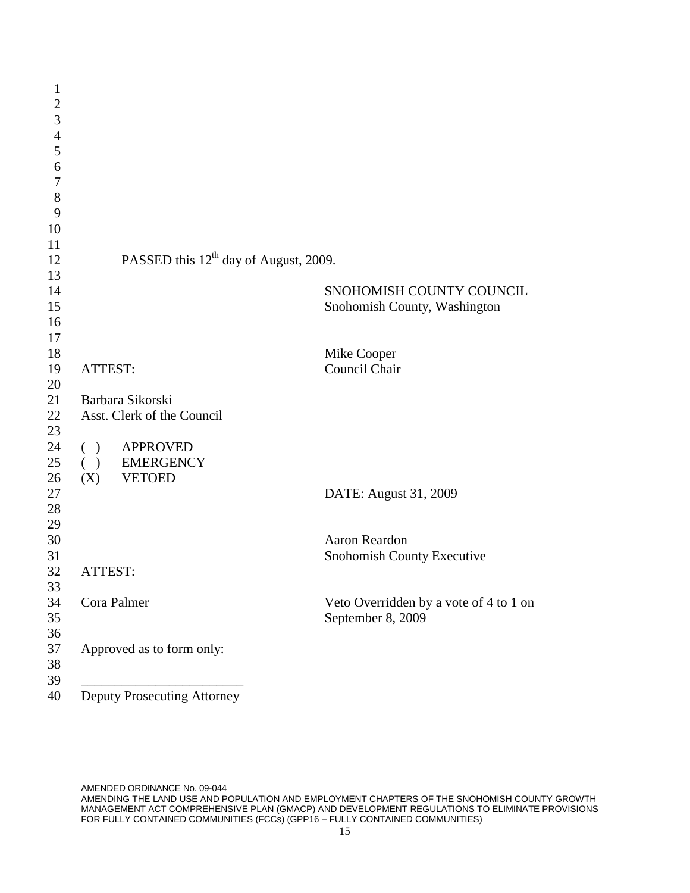PASSED this 12th day of August, 2009.

SNOHOMISH COUNTY COUNCIL
Snohomish County, Washington

Mike Cooper
Council Chair

ATTEST:

Barbara Sikorski
Asst. Clerk of the Council

( ) APPROVED
( ) EMERGENCY
(X) VETOED

DATE: August 31, 2009

Aaron Reardon
Snohomish County Executive

ATTEST:

Cora Palmer

Veto Overridden by a vote of 4 to 1 on September 8, 2009

Approved as to form only:

________________________
Deputy Prosecuting Attorney

AMENDED ORDINANCE No. 09-044
AMENDING THE LAND USE AND POPULATION AND EMPLOYMENT CHAPTERS OF THE SNOHOMISH COUNTY GROWTH MANAGEMENT ACT COMPREHENSIVE PLAN (GMACP) AND DEVELOPMENT REGULATIONS TO ELIMINATE PROVISIONS FOR FULLY CONTAINED COMMUNITIES (FCCs) (GPP16 – FULLY CONTAINED COMMUNITIES)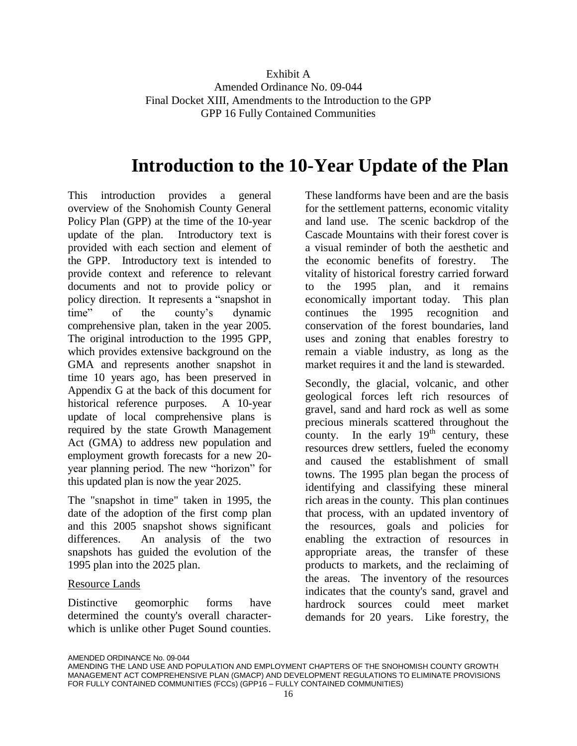Exhibit A
Amended Ordinance No. 09-044
Final Docket XIII, Amendments to the Introduction to the GPP
GPP 16 Fully Contained Communities

# Introduction to the 10-Year Update of the Plan

This introduction provides a general overview of the Snohomish County General Policy Plan (GPP) at the time of the 10-year update of the plan. Introductory text is provided with each section and element of the GPP. Introductory text is intended to provide context and reference to relevant documents and not to provide policy or policy direction. It represents a "snapshot in time" of the county's dynamic comprehensive plan, taken in the year 2005. The original introduction to the 1995 GPP, which provides extensive background on the GMA and represents another snapshot in time 10 years ago, has been preserved in Appendix G at the back of this document for historical reference purposes. A 10-year update of local comprehensive plans is required by the state Growth Management Act (GMA) to address new population and employment growth forecasts for a new 20-year planning period. The new "horizon" for this updated plan is now the year 2025.

The "snapshot in time" taken in 1995, the date of the adoption of the first comp plan and this 2005 snapshot shows significant differences. An analysis of the two snapshots has guided the evolution of the 1995 plan into the 2025 plan.

## Resource Lands

Distinctive geomorphic forms have determined the county's overall character- which is unlike other Puget Sound counties. These landforms have been and are the basis for the settlement patterns, economic vitality and land use. The scenic backdrop of the Cascade Mountains with their forest cover is a visual reminder of both the aesthetic and the economic benefits of forestry. The vitality of historical forestry carried forward to the 1995 plan, and it remains economically important today. This plan continues the 1995 recognition and conservation of the forest boundaries, land uses and zoning that enables forestry to remain a viable industry, as long as the market requires it and the land is stewarded.

Secondly, the glacial, volcanic, and other geological forces left rich resources of gravel, sand and hard rock as well as some precious minerals scattered throughout the county. In the early 19th century, these resources drew settlers, fueled the economy and caused the establishment of small towns. The 1995 plan began the process of identifying and classifying these mineral rich areas in the county. This plan continues that process, with an updated inventory of the resources, goals and policies for enabling the extraction of resources in appropriate areas, the transfer of these products to markets, and the reclaiming of the areas. The inventory of the resources indicates that the county's sand, gravel and hardrock sources could meet market demands for 20 years. Like forestry, the

AMENDED ORDINANCE No. 09-044
AMENDING THE LAND USE AND POPULATION AND EMPLOYMENT CHAPTERS OF THE SNOHOMISH COUNTY GROWTH MANAGEMENT ACT COMPREHENSIVE PLAN (GMACP) AND DEVELOPMENT REGULATIONS TO ELIMINATE PROVISIONS FOR FULLY CONTAINED COMMUNITIES (FCCs) (GPP16 – FULLY CONTAINED COMMUNITIES)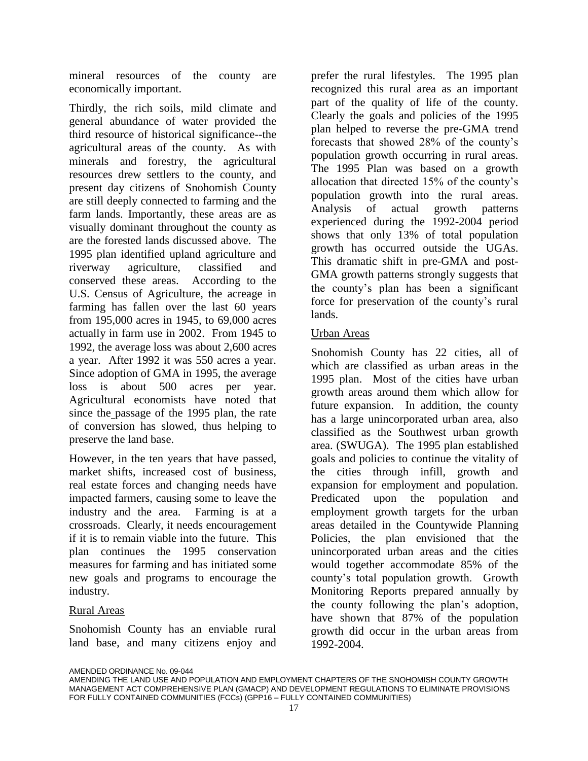mineral resources of the county are economically important.

Thirdly, the rich soils, mild climate and general abundance of water provided the third resource of historical significance--the agricultural areas of the county. As with minerals and forestry, the agricultural resources drew settlers to the county, and present day citizens of Snohomish County are still deeply connected to farming and the farm lands. Importantly, these areas are as visually dominant throughout the county as are the forested lands discussed above. The 1995 plan identified upland agriculture and riverway agriculture, classified and conserved these areas. According to the U.S. Census of Agriculture, the acreage in farming has fallen over the last 60 years from 195,000 acres in 1945, to 69,000 acres actually in farm use in 2002. From 1945 to 1992, the average loss was about 2,600 acres a year. After 1992 it was 550 acres a year. Since adoption of GMA in 1995, the average loss is about 500 acres per year. Agricultural economists have noted that since the passage of the 1995 plan, the rate of conversion has slowed, thus helping to preserve the land base.

However, in the ten years that have passed, market shifts, increased cost of business, real estate forces and changing needs have impacted farmers, causing some to leave the industry and the area. Farming is at a crossroads. Clearly, it needs encouragement if it is to remain viable into the future. This plan continues the 1995 conservation measures for farming and has initiated some new goals and programs to encourage the industry.

Rural Areas

Snohomish County has an enviable rural land base, and many citizens enjoy and prefer the rural lifestyles. The 1995 plan recognized this rural area as an important part of the quality of life of the county. Clearly the goals and policies of the 1995 plan helped to reverse the pre-GMA trend forecasts that showed 28% of the county's population growth occurring in rural areas. The 1995 Plan was based on a growth allocation that directed 15% of the county's population growth into the rural areas. Analysis of actual growth patterns experienced during the 1992-2004 period shows that only 13% of total population growth has occurred outside the UGAs. This dramatic shift in pre-GMA and post-GMA growth patterns strongly suggests that the county's plan has been a significant force for preservation of the county's rural lands.

Urban Areas

Snohomish County has 22 cities, all of which are classified as urban areas in the 1995 plan. Most of the cities have urban growth areas around them which allow for future expansion. In addition, the county has a large unincorporated urban area, also classified as the Southwest urban growth area. (SWUGA). The 1995 plan established goals and policies to continue the vitality of the cities through infill, growth and expansion for employment and population. Predicated upon the population and employment growth targets for the urban areas detailed in the Countywide Planning Policies, the plan envisioned that the unincorporated urban areas and the cities would together accommodate 85% of the county's total population growth. Growth Monitoring Reports prepared annually by the county following the plan's adoption, have shown that 87% of the population growth did occur in the urban areas from 1992-2004.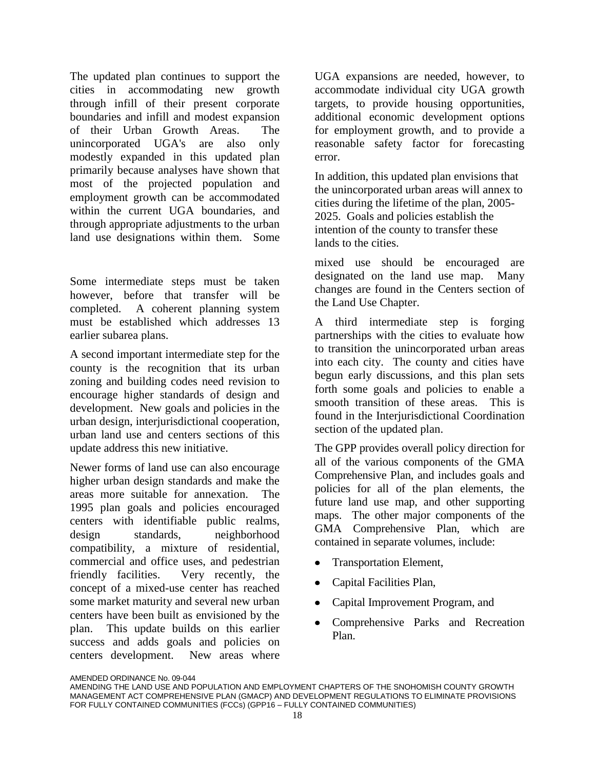The updated plan continues to support the cities in accommodating new growth through infill of their present corporate boundaries and infill and modest expansion of their Urban Growth Areas. The unincorporated UGA's are also only modestly expanded in this updated plan primarily because analyses have shown that most of the projected population and employment growth can be accommodated within the current UGA boundaries, and through appropriate adjustments to the urban land use designations within them. Some UGA expansions are needed, however, to accommodate individual city UGA growth targets, to provide housing opportunities, additional economic development options for employment growth, and to provide a reasonable safety factor for forecasting error.

In addition, this updated plan envisions that the unincorporated urban areas will annex to cities during the lifetime of the plan, 2005-2025. Goals and policies establish the intention of the county to transfer these lands to the cities.

Some intermediate steps must be taken however, before that transfer will be completed. A coherent planning system must be established which addresses 13 earlier subarea plans.

A second important intermediate step for the county is the recognition that its urban zoning and building codes need revision to encourage higher standards of design and development. New goals and policies in the urban design, interjurisdictional cooperation, urban land use and centers sections of this update address this new initiative.

Newer forms of land use can also encourage higher urban design standards and make the areas more suitable for annexation. The 1995 plan goals and policies encouraged centers with identifiable public realms, design standards, neighborhood compatibility, a mixture of residential, commercial and office uses, and pedestrian friendly facilities. Very recently, the concept of a mixed-use center has reached some market maturity and several new urban centers have been built as envisioned by the plan. This update builds on this earlier success and adds goals and policies on centers development. New areas where mixed use should be encouraged are designated on the land use map. Many changes are found in the Centers section of the Land Use Chapter.

A third intermediate step is forging partnerships with the cities to evaluate how to transition the unincorporated urban areas into each city. The county and cities have begun early discussions, and this plan sets forth some goals and policies to enable a smooth transition of these areas. This is found in the Interjurisdictional Coordination section of the updated plan.

The GPP provides overall policy direction for all of the various components of the GMA Comprehensive Plan, and includes goals and policies for all of the plan elements, the future land use map, and other supporting maps. The other major components of the GMA Comprehensive Plan, which are contained in separate volumes, include:

- Transportation Element,
- Capital Facilities Plan,
- Capital Improvement Program, and
- Comprehensive Parks and Recreation Plan.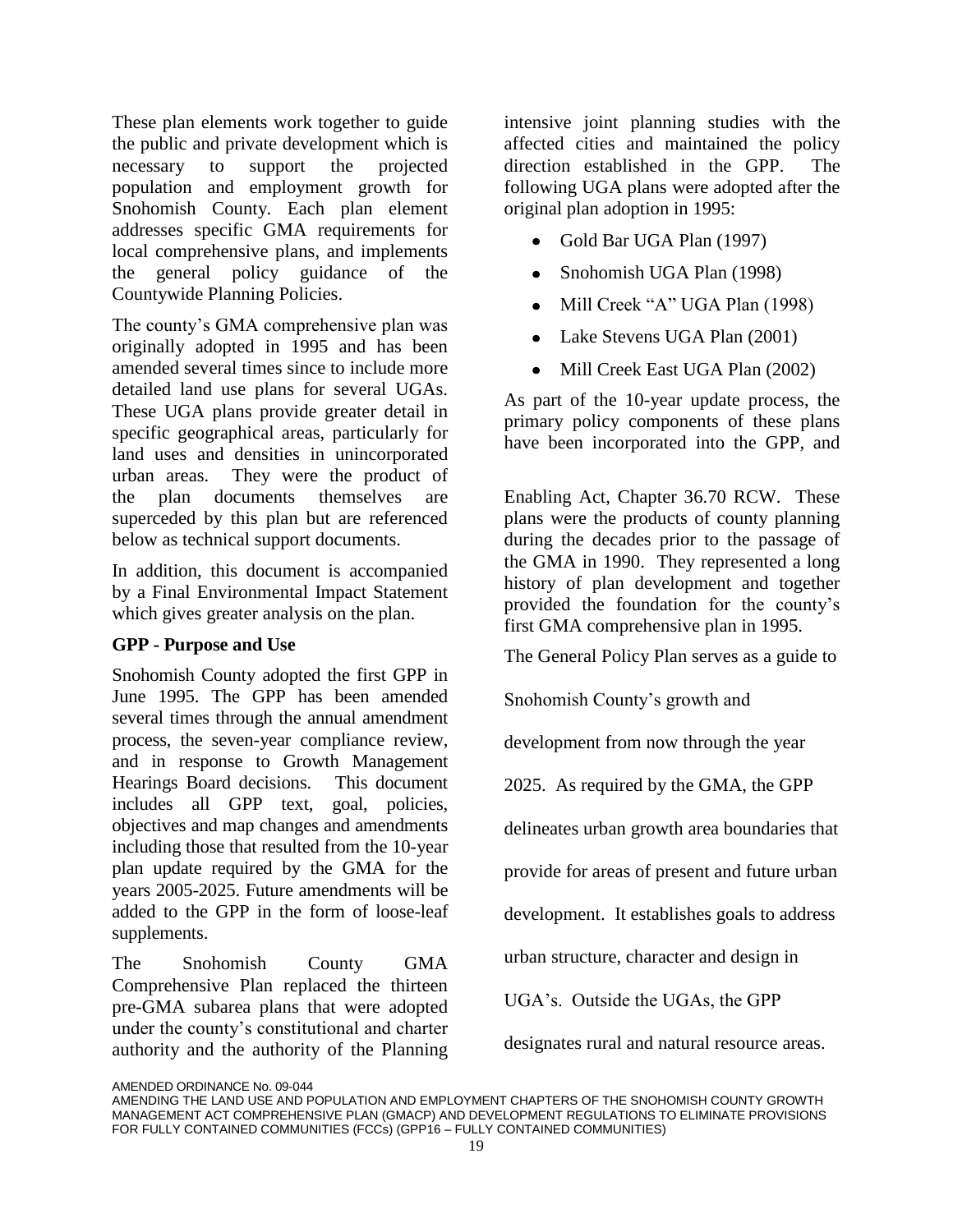These plan elements work together to guide the public and private development which is necessary to support the projected population and employment growth for Snohomish County. Each plan element addresses specific GMA requirements for local comprehensive plans, and implements the general policy guidance of the Countywide Planning Policies.

The county's GMA comprehensive plan was originally adopted in 1995 and has been amended several times since to include more detailed land use plans for several UGAs. These UGA plans provide greater detail in specific geographical areas, particularly for land uses and densities in unincorporated urban areas. They were the product of the plan documents themselves are superceded by this plan but are referenced below as technical support documents.

In addition, this document is accompanied by a Final Environmental Impact Statement which gives greater analysis on the plan.

**GPP - Purpose and Use**

Snohomish County adopted the first GPP in June 1995. The GPP has been amended several times through the annual amendment process, the seven-year compliance review, and in response to Growth Management Hearings Board decisions. This document includes all GPP text, goal, policies, objectives and map changes and amendments including those that resulted from the 10-year plan update required by the GMA for the years 2005-2025. Future amendments will be added to the GPP in the form of loose-leaf supplements.

The Snohomish County GMA Comprehensive Plan replaced the thirteen pre-GMA subarea plans that were adopted under the county's constitutional and charter authority and the authority of the Planning

intensive joint planning studies with the affected cities and maintained the policy direction established in the GPP. The following UGA plans were adopted after the original plan adoption in 1995:

- Gold Bar UGA Plan (1997)
- Snohomish UGA Plan (1998)
- Mill Creek "A" UGA Plan (1998)
- Lake Stevens UGA Plan (2001)
- Mill Creek East UGA Plan (2002)

As part of the 10-year update process, the primary policy components of these plans have been incorporated into the GPP, and

Enabling Act, Chapter 36.70 RCW. These plans were the products of county planning during the decades prior to the passage of the GMA in 1990. They represented a long history of plan development and together provided the foundation for the county's first GMA comprehensive plan in 1995.

The General Policy Plan serves as a guide to Snohomish County's growth and development from now through the year 2025. As required by the GMA, the GPP delineates urban growth area boundaries that provide for areas of present and future urban development. It establishes goals to address urban structure, character and design in UGA's. Outside the UGAs, the GPP designates rural and natural resource areas.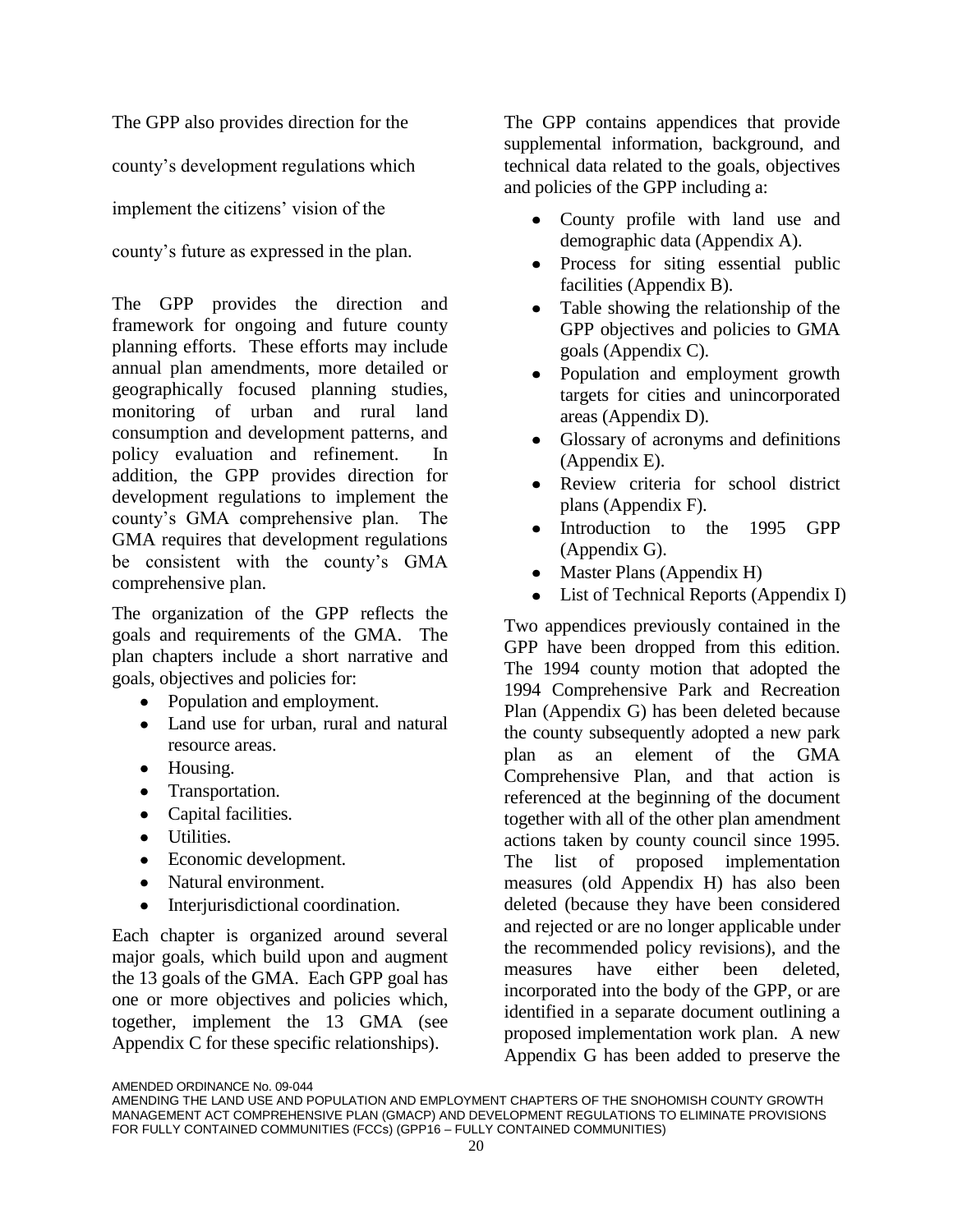The GPP also provides direction for the county's development regulations which implement the citizens' vision of the county's future as expressed in the plan.

The GPP provides the direction and framework for ongoing and future county planning efforts. These efforts may include annual plan amendments, more detailed or geographically focused planning studies, monitoring of urban and rural land consumption and development patterns, and policy evaluation and refinement. In addition, the GPP provides direction for development regulations to implement the county's GMA comprehensive plan. The GMA requires that development regulations be consistent with the county's GMA comprehensive plan.

The organization of the GPP reflects the goals and requirements of the GMA. The plan chapters include a short narrative and goals, objectives and policies for:

- Population and employment.
- Land use for urban, rural and natural resource areas.
- Housing.
- Transportation.
- Capital facilities.
- Utilities.
- Economic development.
- Natural environment.
- Interjurisdictional coordination.

Each chapter is organized around several major goals, which build upon and augment the 13 goals of the GMA. Each GPP goal has one or more objectives and policies which, together, implement the 13 GMA (see Appendix C for these specific relationships).

The GPP contains appendices that provide supplemental information, background, and technical data related to the goals, objectives and policies of the GPP including a:

- County profile with land use and demographic data (Appendix A).
- Process for siting essential public facilities (Appendix B).
- Table showing the relationship of the GPP objectives and policies to GMA goals (Appendix C).
- Population and employment growth targets for cities and unincorporated areas (Appendix D).
- Glossary of acronyms and definitions (Appendix E).
- Review criteria for school district plans (Appendix F).
- Introduction to the 1995 GPP (Appendix G).
- Master Plans (Appendix H)
- List of Technical Reports (Appendix I)

Two appendices previously contained in the GPP have been dropped from this edition. The 1994 county motion that adopted the 1994 Comprehensive Park and Recreation Plan (Appendix G) has been deleted because the county subsequently adopted a new park plan as an element of the GMA Comprehensive Plan, and that action is referenced at the beginning of the document together with all of the other plan amendment actions taken by county council since 1995. The list of proposed implementation measures (old Appendix H) has also been deleted (because they have been considered and rejected or are no longer applicable under the recommended policy revisions), and the measures have either been deleted, incorporated into the body of the GPP, or are identified in a separate document outlining a proposed implementation work plan. A new Appendix G has been added to preserve the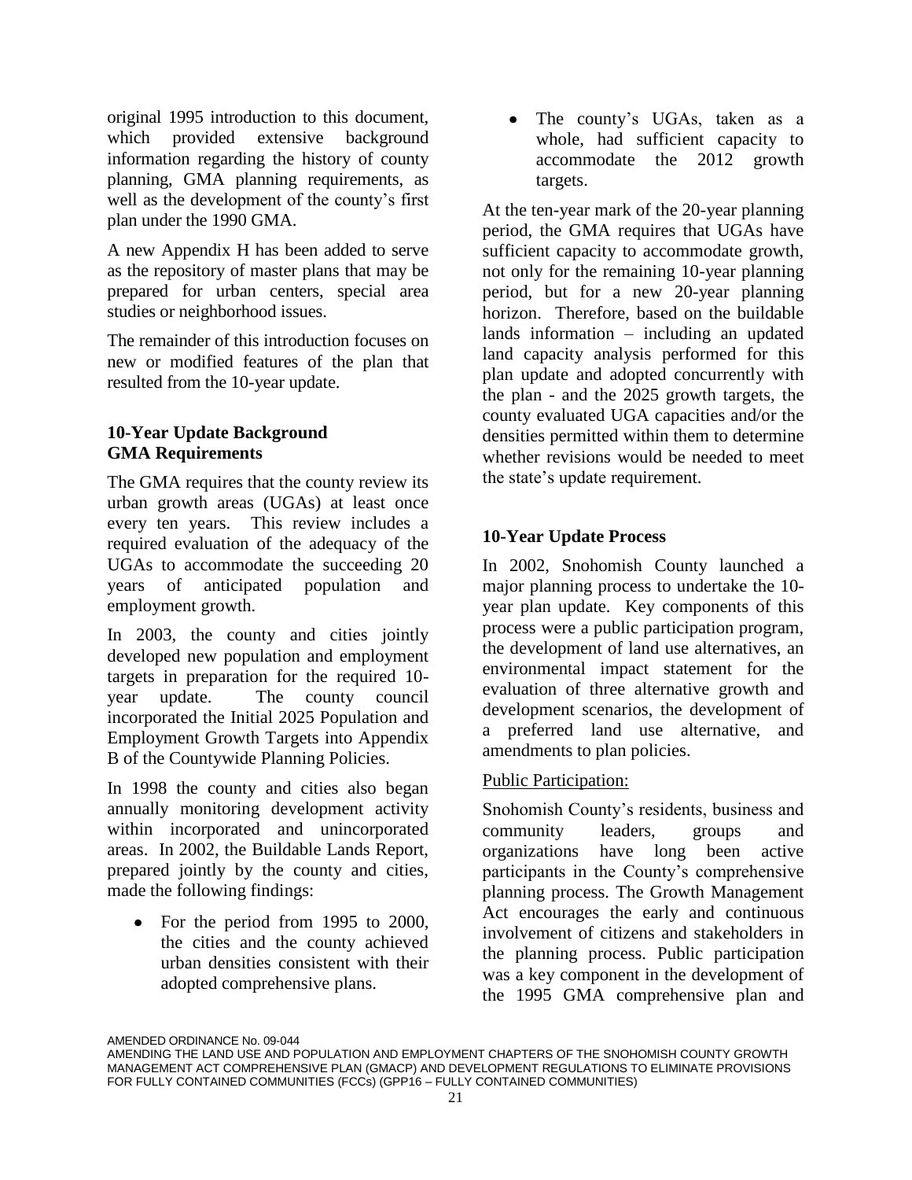original 1995 introduction to this document, which provided extensive background information regarding the history of county planning, GMA planning requirements, as well as the development of the county's first plan under the 1990 GMA.

A new Appendix H has been added to serve as the repository of master plans that may be prepared for urban centers, special area studies or neighborhood issues.

The remainder of this introduction focuses on new or modified features of the plan that resulted from the 10-year update.

### 10-Year Update Background
### GMA Requirements

The GMA requires that the county review its urban growth areas (UGAs) at least once every ten years. This review includes a required evaluation of the adequacy of the UGAs to accommodate the succeeding 20 years of anticipated population and employment growth.

In 2003, the county and cities jointly developed new population and employment targets in preparation for the required 10-year update. The county council incorporated the Initial 2025 Population and Employment Growth Targets into Appendix B of the Countywide Planning Policies.

In 1998 the county and cities also began annually monitoring development activity within incorporated and unincorporated areas. In 2002, the Buildable Lands Report, prepared jointly by the county and cities, made the following findings:

- For the period from 1995 to 2000, the cities and the county achieved urban densities consistent with their adopted comprehensive plans.
- The county's UGAs, taken as a whole, had sufficient capacity to accommodate the 2012 growth targets.

At the ten-year mark of the 20-year planning period, the GMA requires that UGAs have sufficient capacity to accommodate growth, not only for the remaining 10-year planning period, but for a new 20-year planning horizon. Therefore, based on the buildable lands information – including an updated land capacity analysis performed for this plan update and adopted concurrently with the plan - and the 2025 growth targets, the county evaluated UGA capacities and/or the densities permitted within them to determine whether revisions would be needed to meet the state's update requirement.

### 10-Year Update Process

In 2002, Snohomish County launched a major planning process to undertake the 10-year plan update. Key components of this process were a public participation program, the development of land use alternatives, an environmental impact statement for the evaluation of three alternative growth and development scenarios, the development of a preferred land use alternative, and amendments to plan policies.

Public Participation:

Snohomish County's residents, business and community leaders, groups and organizations have long been active participants in the County's comprehensive planning process. The Growth Management Act encourages the early and continuous involvement of citizens and stakeholders in the planning process. Public participation was a key component in the development of the 1995 GMA comprehensive plan and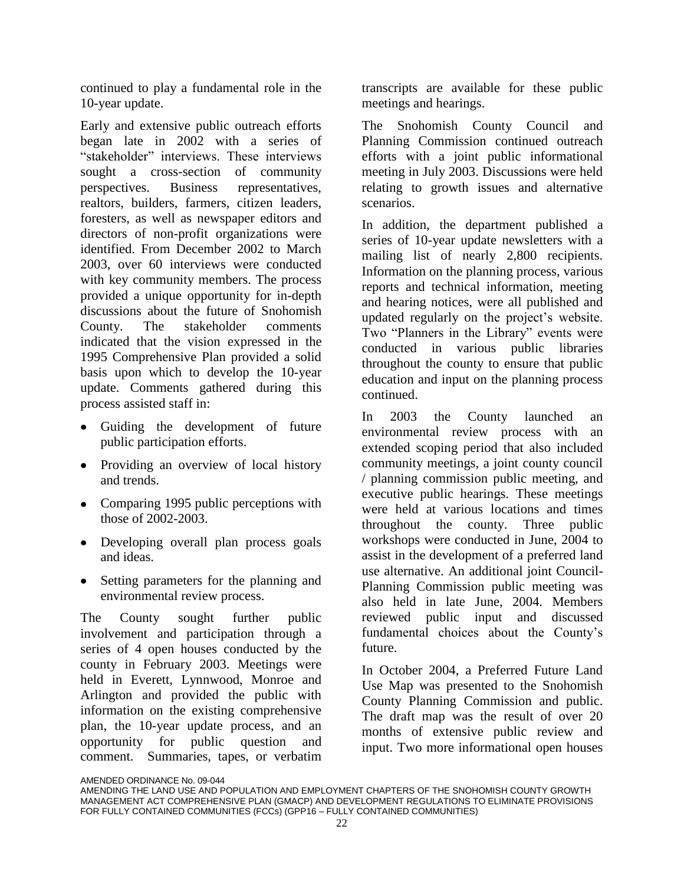continued to play a fundamental role in the 10-year update.

Early and extensive public outreach efforts began late in 2002 with a series of "stakeholder" interviews. These interviews sought a cross-section of community perspectives. Business representatives, realtors, builders, farmers, citizen leaders, foresters, as well as newspaper editors and directors of non-profit organizations were identified. From December 2002 to March 2003, over 60 interviews were conducted with key community members. The process provided a unique opportunity for in-depth discussions about the future of Snohomish County. The stakeholder comments indicated that the vision expressed in the 1995 Comprehensive Plan provided a solid basis upon which to develop the 10-year update. Comments gathered during this process assisted staff in:

- Guiding the development of future public participation efforts.
- Providing an overview of local history and trends.
- Comparing 1995 public perceptions with those of 2002-2003.
- Developing overall plan process goals and ideas.
- Setting parameters for the planning and environmental review process.

The County sought further public involvement and participation through a series of 4 open houses conducted by the county in February 2003. Meetings were held in Everett, Lynnwood, Monroe and Arlington and provided the public with information on the existing comprehensive plan, the 10-year update process, and an opportunity for public question and comment. Summaries, tapes, or verbatim transcripts are available for these public meetings and hearings.

The Snohomish County Council and Planning Commission continued outreach efforts with a joint public informational meeting in July 2003. Discussions were held relating to growth issues and alternative scenarios.

In addition, the department published a series of 10-year update newsletters with a mailing list of nearly 2,800 recipients. Information on the planning process, various reports and technical information, meeting and hearing notices, were all published and updated regularly on the project's website. Two "Planners in the Library" events were conducted in various public libraries throughout the county to ensure that public education and input on the planning process continued.

In 2003 the County launched an environmental review process with an extended scoping period that also included community meetings, a joint county council / planning commission public meeting, and executive public hearings. These meetings were held at various locations and times throughout the county. Three public workshops were conducted in June, 2004 to assist in the development of a preferred land use alternative. An additional joint Council-Planning Commission public meeting was also held in late June, 2004. Members reviewed public input and discussed fundamental choices about the County's future.

In October 2004, a Preferred Future Land Use Map was presented to the Snohomish County Planning Commission and public. The draft map was the result of over 20 months of extensive public review and input. Two more informational open houses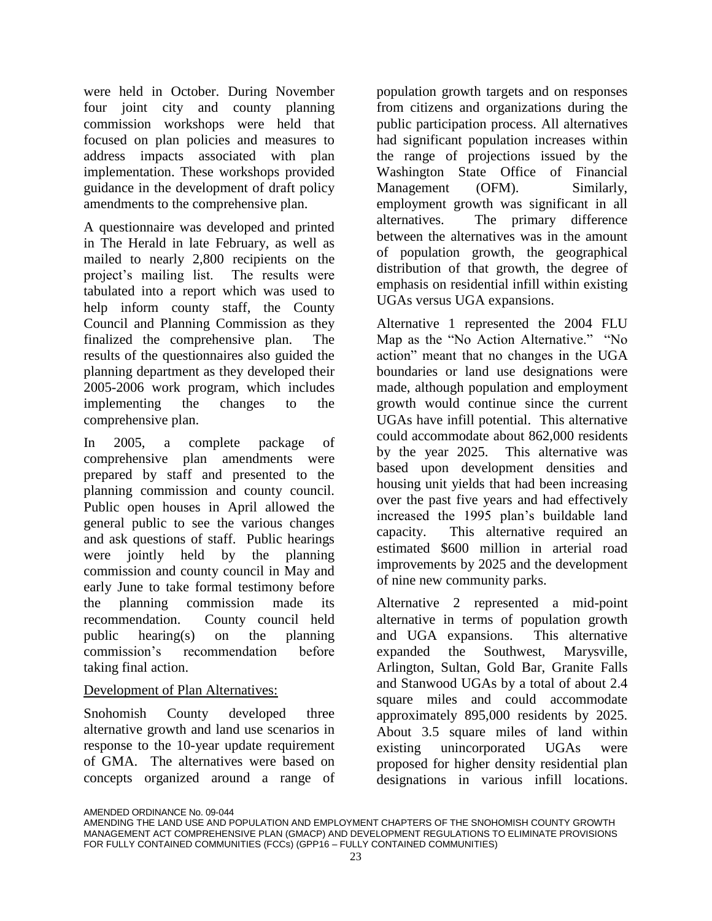were held in October. During November four joint city and county planning commission workshops were held that focused on plan policies and measures to address impacts associated with plan implementation. These workshops provided guidance in the development of draft policy amendments to the comprehensive plan.

A questionnaire was developed and printed in The Herald in late February, as well as mailed to nearly 2,800 recipients on the project's mailing list. The results were tabulated into a report which was used to help inform county staff, the County Council and Planning Commission as they finalized the comprehensive plan. The results of the questionnaires also guided the planning department as they developed their 2005-2006 work program, which includes implementing the changes to the comprehensive plan.

In 2005, a complete package of comprehensive plan amendments were prepared by staff and presented to the planning commission and county council. Public open houses in April allowed the general public to see the various changes and ask questions of staff. Public hearings were jointly held by the planning commission and county council in May and early June to take formal testimony before the planning commission made its recommendation. County council held public hearing(s) on the planning commission's recommendation before taking final action.

Development of Plan Alternatives:

Snohomish County developed three alternative growth and land use scenarios in response to the 10-year update requirement of GMA. The alternatives were based on concepts organized around a range of population growth targets and on responses from citizens and organizations during the public participation process. All alternatives had significant population increases within the range of projections issued by the Washington State Office of Financial Management (OFM). Similarly, employment growth was significant in all alternatives. The primary difference between the alternatives was in the amount of population growth, the geographical distribution of that growth, the degree of emphasis on residential infill within existing UGAs versus UGA expansions.

Alternative 1 represented the 2004 FLU Map as the "No Action Alternative." "No action" meant that no changes in the UGA boundaries or land use designations were made, although population and employment growth would continue since the current UGAs have infill potential. This alternative could accommodate about 862,000 residents by the year 2025. This alternative was based upon development densities and housing unit yields that had been increasing over the past five years and had effectively increased the 1995 plan's buildable land capacity. This alternative required an estimated $600 million in arterial road improvements by 2025 and the development of nine new community parks.

Alternative 2 represented a mid-point alternative in terms of population growth and UGA expansions. This alternative expanded the Southwest, Marysville, Arlington, Sultan, Gold Bar, Granite Falls and Stanwood UGAs by a total of about 2.4 square miles and could accommodate approximately 895,000 residents by 2025. About 3.5 square miles of land within existing unincorporated UGAs were proposed for higher density residential plan designations in various infill locations.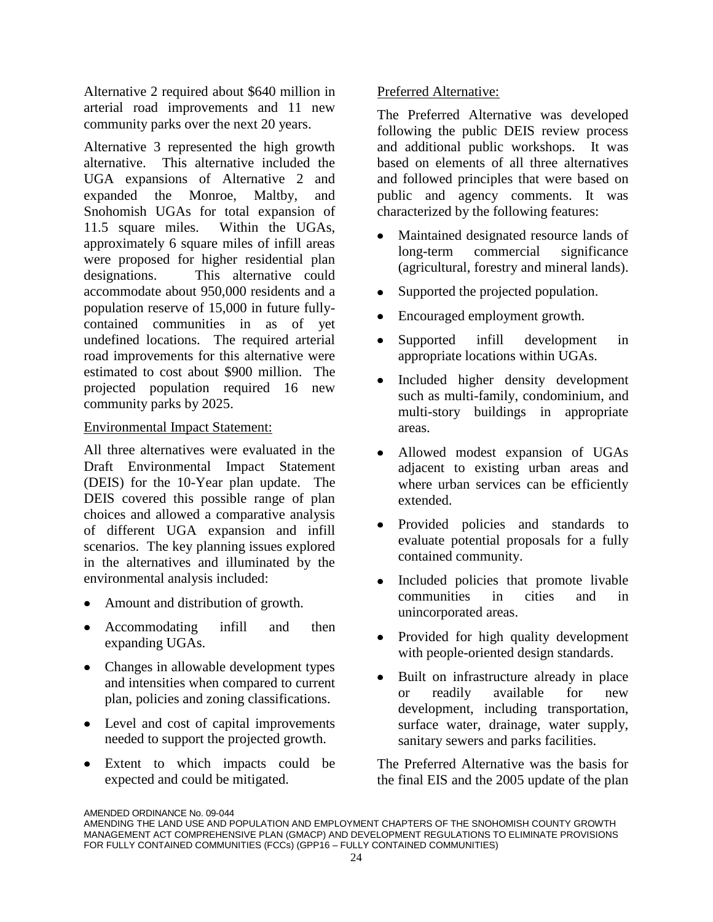Alternative 2 required about $640 million in arterial road improvements and 11 new community parks over the next 20 years.

Alternative 3 represented the high growth alternative. This alternative included the UGA expansions of Alternative 2 and expanded the Monroe, Maltby, and Snohomish UGAs for total expansion of 11.5 square miles. Within the UGAs, approximately 6 square miles of infill areas were proposed for higher residential plan designations. This alternative could accommodate about 950,000 residents and a population reserve of 15,000 in future fully-contained communities in as of yet undefined locations. The required arterial road improvements for this alternative were estimated to cost about $900 million. The projected population required 16 new community parks by 2025.

Environmental Impact Statement:

All three alternatives were evaluated in the Draft Environmental Impact Statement (DEIS) for the 10-Year plan update. The DEIS covered this possible range of plan choices and allowed a comparative analysis of different UGA expansion and infill scenarios. The key planning issues explored in the alternatives and illuminated by the environmental analysis included:

- Amount and distribution of growth.
- Accommodating infill and then expanding UGAs.
- Changes in allowable development types and intensities when compared to current plan, policies and zoning classifications.
- Level and cost of capital improvements needed to support the projected growth.
- Extent to which impacts could be expected and could be mitigated.

Preferred Alternative:

The Preferred Alternative was developed following the public DEIS review process and additional public workshops. It was based on elements of all three alternatives and followed principles that were based on public and agency comments. It was characterized by the following features:

- Maintained designated resource lands of long-term commercial significance (agricultural, forestry and mineral lands).
- Supported the projected population.
- Encouraged employment growth.
- Supported infill development in appropriate locations within UGAs.
- Included higher density development such as multi-family, condominium, and multi-story buildings in appropriate areas.
- Allowed modest expansion of UGAs adjacent to existing urban areas and where urban services can be efficiently extended.
- Provided policies and standards to evaluate potential proposals for a fully contained community.
- Included policies that promote livable communities in cities and in unincorporated areas.
- Provided for high quality development with people-oriented design standards.
- Built on infrastructure already in place or readily available for new development, including transportation, surface water, drainage, water supply, sanitary sewers and parks facilities.

The Preferred Alternative was the basis for the final EIS and the 2005 update of the plan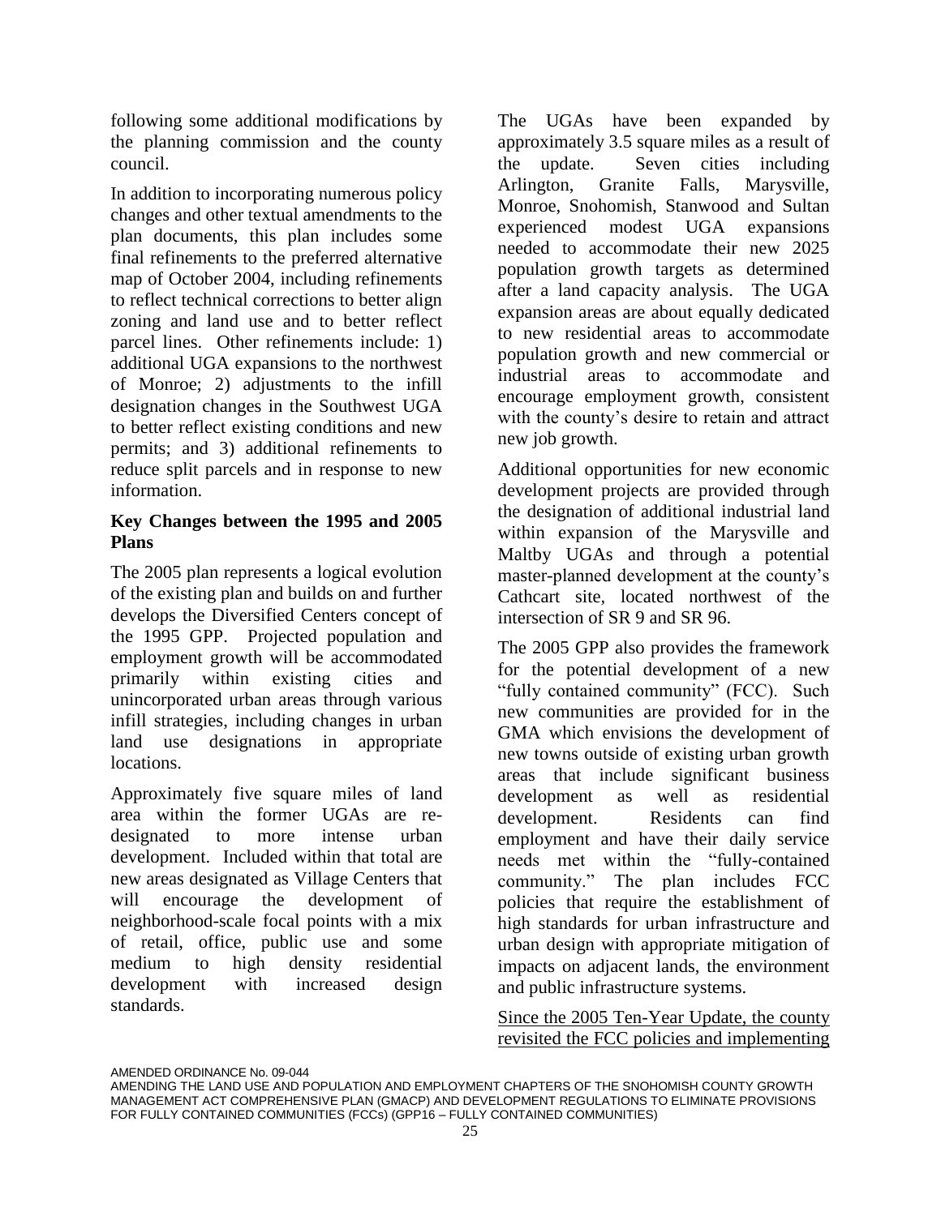following some additional modifications by the planning commission and the county council.

In addition to incorporating numerous policy changes and other textual amendments to the plan documents, this plan includes some final refinements to the preferred alternative map of October 2004, including refinements to reflect technical corrections to better align zoning and land use and to better reflect parcel lines. Other refinements include: 1) additional UGA expansions to the northwest of Monroe; 2) adjustments to the infill designation changes in the Southwest UGA to better reflect existing conditions and new permits; and 3) additional refinements to reduce split parcels and in response to new information.

**Key Changes between the 1995 and 2005 Plans**

The 2005 plan represents a logical evolution of the existing plan and builds on and further develops the Diversified Centers concept of the 1995 GPP. Projected population and employment growth will be accommodated primarily within existing cities and unincorporated urban areas through various infill strategies, including changes in urban land use designations in appropriate locations.

Approximately five square miles of land area within the former UGAs are re-designated to more intense urban development. Included within that total are new areas designated as Village Centers that will encourage the development of neighborhood-scale focal points with a mix of retail, office, public use and some medium to high density residential development with increased design standards.

The UGAs have been expanded by approximately 3.5 square miles as a result of the update. Seven cities including Arlington, Granite Falls, Marysville, Monroe, Snohomish, Stanwood and Sultan experienced modest UGA expansions needed to accommodate their new 2025 population growth targets as determined after a land capacity analysis. The UGA expansion areas are about equally dedicated to new residential areas to accommodate population growth and new commercial or industrial areas to accommodate and encourage employment growth, consistent with the county's desire to retain and attract new job growth.

Additional opportunities for new economic development projects are provided through the designation of additional industrial land within expansion of the Marysville and Maltby UGAs and through a potential master-planned development at the county's Cathcart site, located northwest of the intersection of SR 9 and SR 96.

The 2005 GPP also provides the framework for the potential development of a new "fully contained community" (FCC). Such new communities are provided for in the GMA which envisions the development of new towns outside of existing urban growth areas that include significant business development as well as residential development. Residents can find employment and have their daily service needs met within the "fully-contained community." The plan includes FCC policies that require the establishment of high standards for urban infrastructure and urban design with appropriate mitigation of impacts on adjacent lands, the environment and public infrastructure systems.

<u>Since the 2005 Ten-Year Update, the county revisited the FCC policies and implementing</u>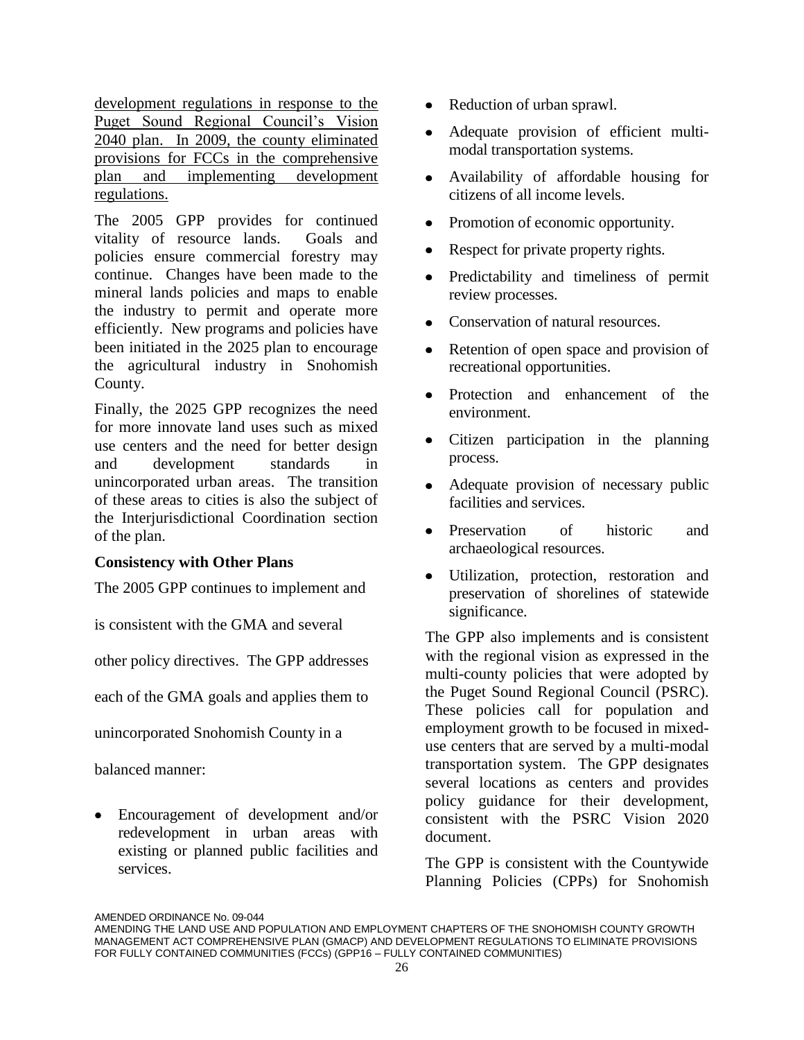development regulations in response to the Puget Sound Regional Council's Vision 2040 plan. In 2009, the county eliminated provisions for FCCs in the comprehensive plan and implementing development regulations.

The 2005 GPP provides for continued vitality of resource lands. Goals and policies ensure commercial forestry may continue. Changes have been made to the mineral lands policies and maps to enable the industry to permit and operate more efficiently. New programs and policies have been initiated in the 2025 plan to encourage the agricultural industry in Snohomish County.

Finally, the 2025 GPP recognizes the need for more innovate land uses such as mixed use centers and the need for better design and development standards in unincorporated urban areas. The transition of these areas to cities is also the subject of the Interjurisdictional Coordination section of the plan.

**Consistency with Other Plans**

The 2005 GPP continues to implement and is consistent with the GMA and several other policy directives. The GPP addresses each of the GMA goals and applies them to unincorporated Snohomish County in a balanced manner:

- Encouragement of development and/or redevelopment in urban areas with existing or planned public facilities and services.
- Reduction of urban sprawl.
- Adequate provision of efficient multi-modal transportation systems.
- Availability of affordable housing for citizens of all income levels.
- Promotion of economic opportunity.
- Respect for private property rights.
- Predictability and timeliness of permit review processes.
- Conservation of natural resources.
- Retention of open space and provision of recreational opportunities.
- Protection and enhancement of the environment.
- Citizen participation in the planning process.
- Adequate provision of necessary public facilities and services.
- Preservation of historic and archaeological resources.
- Utilization, protection, restoration and preservation of shorelines of statewide significance.

The GPP also implements and is consistent with the regional vision as expressed in the multi-county policies that were adopted by the Puget Sound Regional Council (PSRC). These policies call for population and employment growth to be focused in mixed-use centers that are served by a multi-modal transportation system. The GPP designates several locations as centers and provides policy guidance for their development, consistent with the PSRC Vision 2020 document.

The GPP is consistent with the Countywide Planning Policies (CPPs) for Snohomish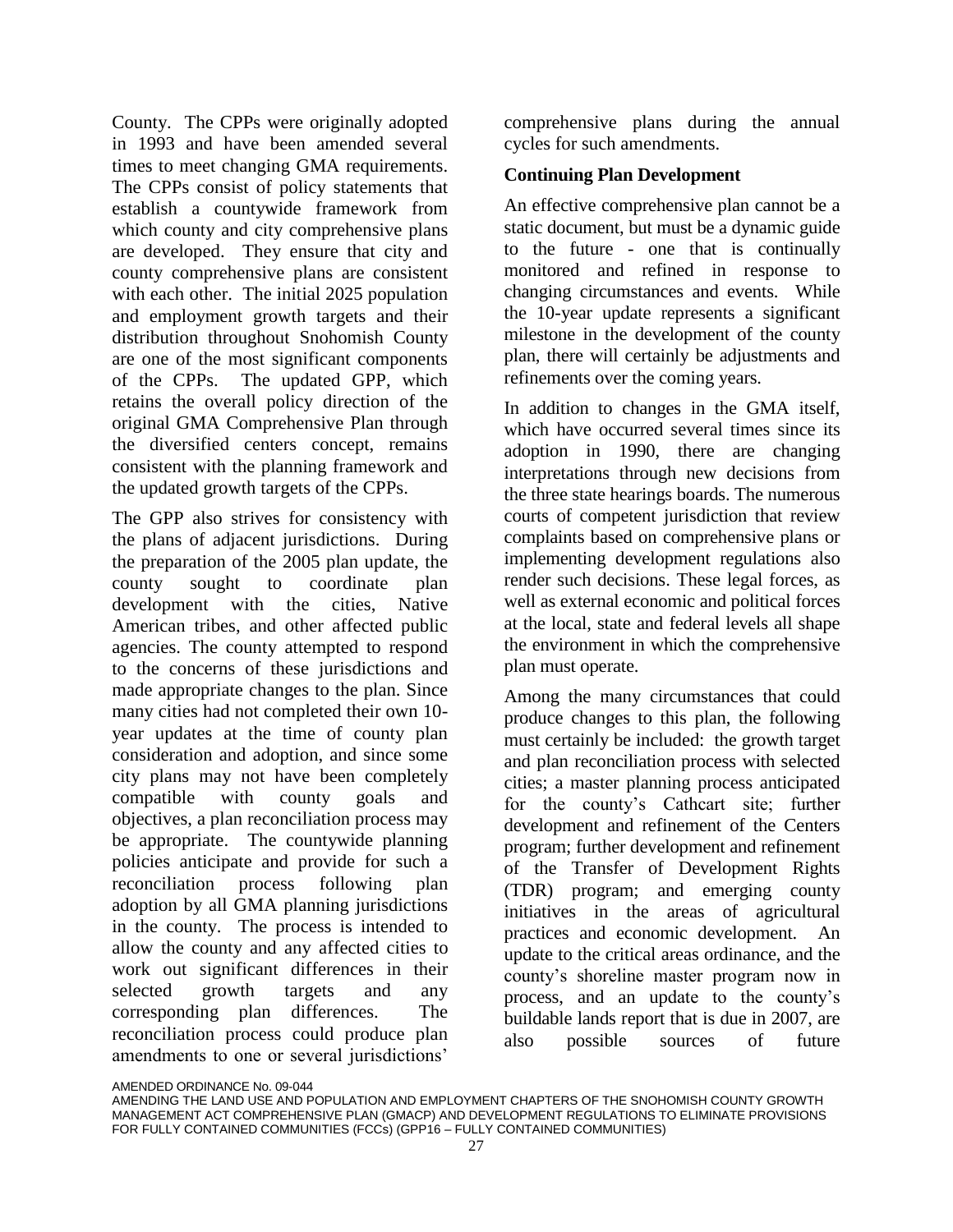County. The CPPs were originally adopted in 1993 and have been amended several times to meet changing GMA requirements. The CPPs consist of policy statements that establish a countywide framework from which county and city comprehensive plans are developed. They ensure that city and county comprehensive plans are consistent with each other. The initial 2025 population and employment growth targets and their distribution throughout Snohomish County are one of the most significant components of the CPPs. The updated GPP, which retains the overall policy direction of the original GMA Comprehensive Plan through the diversified centers concept, remains consistent with the planning framework and the updated growth targets of the CPPs.

The GPP also strives for consistency with the plans of adjacent jurisdictions. During the preparation of the 2005 plan update, the county sought to coordinate plan development with the cities, Native American tribes, and other affected public agencies. The county attempted to respond to the concerns of these jurisdictions and made appropriate changes to the plan. Since many cities had not completed their own 10-year updates at the time of county plan consideration and adoption, and since some city plans may not have been completely compatible with county goals and objectives, a plan reconciliation process may be appropriate. The countywide planning policies anticipate and provide for such a reconciliation process following plan adoption by all GMA planning jurisdictions in the county. The process is intended to allow the county and any affected cities to work out significant differences in their selected growth targets and any corresponding plan differences. The reconciliation process could produce plan amendments to one or several jurisdictions' comprehensive plans during the annual cycles for such amendments.

**Continuing Plan Development**

An effective comprehensive plan cannot be a static document, but must be a dynamic guide to the future - one that is continually monitored and refined in response to changing circumstances and events. While the 10-year update represents a significant milestone in the development of the county plan, there will certainly be adjustments and refinements over the coming years.

In addition to changes in the GMA itself, which have occurred several times since its adoption in 1990, there are changing interpretations through new decisions from the three state hearings boards. The numerous courts of competent jurisdiction that review complaints based on comprehensive plans or implementing development regulations also render such decisions. These legal forces, as well as external economic and political forces at the local, state and federal levels all shape the environment in which the comprehensive plan must operate.

Among the many circumstances that could produce changes to this plan, the following must certainly be included: the growth target and plan reconciliation process with selected cities; a master planning process anticipated for the county's Cathcart site; further development and refinement of the Centers program; further development and refinement of the Transfer of Development Rights (TDR) program; and emerging county initiatives in the areas of agricultural practices and economic development. An update to the critical areas ordinance, and the county's shoreline master program now in process, and an update to the county's buildable lands report that is due in 2007, are also possible sources of future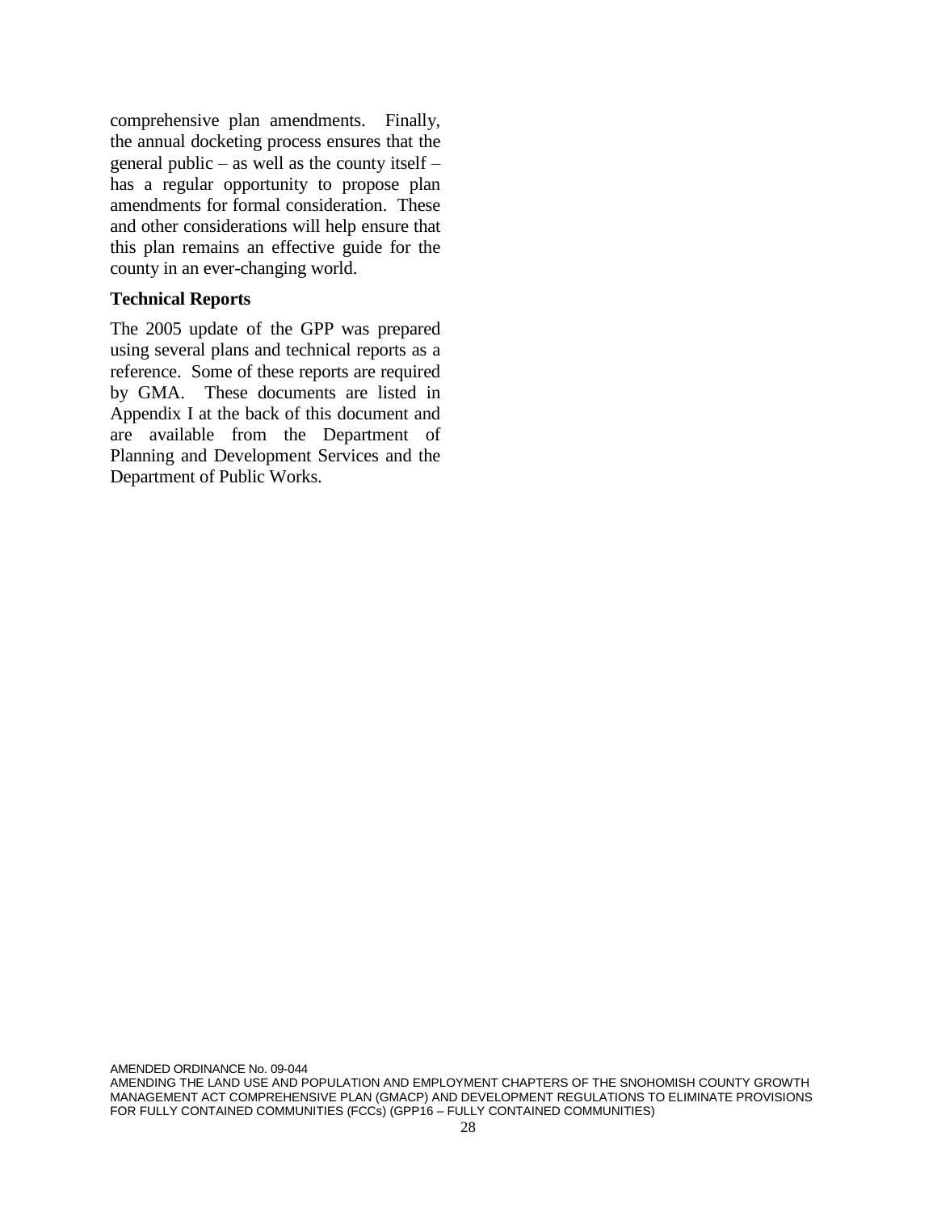comprehensive plan amendments. Finally, the annual docketing process ensures that the general public – as well as the county itself – has a regular opportunity to propose plan amendments for formal consideration. These and other considerations will help ensure that this plan remains an effective guide for the county in an ever-changing world.

**Technical Reports**

The 2005 update of the GPP was prepared using several plans and technical reports as a reference. Some of these reports are required by GMA. These documents are listed in Appendix I at the back of this document and are available from the Department of Planning and Development Services and the Department of Public Works.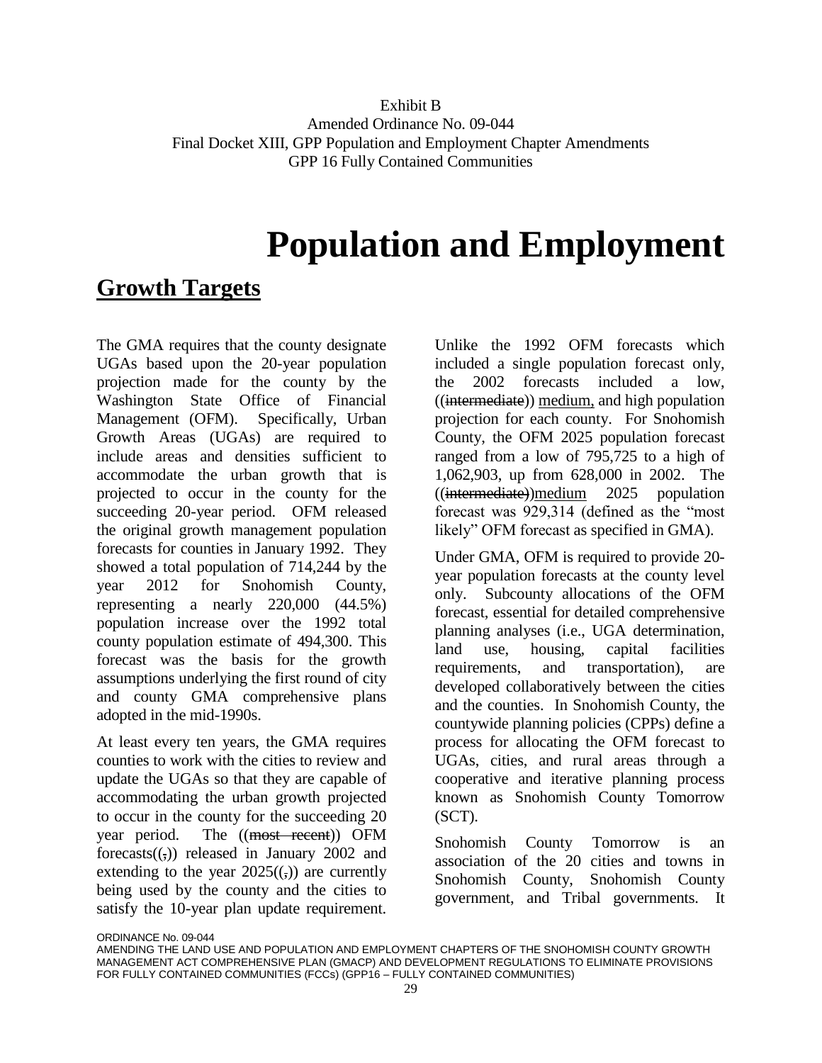Exhibit B
Amended Ordinance No. 09-044
Final Docket XIII, GPP Population and Employment Chapter Amendments
GPP 16 Fully Contained Communities

# Population and Employment

## Growth Targets

The GMA requires that the county designate UGAs based upon the 20-year population projection made for the county by the Washington State Office of Financial Management (OFM). Specifically, Urban Growth Areas (UGAs) are required to include areas and densities sufficient to accommodate the urban growth that is projected to occur in the county for the succeeding 20-year period. OFM released the original growth management population forecasts for counties in January 1992. They showed a total population of 714,244 by the year 2012 for Snohomish County, representing a nearly 220,000 (44.5%) population increase over the 1992 total county population estimate of 494,300. This forecast was the basis for the growth assumptions underlying the first round of city and county GMA comprehensive plans adopted in the mid-1990s.

At least every ten years, the GMA requires counties to work with the cities to review and update the UGAs so that they are capable of accommodating the urban growth projected to occur in the county for the succeeding 20 year period. The ((~~most recent~~)) OFM forecasts((~~,~~)) released in January 2002 and extending to the year 2025((~~,~~)) are currently being used by the county and the cities to satisfy the 10-year plan update requirement. Unlike the 1992 OFM forecasts which included a single population forecast only, the 2002 forecasts included a low, ((~~intermediate~~)) medium, and high population projection for each county. For Snohomish County, the OFM 2025 population forecast ranged from a low of 795,725 to a high of 1,062,903, up from 628,000 in 2002. The ((~~intermediate~~))medium 2025 population forecast was 929,314 (defined as the "most likely" OFM forecast as specified in GMA).

Under GMA, OFM is required to provide 20-year population forecasts at the county level only. Subcounty allocations of the OFM forecast, essential for detailed comprehensive planning analyses (i.e., UGA determination, land use, housing, capital facilities requirements, and transportation), are developed collaboratively between the cities and the counties. In Snohomish County, the countywide planning policies (CPPs) define a process for allocating the OFM forecast to UGAs, cities, and rural areas through a cooperative and iterative planning process known as Snohomish County Tomorrow (SCT).

Snohomish County Tomorrow is an association of the 20 cities and towns in Snohomish County, Snohomish County government, and Tribal governments. It

ORDINANCE No. 09-044
AMENDING THE LAND USE AND POPULATION AND EMPLOYMENT CHAPTERS OF THE SNOHOMISH COUNTY GROWTH MANAGEMENT ACT COMPREHENSIVE PLAN (GMACP) AND DEVELOPMENT REGULATIONS TO ELIMINATE PROVISIONS FOR FULLY CONTAINED COMMUNITIES (FCCs) (GPP16 – FULLY CONTAINED COMMUNITIES)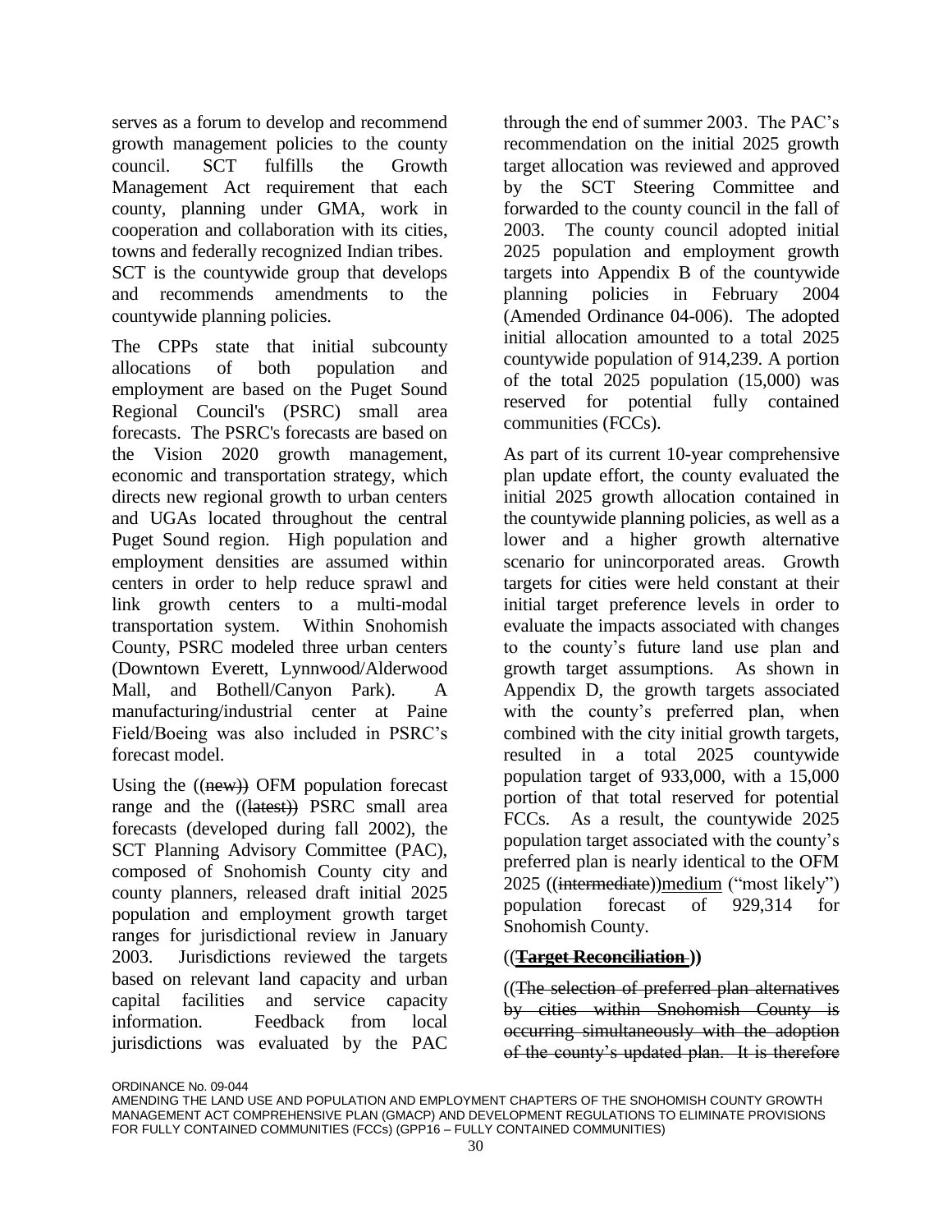serves as a forum to develop and recommend growth management policies to the county council. SCT fulfills the Growth Management Act requirement that each county, planning under GMA, work in cooperation and collaboration with its cities, towns and federally recognized Indian tribes. SCT is the countywide group that develops and recommends amendments to the countywide planning policies.

The CPPs state that initial subcounty allocations of both population and employment are based on the Puget Sound Regional Council's (PSRC) small area forecasts. The PSRC's forecasts are based on the Vision 2020 growth management, economic and transportation strategy, which directs new regional growth to urban centers and UGAs located throughout the central Puget Sound region. High population and employment densities are assumed within centers in order to help reduce sprawl and link growth centers to a multi-modal transportation system. Within Snohomish County, PSRC modeled three urban centers (Downtown Everett, Lynnwood/Alderwood Mall, and Bothell/Canyon Park). A manufacturing/industrial center at Paine Field/Boeing was also included in PSRC's forecast model.

Using the ((~~new~~)) OFM population forecast range and the ((~~latest~~)) PSRC small area forecasts (developed during fall 2002), the SCT Planning Advisory Committee (PAC), composed of Snohomish County city and county planners, released draft initial 2025 population and employment growth target ranges for jurisdictional review in January 2003. Jurisdictions reviewed the targets based on relevant land capacity and urban capital facilities and service capacity information. Feedback from local jurisdictions was evaluated by the PAC through the end of summer 2003. The PAC's recommendation on the initial 2025 growth target allocation was reviewed and approved by the SCT Steering Committee and forwarded to the county council in the fall of 2003. The county council adopted initial 2025 population and employment growth targets into Appendix B of the countywide planning policies in February 2004 (Amended Ordinance 04-006). The adopted initial allocation amounted to a total 2025 countywide population of 914,239. A portion of the total 2025 population (15,000) was reserved for potential fully contained communities (FCCs).

As part of its current 10-year comprehensive plan update effort, the county evaluated the initial 2025 growth allocation contained in the countywide planning policies, as well as a lower and a higher growth alternative scenario for unincorporated areas. Growth targets for cities were held constant at their initial target preference levels in order to evaluate the impacts associated with changes to the county's future land use plan and growth target assumptions. As shown in Appendix D, the growth targets associated with the county's preferred plan, when combined with the city initial growth targets, resulted in a total 2025 countywide population target of 933,000, with a 15,000 portion of that total reserved for potential FCCs. As a result, the countywide 2025 population target associated with the county's preferred plan is nearly identical to the OFM 2025 ((~~intermediate~~))<u>medium</u> ("most likely") population forecast of 929,314 for Snohomish County.

((**~~Target Reconciliation~~** ))

((~~The selection of preferred plan alternatives by cities within Snohomish County is occurring simultaneously with the adoption of the county's updated plan. It is therefore~~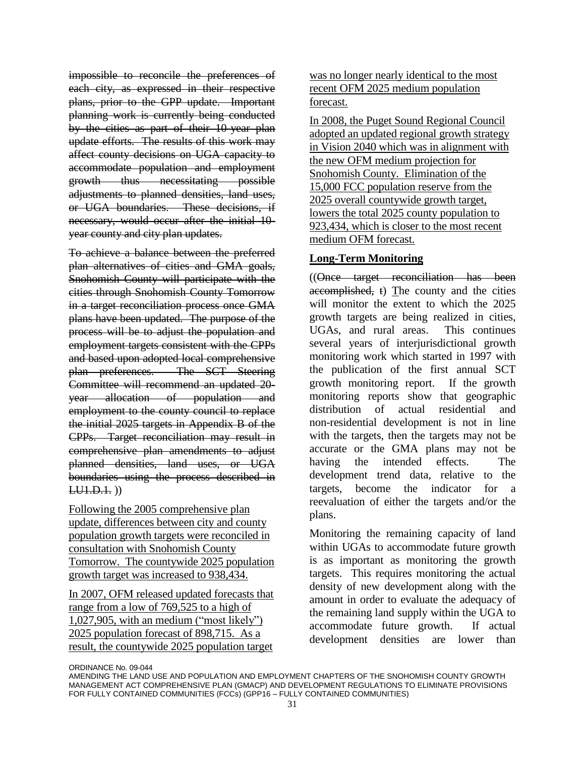~~impossible to reconcile the preferences of each city, as expressed in their respective plans, prior to the GPP update. Important planning work is currently being conducted by the cities as part of their 10-year plan update efforts. The results of this work may affect county decisions on UGA capacity to accommodate population and employment growth thus necessitating possible adjustments to planned densities, land uses, or UGA boundaries. These decisions, if necessary, would occur after the initial 10-year county and city plan updates.~~

~~To achieve a balance between the preferred plan alternatives of cities and GMA goals, Snohomish County will participate with the cities through Snohomish County Tomorrow in a target reconciliation process once GMA plans have been updated. The purpose of the process will be to adjust the population and employment targets consistent with the CPPs and based upon adopted local comprehensive plan preferences. The SCT Steering Committee will recommend an updated 20-year allocation of population and employment to the county council to replace the initial 2025 targets in Appendix B of the CPPs. Target reconciliation may result in comprehensive plan amendments to adjust planned densities, land uses, or UGA boundaries using the process described in LU1.D.1.~~ ))

<u>Following the 2005 comprehensive plan update, differences between city and county population growth targets were reconciled in consultation with Snohomish County Tomorrow. The countywide 2025 population growth target was increased to 938,434.</u>

<u>In 2007, OFM released updated forecasts that range from a low of 769,525 to a high of 1,027,905, with an medium ("most likely") 2025 population forecast of 898,715. As a result, the countywide 2025 population target was no longer nearly identical to the most recent OFM 2025 medium population forecast.</u>

<u>In 2008, the Puget Sound Regional Council adopted an updated regional growth strategy in Vision 2040 which was in alignment with the new OFM medium projection for Snohomish County. Elimination of the 15,000 FCC population reserve from the 2025 overall countywide growth target, lowers the total 2025 county population to 923,434, which is closer to the most recent medium OFM forecast.</u>

## **Long-Term Monitoring**

((~~Once target reconciliation has been accomplished, t~~) <u>T</u>he county and the cities will monitor the extent to which the 2025 growth targets are being realized in cities, UGAs, and rural areas. This continues several years of interjurisdictional growth monitoring work which started in 1997 with the publication of the first annual SCT growth monitoring report. If the growth monitoring reports show that geographic distribution of actual residential and non-residential development is not in line with the targets, then the targets may not be accurate or the GMA plans may not be having the intended effects. The development trend data, relative to the targets, become the indicator for a reevaluation of either the targets and/or the plans.

Monitoring the remaining capacity of land within UGAs to accommodate future growth is as important as monitoring the growth targets. This requires monitoring the actual density of new development along with the amount in order to evaluate the adequacy of the remaining land supply within the UGA to accommodate future growth. If actual development densities are lower than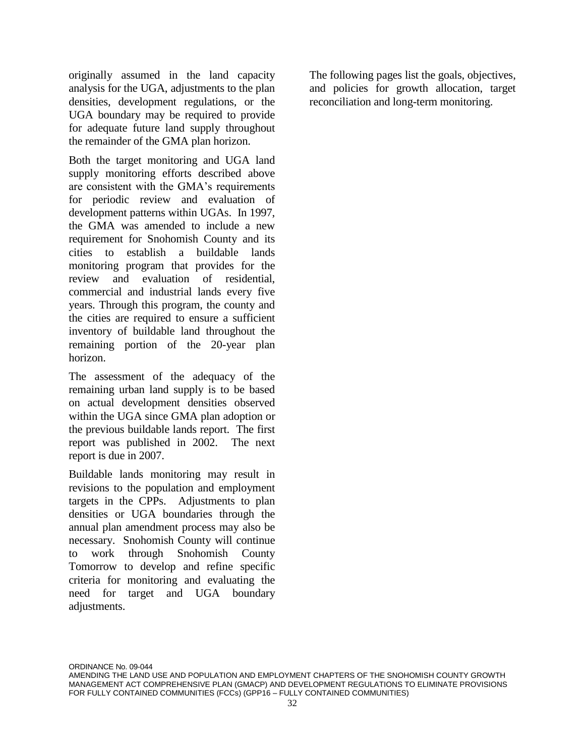originally assumed in the land capacity analysis for the UGA, adjustments to the plan densities, development regulations, or the UGA boundary may be required to provide for adequate future land supply throughout the remainder of the GMA plan horizon.

Both the target monitoring and UGA land supply monitoring efforts described above are consistent with the GMA's requirements for periodic review and evaluation of development patterns within UGAs. In 1997, the GMA was amended to include a new requirement for Snohomish County and its cities to establish a buildable lands monitoring program that provides for the review and evaluation of residential, commercial and industrial lands every five years. Through this program, the county and the cities are required to ensure a sufficient inventory of buildable land throughout the remaining portion of the 20-year plan horizon.

The assessment of the adequacy of the remaining urban land supply is to be based on actual development densities observed within the UGA since GMA plan adoption or the previous buildable lands report. The first report was published in 2002. The next report is due in 2007.

Buildable lands monitoring may result in revisions to the population and employment targets in the CPPs. Adjustments to plan densities or UGA boundaries through the annual plan amendment process may also be necessary. Snohomish County will continue to work through Snohomish County Tomorrow to develop and refine specific criteria for monitoring and evaluating the need for target and UGA boundary adjustments.

The following pages list the goals, objectives, and policies for growth allocation, target reconciliation and long-term monitoring.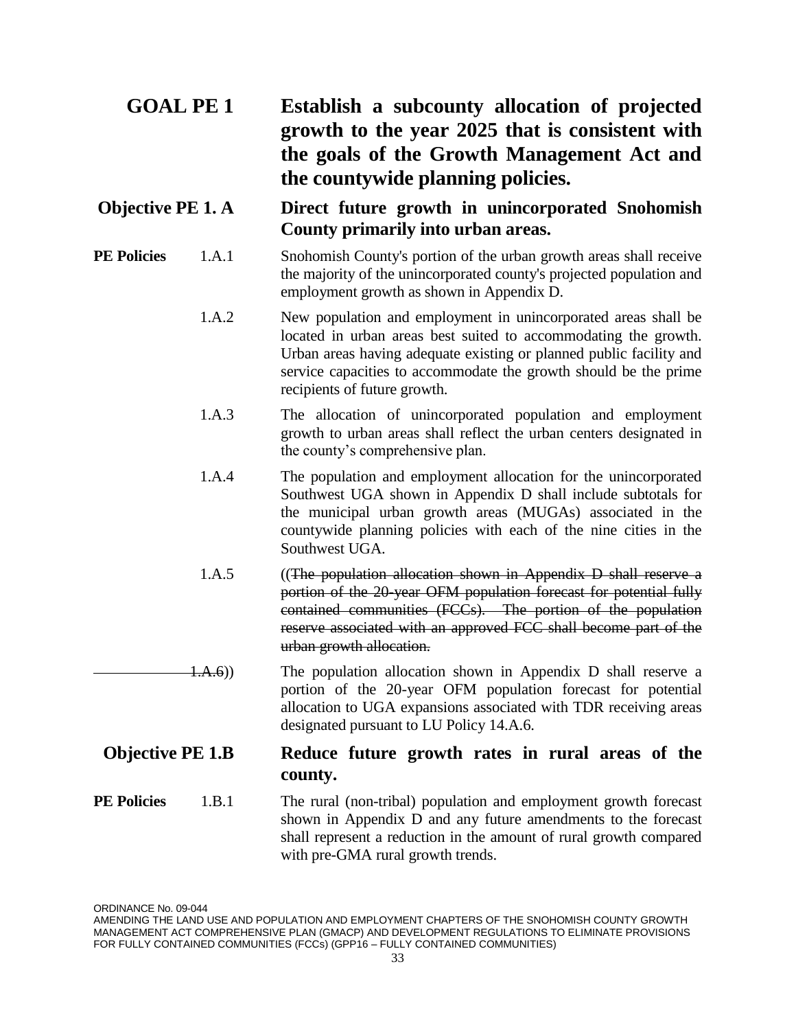## GOAL PE 1 Establish a subcounty allocation of projected growth to the year 2025 that is consistent with the goals of the Growth Management Act and the countywide planning policies.

### Objective PE 1. A Direct future growth in unincorporated Snohomish County primarily into urban areas.

**PE Policies**

1.A.1 Snohomish County's portion of the urban growth areas shall receive the majority of the unincorporated county's projected population and employment growth as shown in Appendix D.

1.A.2 New population and employment in unincorporated areas shall be located in urban areas best suited to accommodating the growth. Urban areas having adequate existing or planned public facility and service capacities to accommodate the growth should be the prime recipients of future growth.

1.A.3 The allocation of unincorporated population and employment growth to urban areas shall reflect the urban centers designated in the county's comprehensive plan.

1.A.4 The population and employment allocation for the unincorporated Southwest UGA shown in Appendix D shall include subtotals for the municipal urban growth areas (MUGAs) associated in the countywide planning policies with each of the nine cities in the Southwest UGA.

1.A.5 ((~~The population allocation shown in Appendix D shall reserve a portion of the 20-year OFM population forecast for potential fully contained communities (FCCs). The portion of the population reserve associated with an approved FCC shall become part of the urban growth allocation.~~

~~1.A.6~~)) The population allocation shown in Appendix D shall reserve a portion of the 20-year OFM population forecast for potential allocation to UGA expansions associated with TDR receiving areas designated pursuant to LU Policy 14.A.6.

### Objective PE 1.B Reduce future growth rates in rural areas of the county.

**PE Policies**

1.B.1 The rural (non-tribal) population and employment growth forecast shown in Appendix D and any future amendments to the forecast shall represent a reduction in the amount of rural growth compared with pre-GMA rural growth trends.

ORDINANCE No. 09-044
AMENDING THE LAND USE AND POPULATION AND EMPLOYMENT CHAPTERS OF THE SNOHOMISH COUNTY GROWTH MANAGEMENT ACT COMPREHENSIVE PLAN (GMACP) AND DEVELOPMENT REGULATIONS TO ELIMINATE PROVISIONS FOR FULLY CONTAINED COMMUNITIES (FCCs) (GPP16 – FULLY CONTAINED COMMUNITIES)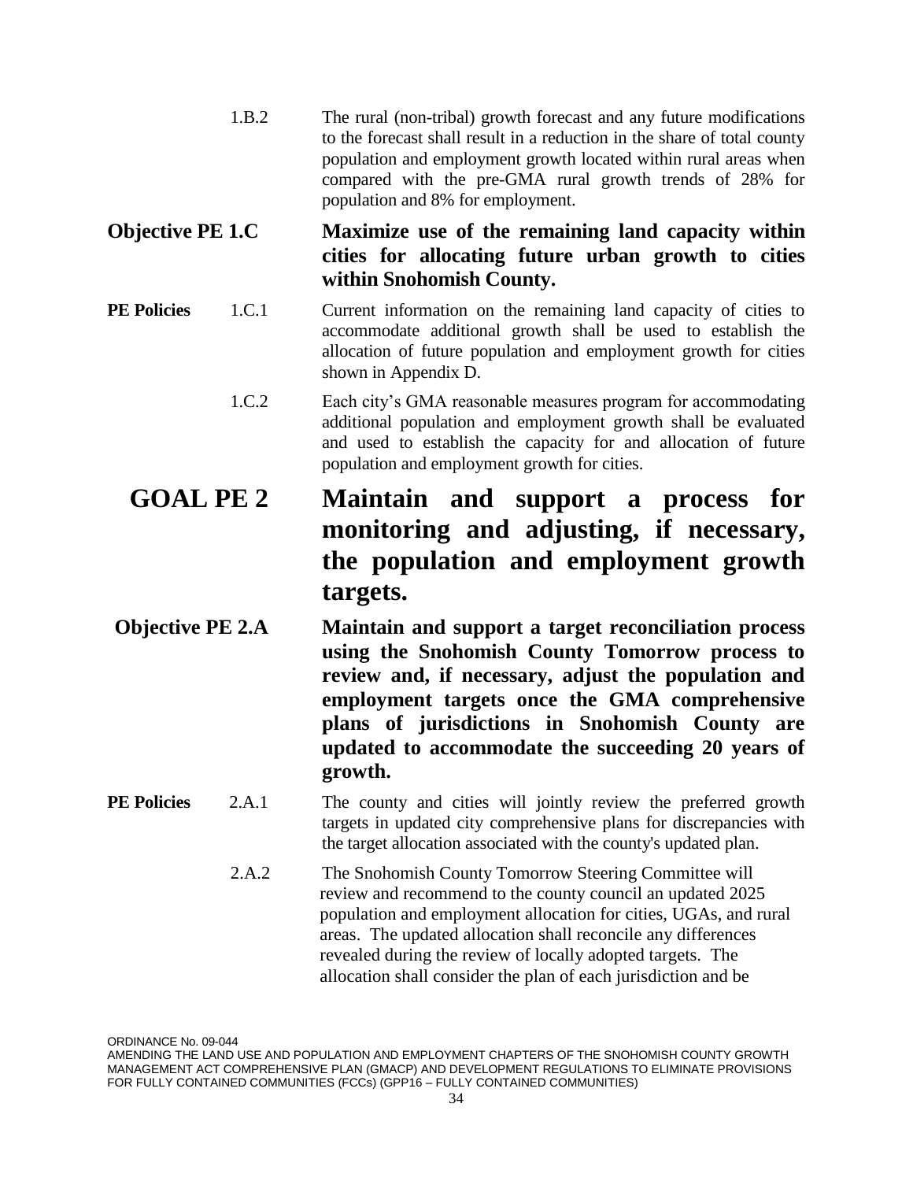1.B.2 The rural (non-tribal) growth forecast and any future modifications to the forecast shall result in a reduction in the share of total county population and employment growth located within rural areas when compared with the pre-GMA rural growth trends of 28% for population and 8% for employment.

**Objective PE 1.C Maximize use of the remaining land capacity within cities for allocating future urban growth to cities within Snohomish County.**

**PE Policies** 1.C.1 Current information on the remaining land capacity of cities to accommodate additional growth shall be used to establish the allocation of future population and employment growth for cities shown in Appendix D.

1.C.2 Each city's GMA reasonable measures program for accommodating additional population and employment growth shall be evaluated and used to establish the capacity for and allocation of future population and employment growth for cities.

## GOAL PE 2 Maintain and support a process for monitoring and adjusting, if necessary, the population and employment growth targets.

**Objective PE 2.A Maintain and support a target reconciliation process using the Snohomish County Tomorrow process to review and, if necessary, adjust the population and employment targets once the GMA comprehensive plans of jurisdictions in Snohomish County are updated to accommodate the succeeding 20 years of growth.**

**PE Policies** 2.A.1 The county and cities will jointly review the preferred growth targets in updated city comprehensive plans for discrepancies with the target allocation associated with the county's updated plan.

2.A.2 The Snohomish County Tomorrow Steering Committee will review and recommend to the county council an updated 2025 population and employment allocation for cities, UGAs, and rural areas. The updated allocation shall reconcile any differences revealed during the review of locally adopted targets. The allocation shall consider the plan of each jurisdiction and be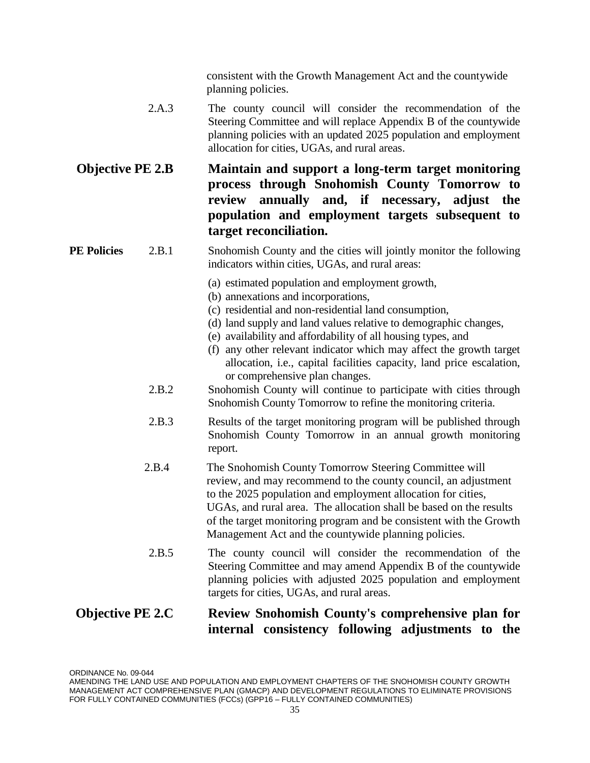consistent with the Growth Management Act and the countywide planning policies.

2.A.3 The county council will consider the recommendation of the Steering Committee and will replace Appendix B of the countywide planning policies with an updated 2025 population and employment allocation for cities, UGAs, and rural areas.

**Objective PE 2.B** **Maintain and support a long-term target monitoring process through Snohomish County Tomorrow to review annually and, if necessary, adjust the population and employment targets subsequent to target reconciliation.**

**PE Policies**

2.B.1 Snohomish County and the cities will jointly monitor the following indicators within cities, UGAs, and rural areas:

(a) estimated population and employment growth,
(b) annexations and incorporations,
(c) residential and non-residential land consumption,
(d) land supply and land values relative to demographic changes,
(e) availability and affordability of all housing types, and
(f) any other relevant indicator which may affect the growth target allocation, i.e., capital facilities capacity, land price escalation, or comprehensive plan changes.

2.B.2 Snohomish County will continue to participate with cities through Snohomish County Tomorrow to refine the monitoring criteria.

2.B.3 Results of the target monitoring program will be published through Snohomish County Tomorrow in an annual growth monitoring report.

2.B.4 The Snohomish County Tomorrow Steering Committee will review, and may recommend to the county council, an adjustment to the 2025 population and employment allocation for cities, UGAs, and rural area. The allocation shall be based on the results of the target monitoring program and be consistent with the Growth Management Act and the countywide planning policies.

2.B.5 The county council will consider the recommendation of the Steering Committee and may amend Appendix B of the countywide planning policies with adjusted 2025 population and employment targets for cities, UGAs, and rural areas.

**Objective PE 2.C** **Review Snohomish County's comprehensive plan for internal consistency following adjustments to the**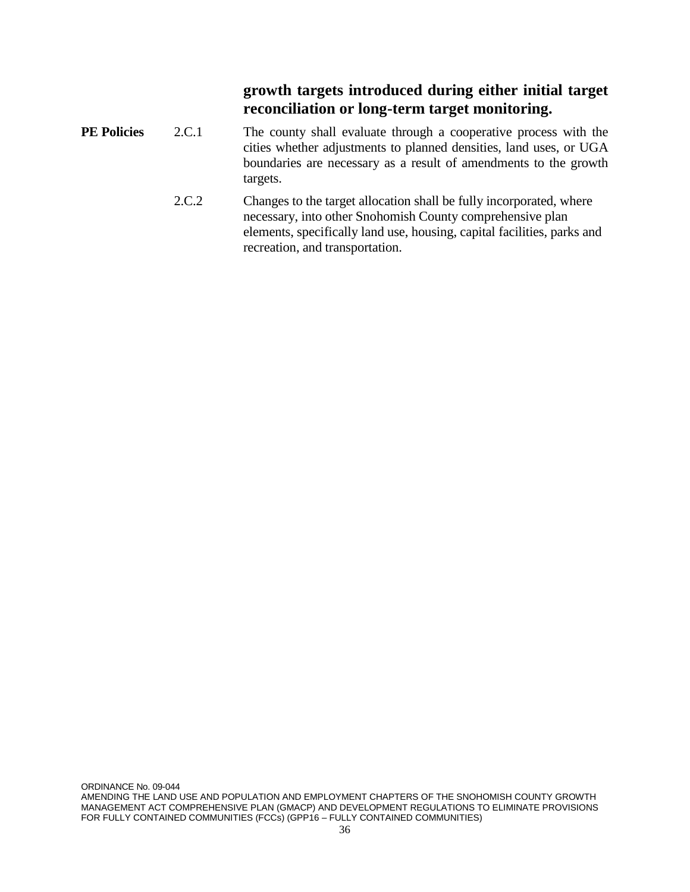**growth targets introduced during either initial target reconciliation or long-term target monitoring.**

**PE Policies** 2.C.1 The county shall evaluate through a cooperative process with the cities whether adjustments to planned densities, land uses, or UGA boundaries are necessary as a result of amendments to the growth targets.

2.C.2 Changes to the target allocation shall be fully incorporated, where necessary, into other Snohomish County comprehensive plan elements, specifically land use, housing, capital facilities, parks and recreation, and transportation.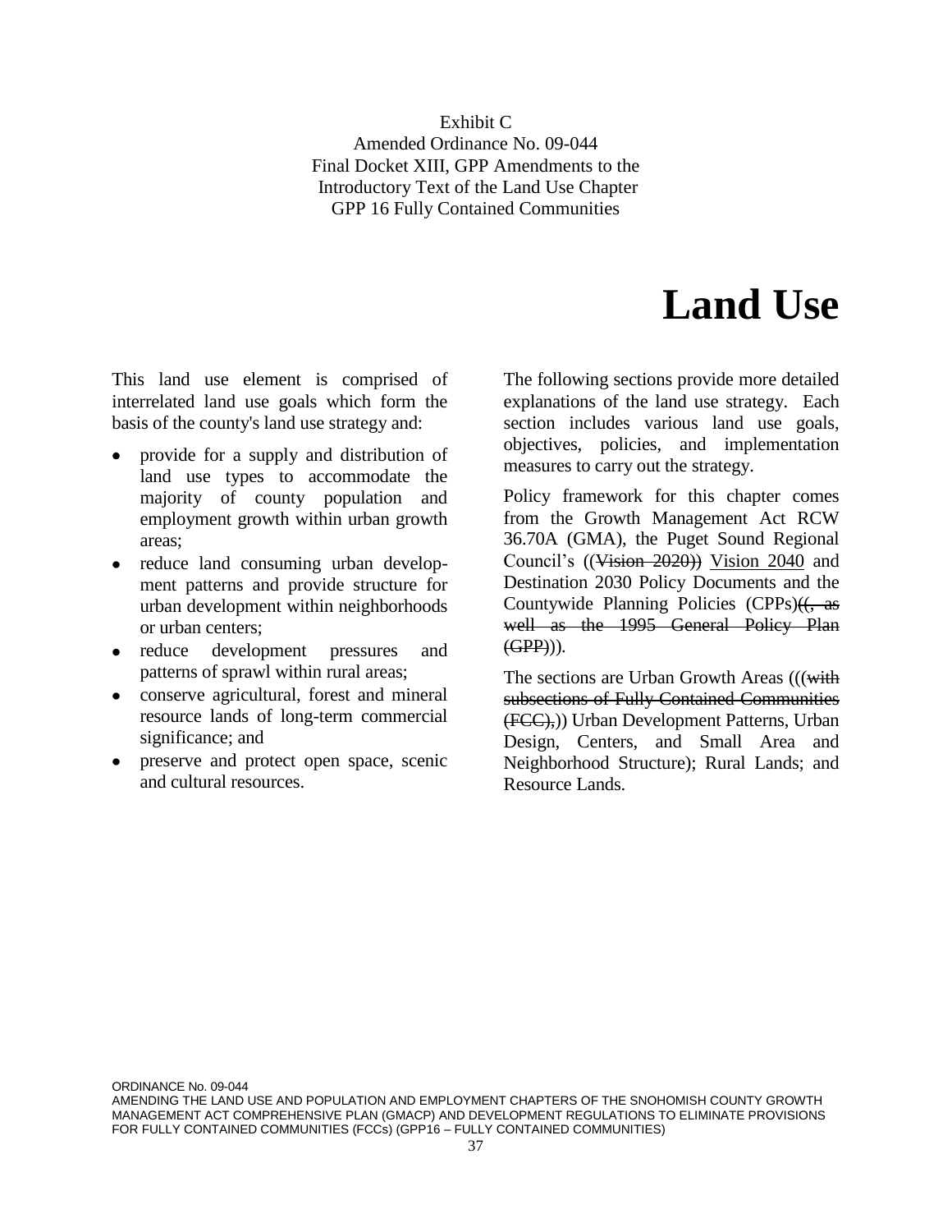Exhibit C
Amended Ordinance No. 09-044
Final Docket XIII, GPP Amendments to the Introductory Text of the Land Use Chapter
GPP 16 Fully Contained Communities

# Land Use

This land use element is comprised of interrelated land use goals which form the basis of the county's land use strategy and:

- provide for a supply and distribution of land use types to accommodate the majority of county population and employment growth within urban growth areas;
- reduce land consuming urban development patterns and provide structure for urban development within neighborhoods or urban centers;
- reduce development pressures and patterns of sprawl within rural areas;
- conserve agricultural, forest and mineral resource lands of long-term commercial significance; and
- preserve and protect open space, scenic and cultural resources.

The following sections provide more detailed explanations of the land use strategy. Each section includes various land use goals, objectives, policies, and implementation measures to carry out the strategy.

Policy framework for this chapter comes from the Growth Management Act RCW 36.70A (GMA), the Puget Sound Regional Council's ((~~Vision 2020~~)) <u>Vision 2040</u> and Destination 2030 Policy Documents and the Countywide Planning Policies (CPPs)((~~, as well as the 1995 General Policy Plan (GPP)~~)).

The sections are Urban Growth Areas (((~~with subsections of Fully Contained Communities (FCC),~~)) Urban Development Patterns, Urban Design, Centers, and Small Area and Neighborhood Structure); Rural Lands; and Resource Lands.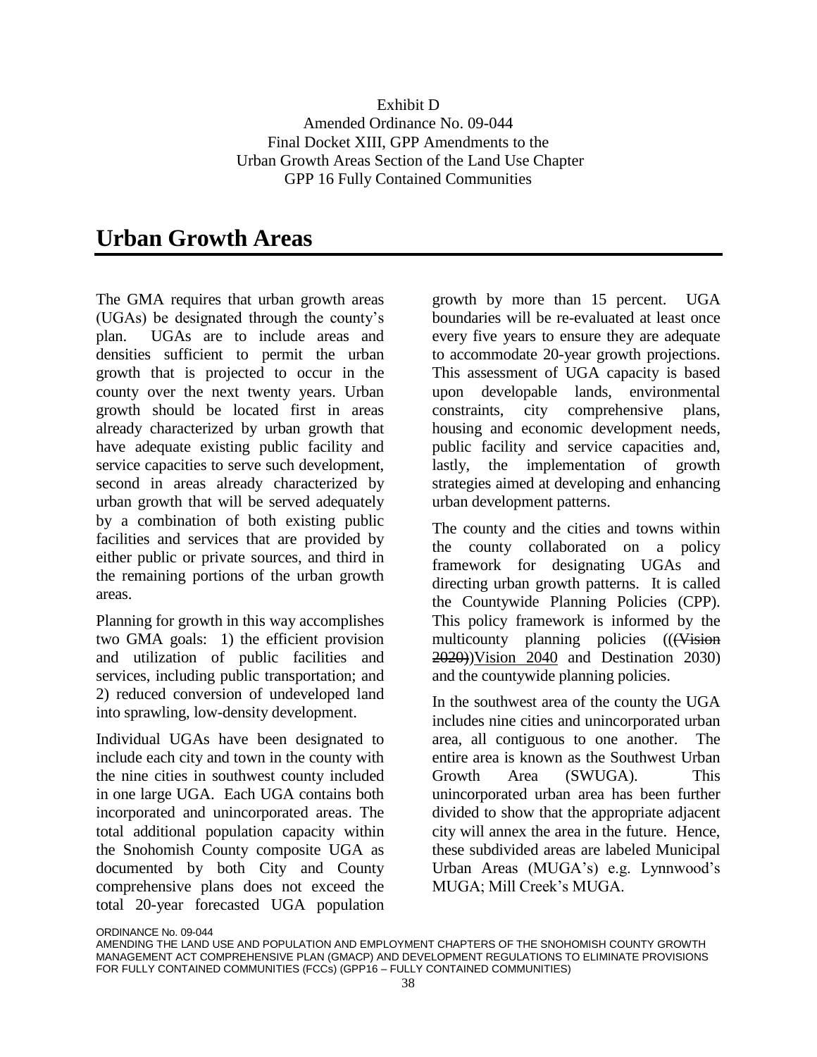Exhibit D
Amended Ordinance No. 09-044
Final Docket XIII, GPP Amendments to the
Urban Growth Areas Section of the Land Use Chapter
GPP 16 Fully Contained Communities

# Urban Growth Areas

The GMA requires that urban growth areas (UGAs) be designated through the county's plan. UGAs are to include areas and densities sufficient to permit the urban growth that is projected to occur in the county over the next twenty years. Urban growth should be located first in areas already characterized by urban growth that have adequate existing public facility and service capacities to serve such development, second in areas already characterized by urban growth that will be served adequately by a combination of both existing public facilities and services that are provided by either public or private sources, and third in the remaining portions of the urban growth areas.

Planning for growth in this way accomplishes two GMA goals: 1) the efficient provision and utilization of public facilities and services, including public transportation; and 2) reduced conversion of undeveloped land into sprawling, low-density development.

Individual UGAs have been designated to include each city and town in the county with the nine cities in southwest county included in one large UGA. Each UGA contains both incorporated and unincorporated areas. The total additional population capacity within the Snohomish County composite UGA as documented by both City and County comprehensive plans does not exceed the total 20-year forecasted UGA population growth by more than 15 percent. UGA boundaries will be re-evaluated at least once every five years to ensure they are adequate to accommodate 20-year growth projections. This assessment of UGA capacity is based upon developable lands, environmental constraints, city comprehensive plans, housing and economic development needs, public facility and service capacities and, lastly, the implementation of growth strategies aimed at developing and enhancing urban development patterns.

The county and the cities and towns within the county collaborated on a policy framework for designating UGAs and directing urban growth patterns. It is called the Countywide Planning Policies (CPP). This policy framework is informed by the multicounty planning policies ((~~(Vision 2020)~~))Vision 2040 and Destination 2030) and the countywide planning policies.

In the southwest area of the county the UGA includes nine cities and unincorporated urban area, all contiguous to one another. The entire area is known as the Southwest Urban Growth Area (SWUGA). This unincorporated urban area has been further divided to show that the appropriate adjacent city will annex the area in the future. Hence, these subdivided areas are labeled Municipal Urban Areas (MUGA's) e.g. Lynnwood's MUGA; Mill Creek's MUGA.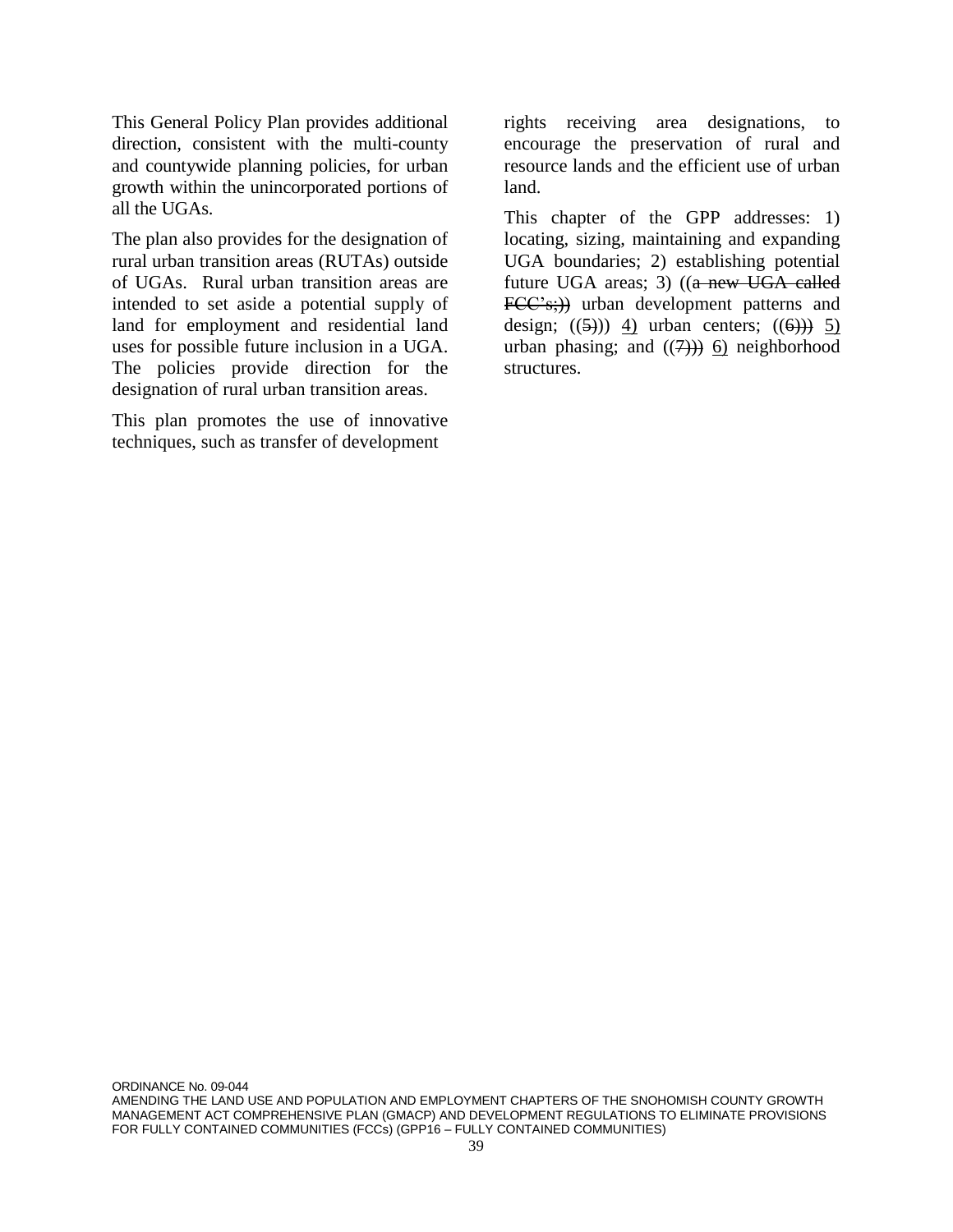This General Policy Plan provides additional direction, consistent with the multi-county and countywide planning policies, for urban growth within the unincorporated portions of all the UGAs.

The plan also provides for the designation of rural urban transition areas (RUTAs) outside of UGAs. Rural urban transition areas are intended to set aside a potential supply of land for employment and residential land uses for possible future inclusion in a UGA. The policies provide direction for the designation of rural urban transition areas.

This plan promotes the use of innovative techniques, such as transfer of development rights receiving area designations, to encourage the preservation of rural and resource lands and the efficient use of urban land.

This chapter of the GPP addresses: 1) locating, sizing, maintaining and expanding UGA boundaries; 2) establishing potential future UGA areas; 3) ((~~a new UGA called FCC's;~~)) urban development patterns and design; ((~~5)~~)) 4) urban centers; ((~~6)~~)) 5) urban phasing; and ((~~7)~~)) 6) neighborhood structures.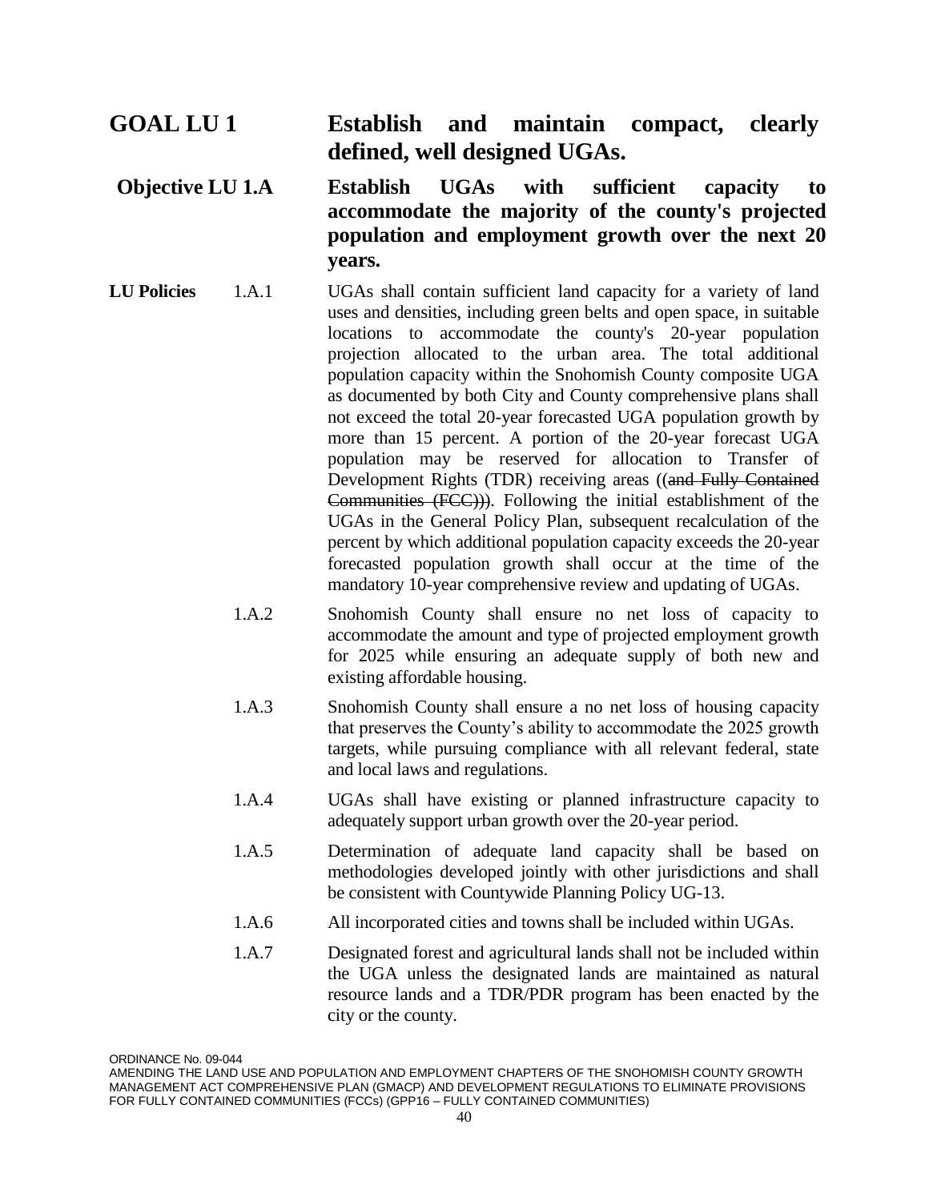## GOAL LU 1 Establish and maintain compact, clearly defined, well designed UGAs.

### Objective LU 1.A Establish UGAs with sufficient capacity to accommodate the majority of the county's projected population and employment growth over the next 20 years.

**LU Policies**

1.A.1 UGAs shall contain sufficient land capacity for a variety of land uses and densities, including green belts and open space, in suitable locations to accommodate the county's 20-year population projection allocated to the urban area. The total additional population capacity within the Snohomish County composite UGA as documented by both City and County comprehensive plans shall not exceed the total 20-year forecasted UGA population growth by more than 15 percent. A portion of the 20-year forecast UGA population may be reserved for allocation to Transfer of Development Rights (TDR) receiving areas ((~~and Fully Contained Communities (FCC)~~)). Following the initial establishment of the UGAs in the General Policy Plan, subsequent recalculation of the percent by which additional population capacity exceeds the 20-year forecasted population growth shall occur at the time of the mandatory 10-year comprehensive review and updating of UGAs.

1.A.2 Snohomish County shall ensure no net loss of capacity to accommodate the amount and type of projected employment growth for 2025 while ensuring an adequate supply of both new and existing affordable housing.

1.A.3 Snohomish County shall ensure a no net loss of housing capacity that preserves the County's ability to accommodate the 2025 growth targets, while pursuing compliance with all relevant federal, state and local laws and regulations.

1.A.4 UGAs shall have existing or planned infrastructure capacity to adequately support urban growth over the 20-year period.

1.A.5 Determination of adequate land capacity shall be based on methodologies developed jointly with other jurisdictions and shall be consistent with Countywide Planning Policy UG-13.

1.A.6 All incorporated cities and towns shall be included within UGAs.

1.A.7 Designated forest and agricultural lands shall not be included within the UGA unless the designated lands are maintained as natural resource lands and a TDR/PDR program has been enacted by the city or the county.

ORDINANCE No. 09-044
AMENDING THE LAND USE AND POPULATION AND EMPLOYMENT CHAPTERS OF THE SNOHOMISH COUNTY GROWTH MANAGEMENT ACT COMPREHENSIVE PLAN (GMACP) AND DEVELOPMENT REGULATIONS TO ELIMINATE PROVISIONS FOR FULLY CONTAINED COMMUNITIES (FCCs) (GPP16 – FULLY CONTAINED COMMUNITIES)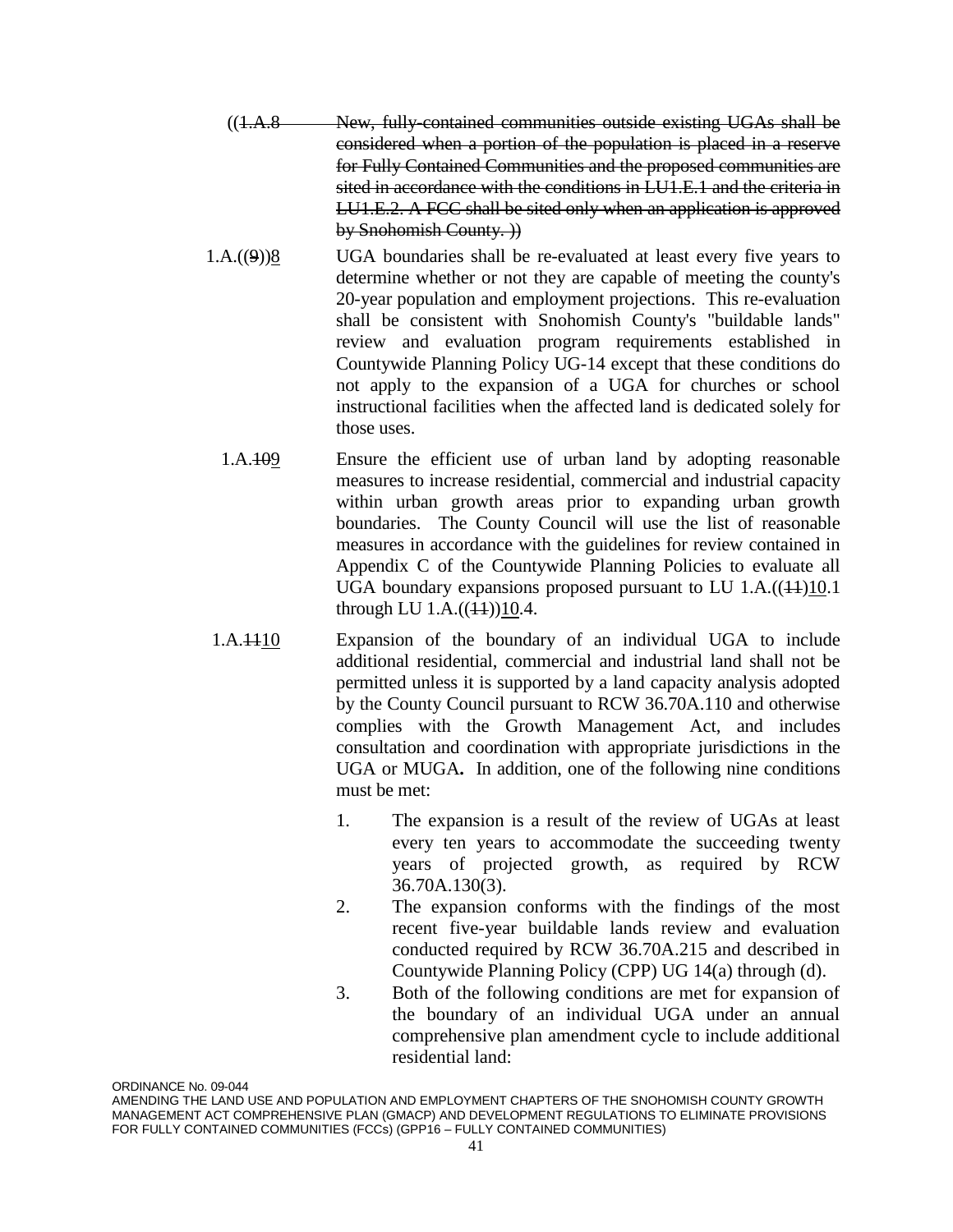((~~1.A.8 New, fully-contained communities outside existing UGAs shall be considered when a portion of the population is placed in a reserve for Fully Contained Communities and the proposed communities are sited in accordance with the conditions in LU1.E.1 and the criteria in LU1.E.2. A FCC shall be sited only when an application is approved by Snohomish County.~~ ))

1.A.((~~9~~))<u>8</u> UGA boundaries shall be re-evaluated at least every five years to determine whether or not they are capable of meeting the county's 20-year population and employment projections. This re-evaluation shall be consistent with Snohomish County's "buildable lands" review and evaluation program requirements established in Countywide Planning Policy UG-14 except that these conditions do not apply to the expansion of a UGA for churches or school instructional facilities when the affected land is dedicated solely for those uses.

1.A.~~10~~<u>9</u> Ensure the efficient use of urban land by adopting reasonable measures to increase residential, commercial and industrial capacity within urban growth areas prior to expanding urban growth boundaries. The County Council will use the list of reasonable measures in accordance with the guidelines for review contained in Appendix C of the Countywide Planning Policies to evaluate all UGA boundary expansions proposed pursuant to LU 1.A.((~~11~~))<u>10</u>.1 through LU 1.A.((~~11~~))<u>10</u>.4.

1.A.~~11~~<u>10</u> Expansion of the boundary of an individual UGA to include additional residential, commercial and industrial land shall not be permitted unless it is supported by a land capacity analysis adopted by the County Council pursuant to RCW 36.70A.110 and otherwise complies with the Growth Management Act, and includes consultation and coordination with appropriate jurisdictions in the UGA or MUGA**.** In addition, one of the following nine conditions must be met:

1. The expansion is a result of the review of UGAs at least every ten years to accommodate the succeeding twenty years of projected growth, as required by RCW 36.70A.130(3).
2. The expansion conforms with the findings of the most recent five-year buildable lands review and evaluation conducted required by RCW 36.70A.215 and described in Countywide Planning Policy (CPP) UG 14(a) through (d).
3. Both of the following conditions are met for expansion of the boundary of an individual UGA under an annual comprehensive plan amendment cycle to include additional residential land:

ORDINANCE No. 09-044
AMENDING THE LAND USE AND POPULATION AND EMPLOYMENT CHAPTERS OF THE SNOHOMISH COUNTY GROWTH MANAGEMENT ACT COMPREHENSIVE PLAN (GMACP) AND DEVELOPMENT REGULATIONS TO ELIMINATE PROVISIONS FOR FULLY CONTAINED COMMUNITIES (FCCs) (GPP16 – FULLY CONTAINED COMMUNITIES)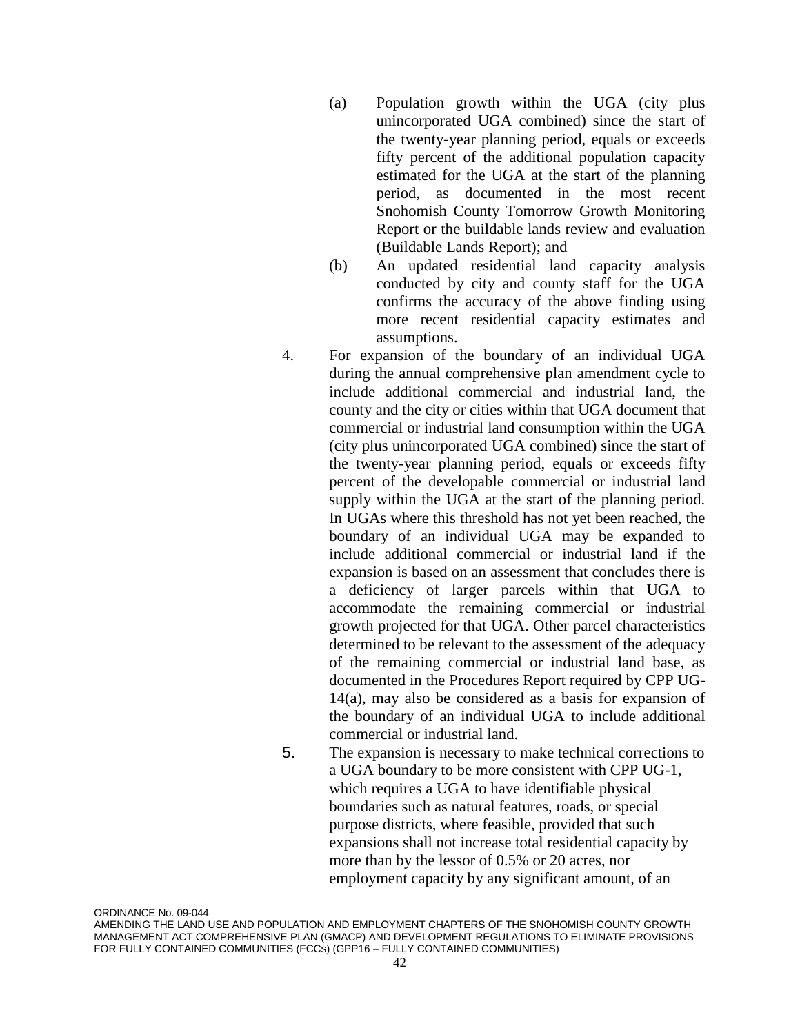(a) Population growth within the UGA (city plus unincorporated UGA combined) since the start of the twenty-year planning period, equals or exceeds fifty percent of the additional population capacity estimated for the UGA at the start of the planning period, as documented in the most recent Snohomish County Tomorrow Growth Monitoring Report or the buildable lands review and evaluation (Buildable Lands Report); and

   (b) An updated residential land capacity analysis conducted by city and county staff for the UGA confirms the accuracy of the above finding using more recent residential capacity estimates and assumptions.

4. For expansion of the boundary of an individual UGA during the annual comprehensive plan amendment cycle to include additional commercial and industrial land, the county and the city or cities within that UGA document that commercial or industrial land consumption within the UGA (city plus unincorporated UGA combined) since the start of the twenty-year planning period, equals or exceeds fifty percent of the developable commercial or industrial land supply within the UGA at the start of the planning period. In UGAs where this threshold has not yet been reached, the boundary of an individual UGA may be expanded to include additional commercial or industrial land if the expansion is based on an assessment that concludes there is a deficiency of larger parcels within that UGA to accommodate the remaining commercial or industrial growth projected for that UGA. Other parcel characteristics determined to be relevant to the assessment of the adequacy of the remaining commercial or industrial land base, as documented in the Procedures Report required by CPP UG-14(a), may also be considered as a basis for expansion of the boundary of an individual UGA to include additional commercial or industrial land.

5. The expansion is necessary to make technical corrections to a UGA boundary to be more consistent with CPP UG-1, which requires a UGA to have identifiable physical boundaries such as natural features, roads, or special purpose districts, where feasible, provided that such expansions shall not increase total residential capacity by more than by the lessor of 0.5% or 20 acres, nor employment capacity by any significant amount, of an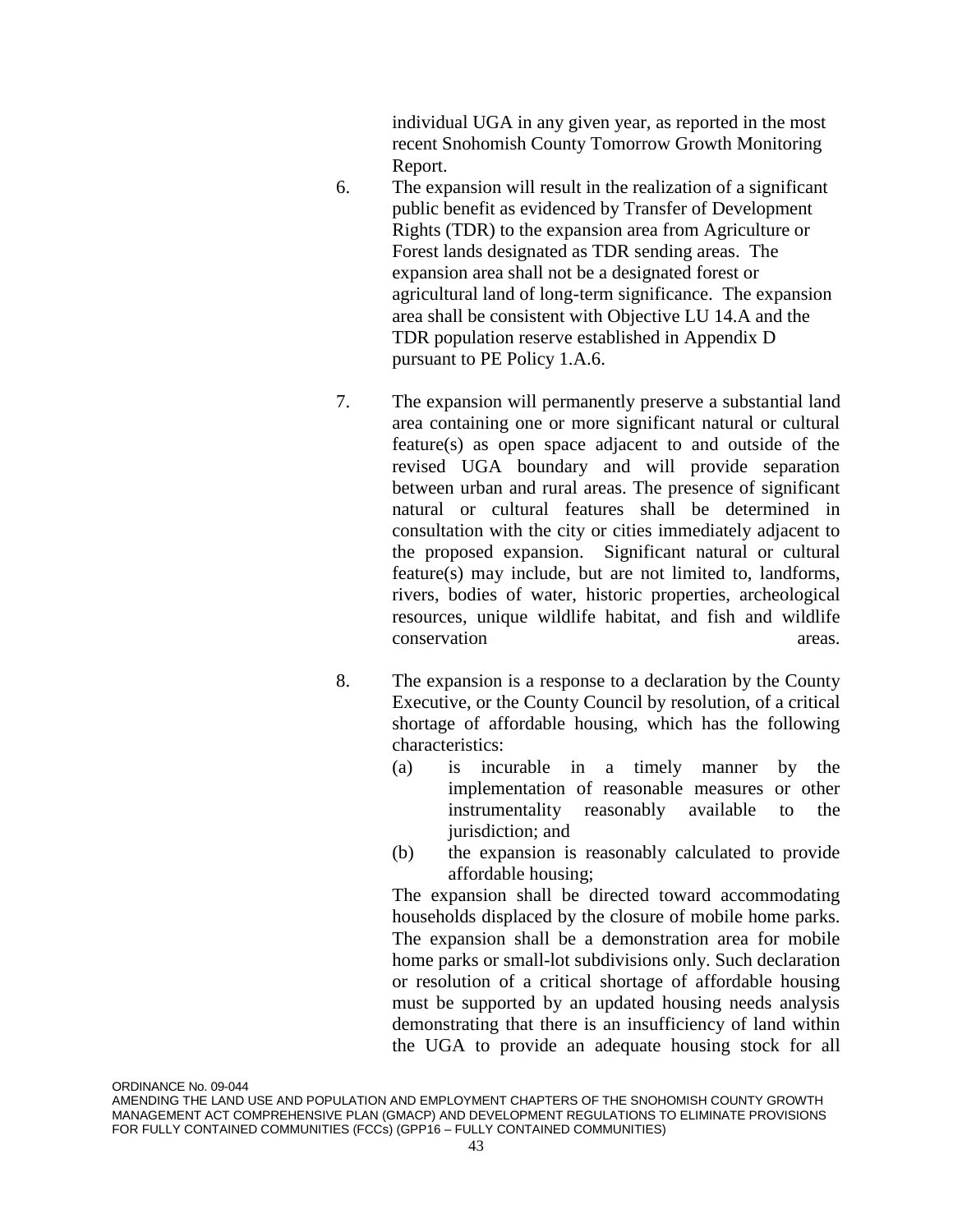individual UGA in any given year, as reported in the most recent Snohomish County Tomorrow Growth Monitoring Report.

6. The expansion will result in the realization of a significant public benefit as evidenced by Transfer of Development Rights (TDR) to the expansion area from Agriculture or Forest lands designated as TDR sending areas. The expansion area shall not be a designated forest or agricultural land of long-term significance. The expansion area shall be consistent with Objective LU 14.A and the TDR population reserve established in Appendix D pursuant to PE Policy 1.A.6.

7. The expansion will permanently preserve a substantial land area containing one or more significant natural or cultural feature(s) as open space adjacent to and outside of the revised UGA boundary and will provide separation between urban and rural areas. The presence of significant natural or cultural features shall be determined in consultation with the city or cities immediately adjacent to the proposed expansion. Significant natural or cultural feature(s) may include, but are not limited to, landforms, rivers, bodies of water, historic properties, archeological resources, unique wildlife habitat, and fish and wildlife conservation areas.

8. The expansion is a response to a declaration by the County Executive, or the County Council by resolution, of a critical shortage of affordable housing, which has the following characteristics:
   (a) is incurable in a timely manner by the implementation of reasonable measures or other instrumentality reasonably available to the jurisdiction; and
   (b) the expansion is reasonably calculated to provide affordable housing;

   The expansion shall be directed toward accommodating households displaced by the closure of mobile home parks. The expansion shall be a demonstration area for mobile home parks or small-lot subdivisions only. Such declaration or resolution of a critical shortage of affordable housing must be supported by an updated housing needs analysis demonstrating that there is an insufficiency of land within the UGA to provide an adequate housing stock for all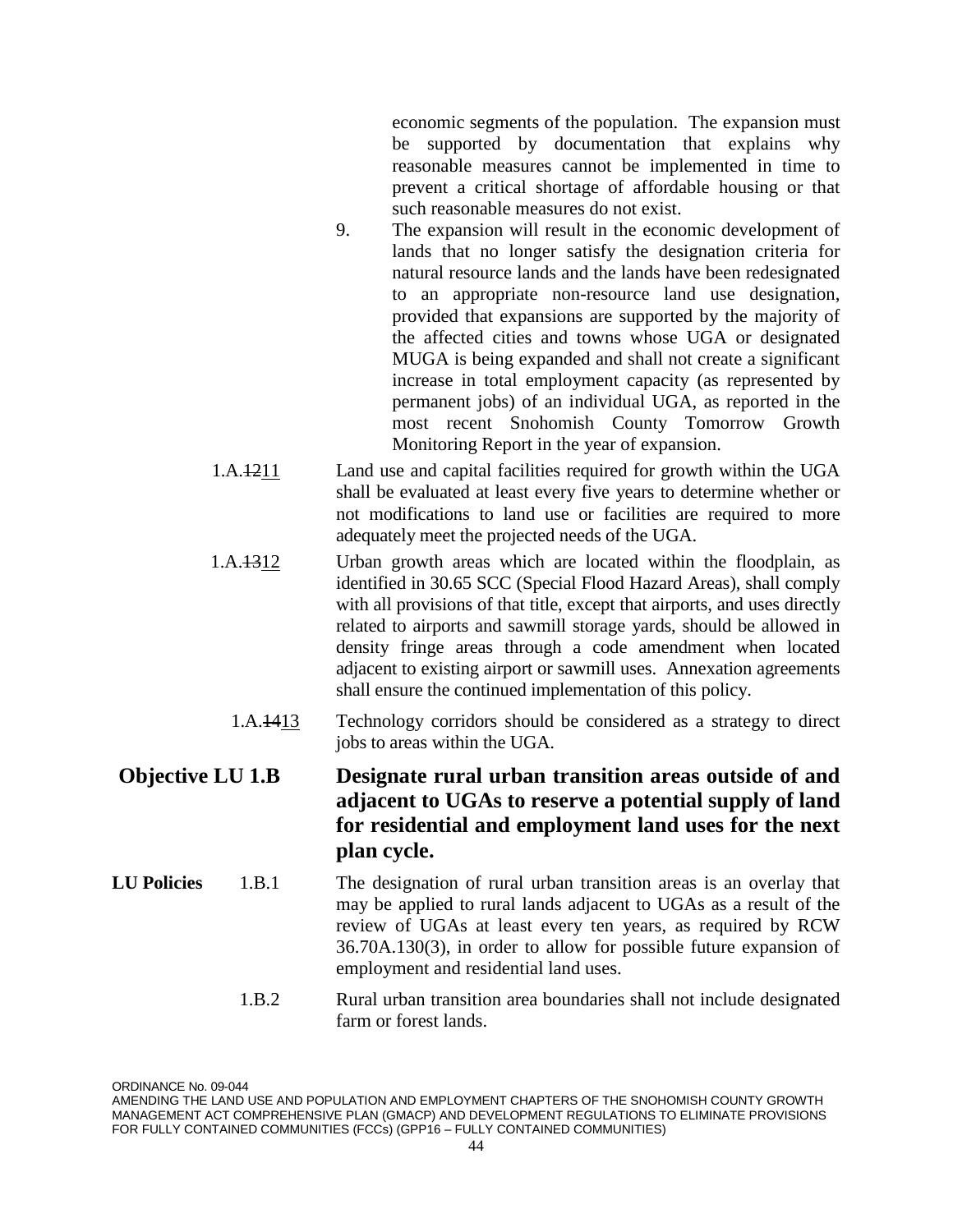economic segments of the population. The expansion must be supported by documentation that explains why reasonable measures cannot be implemented in time to prevent a critical shortage of affordable housing or that such reasonable measures do not exist.

9. The expansion will result in the economic development of lands that no longer satisfy the designation criteria for natural resource lands and the lands have been redesignated to an appropriate non-resource land use designation, provided that expansions are supported by the majority of the affected cities and towns whose UGA or designated MUGA is being expanded and shall not create a significant increase in total employment capacity (as represented by permanent jobs) of an individual UGA, as reported in the most recent Snohomish County Tomorrow Growth Monitoring Report in the year of expansion.

1.A.~~12~~<u>11</u> Land use and capital facilities required for growth within the UGA shall be evaluated at least every five years to determine whether or not modifications to land use or facilities are required to more adequately meet the projected needs of the UGA.

1.A.~~13~~<u>12</u> Urban growth areas which are located within the floodplain, as identified in 30.65 SCC (Special Flood Hazard Areas), shall comply with all provisions of that title, except that airports, and uses directly related to airports and sawmill storage yards, should be allowed in density fringe areas through a code amendment when located adjacent to existing airport or sawmill uses. Annexation agreements shall ensure the continued implementation of this policy.

1.A.~~14~~<u>13</u> Technology corridors should be considered as a strategy to direct jobs to areas within the UGA.

**Objective LU 1.B** **Designate rural urban transition areas outside of and adjacent to UGAs to reserve a potential supply of land for residential and employment land uses for the next plan cycle.**

**LU Policies**

1.B.1 The designation of rural urban transition areas is an overlay that may be applied to rural lands adjacent to UGAs as a result of the review of UGAs at least every ten years, as required by RCW 36.70A.130(3), in order to allow for possible future expansion of employment and residential land uses.

1.B.2 Rural urban transition area boundaries shall not include designated farm or forest lands.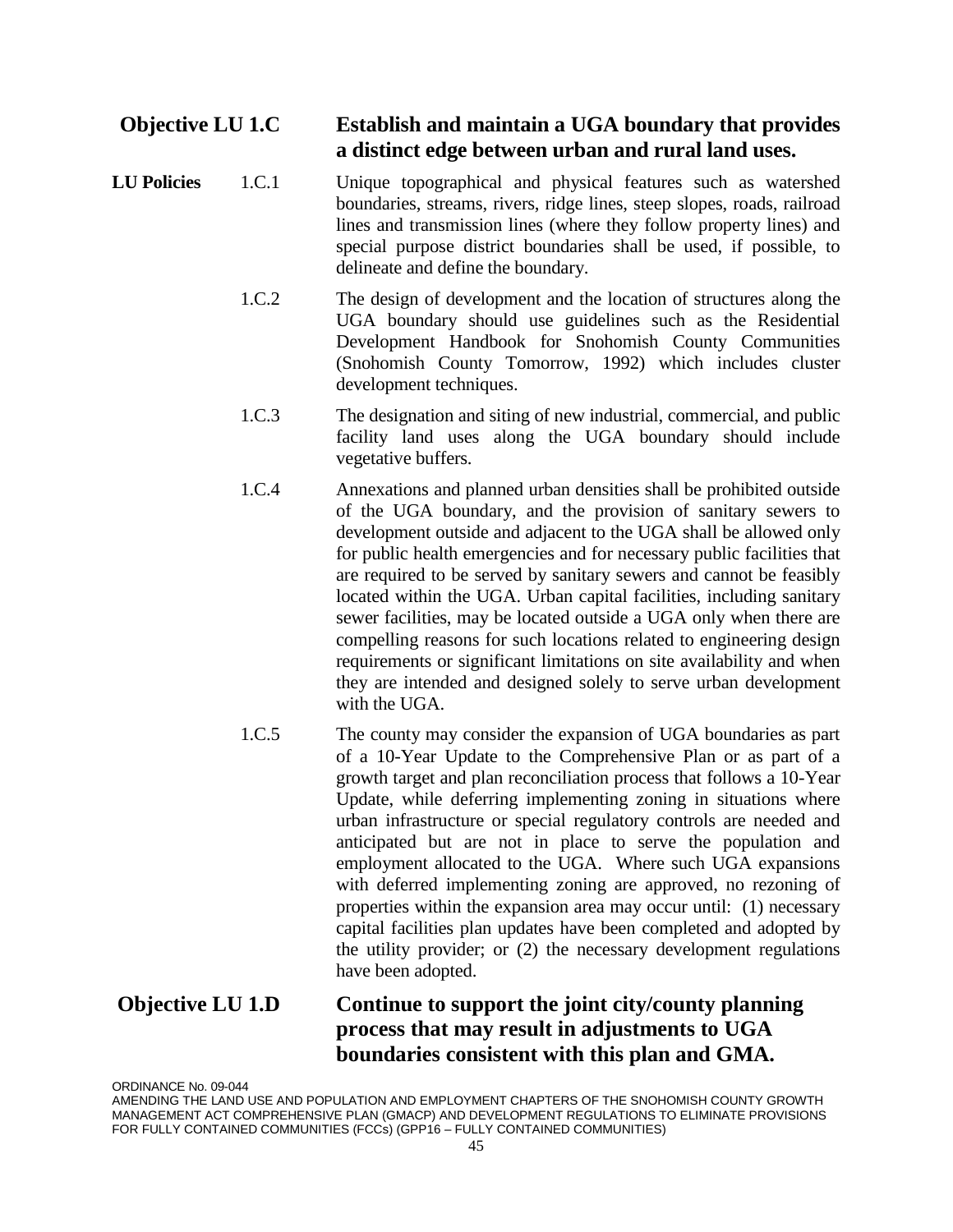**Objective LU 1.C** **Establish and maintain a UGA boundary that provides a distinct edge between urban and rural land uses.**

**LU Policies**

1.C.1 Unique topographical and physical features such as watershed boundaries, streams, rivers, ridge lines, steep slopes, roads, railroad lines and transmission lines (where they follow property lines) and special purpose district boundaries shall be used, if possible, to delineate and define the boundary.

1.C.2 The design of development and the location of structures along the UGA boundary should use guidelines such as the Residential Development Handbook for Snohomish County Communities (Snohomish County Tomorrow, 1992) which includes cluster development techniques.

1.C.3 The designation and siting of new industrial, commercial, and public facility land uses along the UGA boundary should include vegetative buffers.

1.C.4 Annexations and planned urban densities shall be prohibited outside of the UGA boundary, and the provision of sanitary sewers to development outside and adjacent to the UGA shall be allowed only for public health emergencies and for necessary public facilities that are required to be served by sanitary sewers and cannot be feasibly located within the UGA. Urban capital facilities, including sanitary sewer facilities, may be located outside a UGA only when there are compelling reasons for such locations related to engineering design requirements or significant limitations on site availability and when they are intended and designed solely to serve urban development with the UGA.

1.C.5 The county may consider the expansion of UGA boundaries as part of a 10-Year Update to the Comprehensive Plan or as part of a growth target and plan reconciliation process that follows a 10-Year Update, while deferring implementing zoning in situations where urban infrastructure or special regulatory controls are needed and anticipated but are not in place to serve the population and employment allocated to the UGA. Where such UGA expansions with deferred implementing zoning are approved, no rezoning of properties within the expansion area may occur until: (1) necessary capital facilities plan updates have been completed and adopted by the utility provider; or (2) the necessary development regulations have been adopted.

**Objective LU 1.D** **Continue to support the joint city/county planning process that may result in adjustments to UGA boundaries consistent with this plan and GMA.**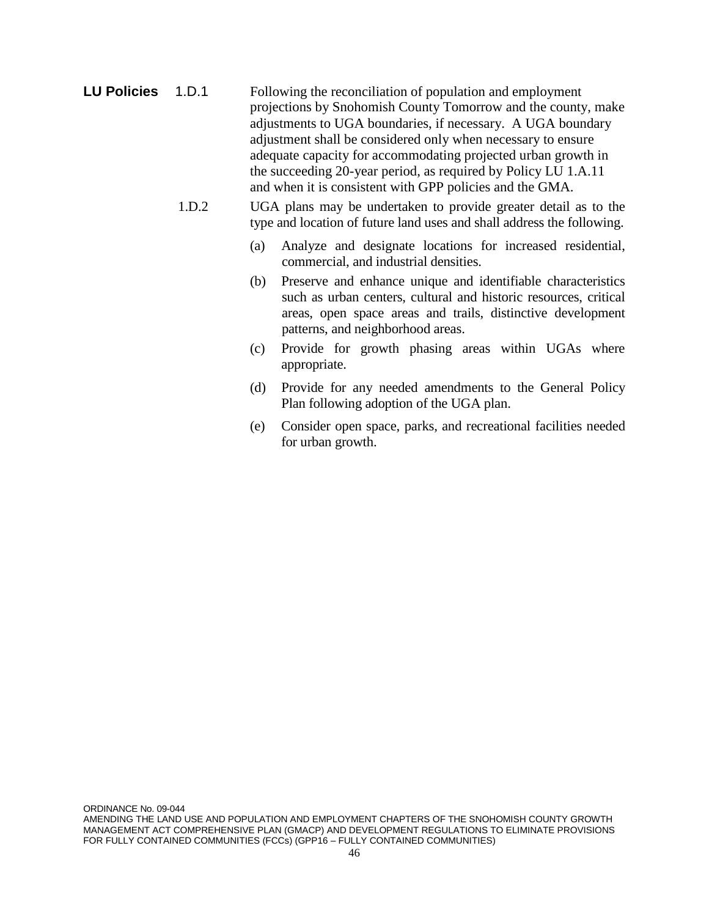**LU Policies** 1.D.1 Following the reconciliation of population and employment projections by Snohomish County Tomorrow and the county, make adjustments to UGA boundaries, if necessary. A UGA boundary adjustment shall be considered only when necessary to ensure adequate capacity for accommodating projected urban growth in the succeeding 20-year period, as required by Policy LU 1.A.11 and when it is consistent with GPP policies and the GMA.

1.D.2 UGA plans may be undertaken to provide greater detail as to the type and location of future land uses and shall address the following.

(a) Analyze and designate locations for increased residential, commercial, and industrial densities.

(b) Preserve and enhance unique and identifiable characteristics such as urban centers, cultural and historic resources, critical areas, open space areas and trails, distinctive development patterns, and neighborhood areas.

(c) Provide for growth phasing areas within UGAs where appropriate.

(d) Provide for any needed amendments to the General Policy Plan following adoption of the UGA plan.

(e) Consider open space, parks, and recreational facilities needed for urban growth.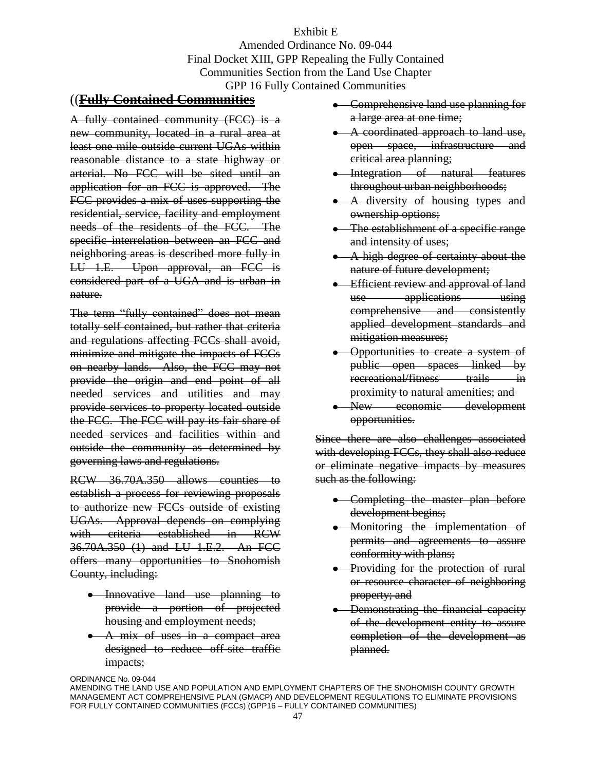Exhibit E
Amended Ordinance No. 09-044
Final Docket XIII, GPP Repealing the Fully Contained Communities Section from the Land Use Chapter
GPP 16 Fully Contained Communities

## ((~~**Fully Contained Communities**~~

~~A fully contained community (FCC) is a new community, located in a rural area at least one mile outside current UGAs within reasonable distance to a state highway or arterial. No FCC will be sited until an application for an FCC is approved. The FCC provides a mix of uses supporting the residential, service, facility and employment needs of the residents of the FCC. The specific interrelation between an FCC and neighboring areas is described more fully in LU 1.E. Upon approval, an FCC is considered part of a UGA and is urban in nature.~~

~~The term "fully contained" does not mean totally self contained, but rather that criteria and regulations affecting FCCs shall avoid, minimize and mitigate the impacts of FCCs on nearby lands. Also, the FCC may not provide the origin and end point of all needed services and utilities and may provide services to property located outside the FCC. The FCC will pay its fair share of needed services and facilities within and outside the community as determined by governing laws and regulations.~~

~~RCW 36.70A.350 allows counties to establish a process for reviewing proposals to authorize new FCCs outside of existing UGAs. Approval depends on complying with criteria established in RCW 36.70A.350 (1) and LU 1.E.2. An FCC offers many opportunities to Snohomish County, including:~~

- ~~Innovative land use planning to provide a portion of projected housing and employment needs;~~
- ~~A mix of uses in a compact area designed to reduce off-site traffic impacts;~~
- ~~Comprehensive land use planning for a large area at one time;~~
- ~~A coordinated approach to land use, open space, infrastructure and critical area planning;~~
- ~~Integration of natural features throughout urban neighborhoods;~~
- ~~A diversity of housing types and ownership options;~~
- ~~The establishment of a specific range and intensity of uses;~~
- ~~A high degree of certainty about the nature of future development;~~
- ~~Efficient review and approval of land use applications using comprehensive and consistently applied development standards and mitigation measures;~~
- ~~Opportunities to create a system of public open spaces linked by recreational/fitness trails in proximity to natural amenities; and~~
- ~~New economic development opportunities.~~

~~Since there are also challenges associated with developing FCCs, they shall also reduce or eliminate negative impacts by measures such as the following:~~

- ~~Completing the master plan before development begins;~~
- ~~Monitoring the implementation of permits and agreements to assure conformity with plans;~~
- ~~Providing for the protection of rural or resource character of neighboring property; and~~
- ~~Demonstrating the financial capacity of the development entity to assure completion of the development as planned.~~

ORDINANCE No. 09-044
AMENDING THE LAND USE AND POPULATION AND EMPLOYMENT CHAPTERS OF THE SNOHOMISH COUNTY GROWTH MANAGEMENT ACT COMPREHENSIVE PLAN (GMACP) AND DEVELOPMENT REGULATIONS TO ELIMINATE PROVISIONS FOR FULLY CONTAINED COMMUNITIES (FCCs) (GPP16 – FULLY CONTAINED COMMUNITIES)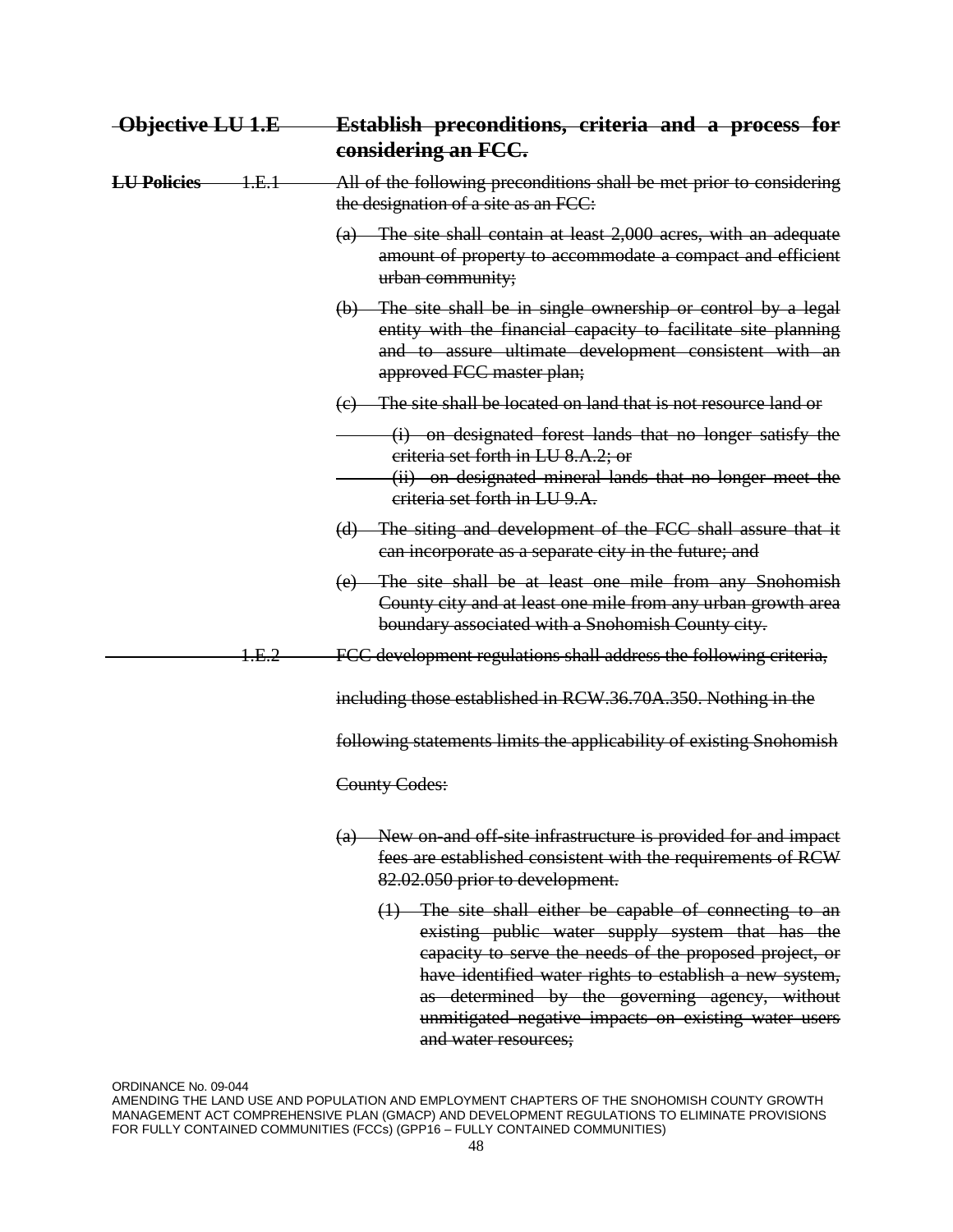~~**Objective LU 1.E** **Establish preconditions, criteria and a process for considering an FCC.**~~

~~**LU Policies** 1.E.1 All of the following preconditions shall be met prior to considering the designation of a site as an FCC:~~

~~(a) The site shall contain at least 2,000 acres, with an adequate amount of property to accommodate a compact and efficient urban community;~~

~~(b) The site shall be in single ownership or control by a legal entity with the financial capacity to facilitate site planning and to assure ultimate development consistent with an approved FCC master plan;~~

~~(c) The site shall be located on land that is not resource land or~~

~~(i) on designated forest lands that no longer satisfy the criteria set forth in LU 8.A.2; or~~

~~(ii) on designated mineral lands that no longer meet the criteria set forth in LU 9.A.~~

~~(d) The siting and development of the FCC shall assure that it can incorporate as a separate city in the future; and~~

~~(e) The site shall be at least one mile from any Snohomish County city and at least one mile from any urban growth area boundary associated with a Snohomish County city.~~

~~1.E.2 FCC development regulations shall address the following criteria, including those established in RCW.36.70A.350. Nothing in the following statements limits the applicability of existing Snohomish County Codes:~~

~~(a) New on-and off-site infrastructure is provided for and impact fees are established consistent with the requirements of RCW 82.02.050 prior to development.~~

~~(1) The site shall either be capable of connecting to an existing public water supply system that has the capacity to serve the needs of the proposed project, or have identified water rights to establish a new system, as determined by the governing agency, without unmitigated negative impacts on existing water users and water resources;~~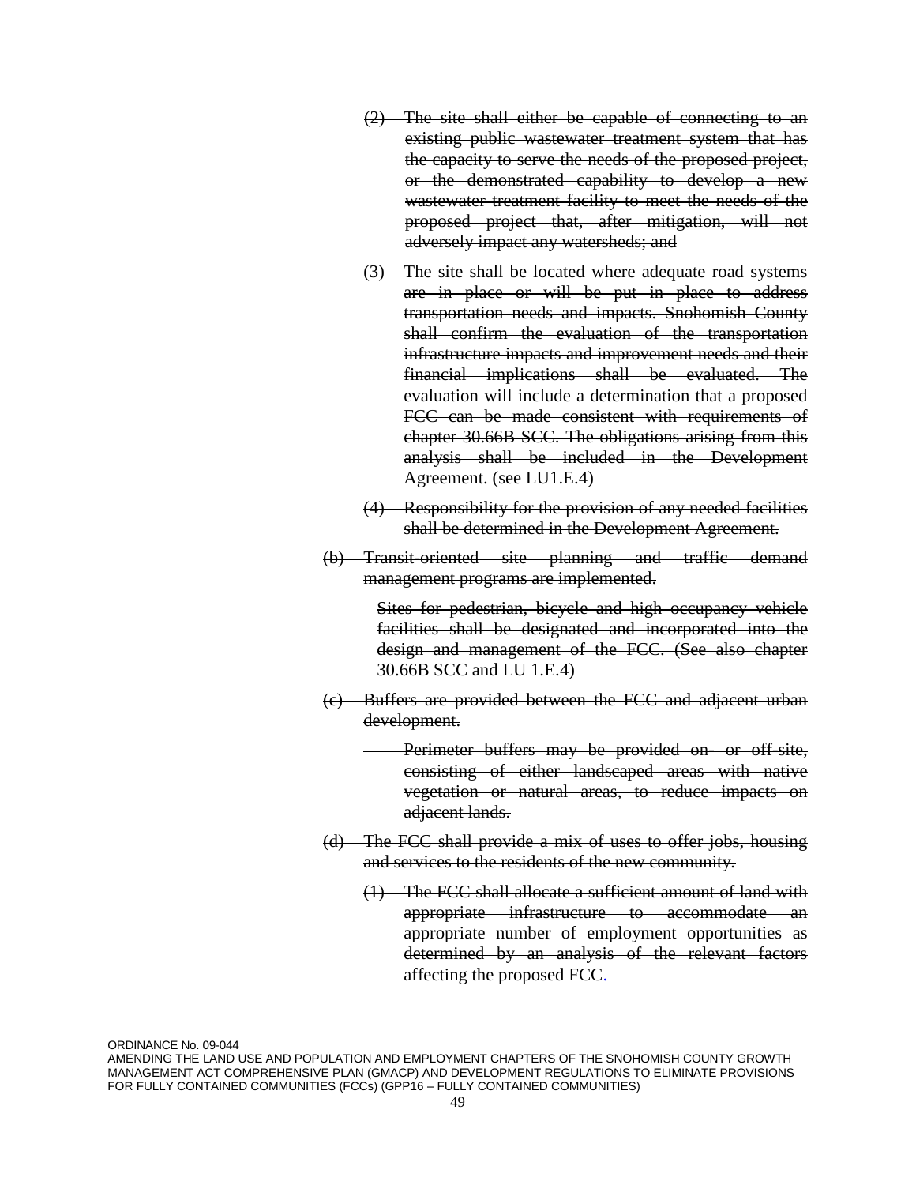~~(2) The site shall either be capable of connecting to an existing public wastewater treatment system that has the capacity to serve the needs of the proposed project, or the demonstrated capability to develop a new wastewater treatment facility to meet the needs of the proposed project that, after mitigation, will not adversely impact any watersheds; and~~

~~(3) The site shall be located where adequate road systems are in place or will be put in place to address transportation needs and impacts. Snohomish County shall confirm the evaluation of the transportation infrastructure impacts and improvement needs and their financial implications shall be evaluated. The evaluation will include a determination that a proposed FCC can be made consistent with requirements of chapter 30.66B SCC. The obligations arising from this analysis shall be included in the Development Agreement. (see LU1.E.4)~~

~~(4) Responsibility for the provision of any needed facilities shall be determined in the Development Agreement.~~

~~(b) Transit-oriented site planning and traffic demand management programs are implemented.~~

~~Sites for pedestrian, bicycle and high occupancy vehicle facilities shall be designated and incorporated into the design and management of the FCC. (See also chapter 30.66B SCC and LU 1.E.4)~~

~~(c) Buffers are provided between the FCC and adjacent urban development.~~

~~Perimeter buffers may be provided on- or off-site, consisting of either landscaped areas with native vegetation or natural areas, to reduce impacts on adjacent lands.~~

~~(d) The FCC shall provide a mix of uses to offer jobs, housing and services to the residents of the new community.~~

~~(1) The FCC shall allocate a sufficient amount of land with appropriate infrastructure to accommodate an appropriate number of employment opportunities as determined by an analysis of the relevant factors affecting the proposed FCC.~~

ORDINANCE No. 09-044
AMENDING THE LAND USE AND POPULATION AND EMPLOYMENT CHAPTERS OF THE SNOHOMISH COUNTY GROWTH MANAGEMENT ACT COMPREHENSIVE PLAN (GMACP) AND DEVELOPMENT REGULATIONS TO ELIMINATE PROVISIONS FOR FULLY CONTAINED COMMUNITIES (FCCs) (GPP16 – FULLY CONTAINED COMMUNITIES)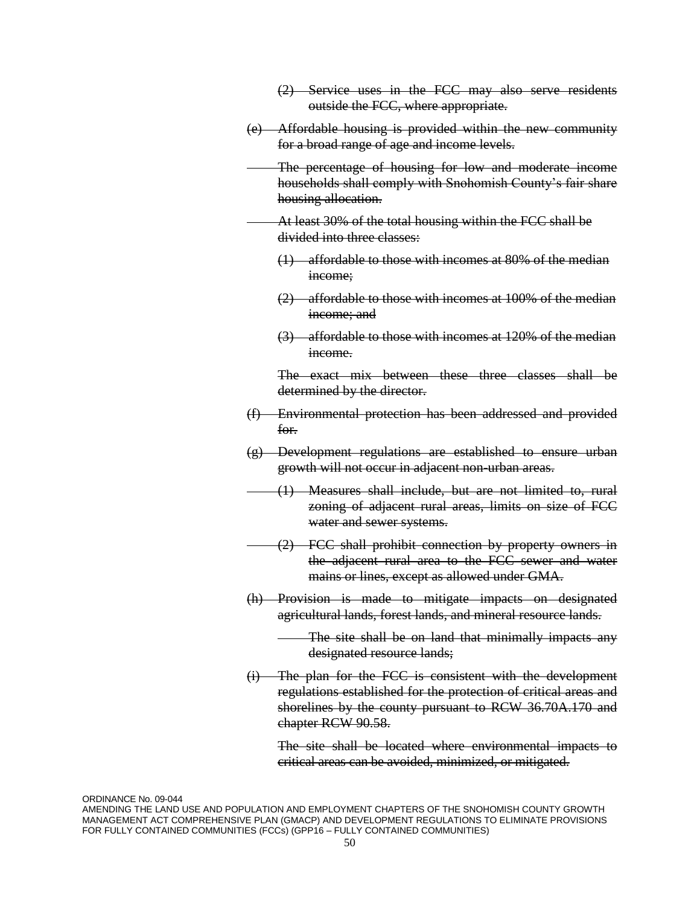~~(2) Service uses in the FCC may also serve residents outside the FCC, where appropriate.~~

~~(e) Affordable housing is provided within the new community for a broad range of age and income levels.~~

~~The percentage of housing for low and moderate income households shall comply with Snohomish County's fair share housing allocation.~~

~~At least 30% of the total housing within the FCC shall be divided into three classes:~~

~~(1) affordable to those with incomes at 80% of the median income;~~

~~(2) affordable to those with incomes at 100% of the median income; and~~

~~(3) affordable to those with incomes at 120% of the median income.~~

~~The exact mix between these three classes shall be determined by the director.~~

~~(f) Environmental protection has been addressed and provided for.~~

~~(g) Development regulations are established to ensure urban growth will not occur in adjacent non-urban areas.~~

~~(1) Measures shall include, but are not limited to, rural zoning of adjacent rural areas, limits on size of FCC water and sewer systems.~~

~~(2) FCC shall prohibit connection by property owners in the adjacent rural area to the FCC sewer and water mains or lines, except as allowed under GMA.~~

~~(h) Provision is made to mitigate impacts on designated agricultural lands, forest lands, and mineral resource lands.~~

~~The site shall be on land that minimally impacts any designated resource lands;~~

~~(i) The plan for the FCC is consistent with the development regulations established for the protection of critical areas and shorelines by the county pursuant to RCW 36.70A.170 and chapter RCW 90.58.~~

~~The site shall be located where environmental impacts to critical areas can be avoided, minimized, or mitigated.~~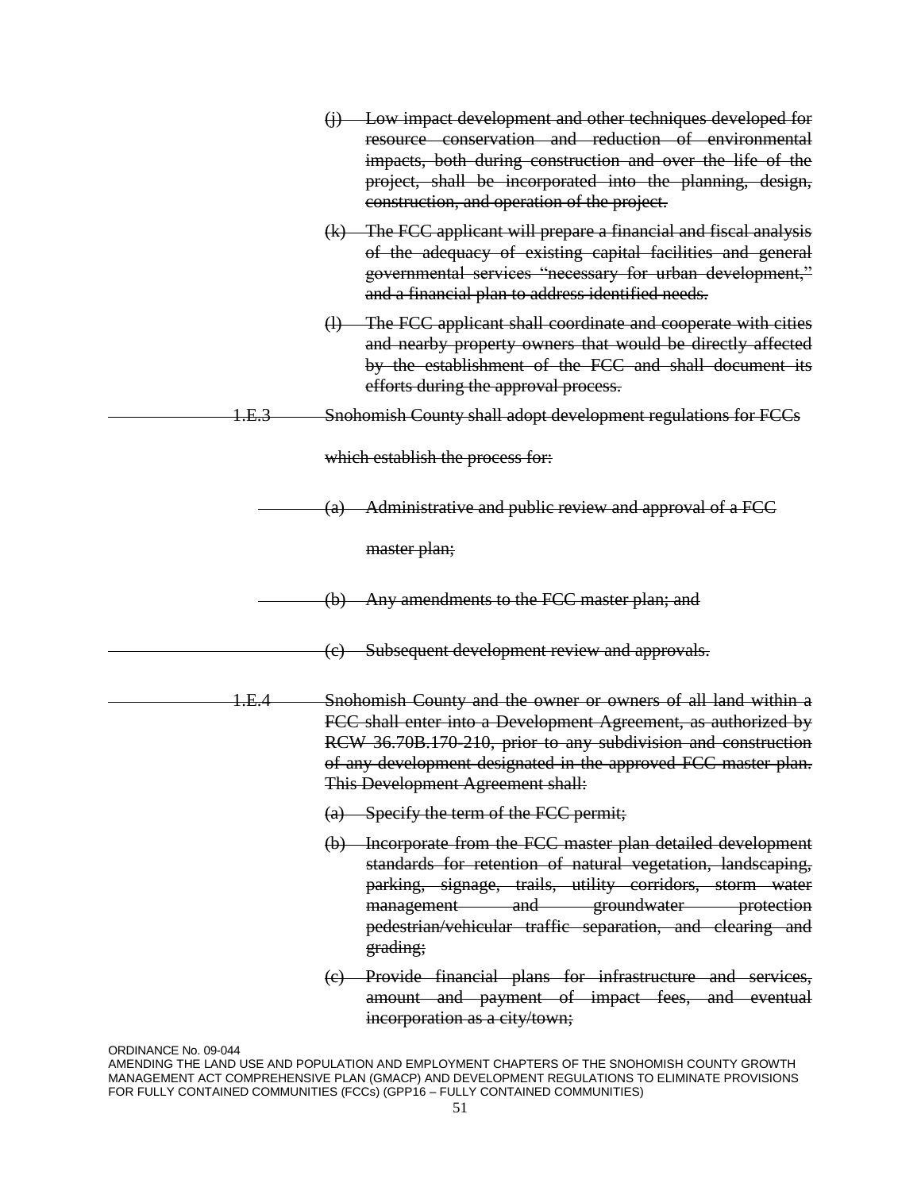~~(j) Low impact development and other techniques developed for resource conservation and reduction of environmental impacts, both during construction and over the life of the project, shall be incorporated into the planning, design, construction, and operation of the project.~~

~~(k) The FCC applicant will prepare a financial and fiscal analysis of the adequacy of existing capital facilities and general governmental services "necessary for urban development," and a financial plan to address identified needs.~~

~~(l) The FCC applicant shall coordinate and cooperate with cities and nearby property owners that would be directly affected by the establishment of the FCC and shall document its efforts during the approval process.~~

~~1.E.3 Snohomish County shall adopt development regulations for FCCs which establish the process for:~~

~~(a) Administrative and public review and approval of a FCC master plan;~~

~~(b) Any amendments to the FCC master plan; and~~

~~(c) Subsequent development review and approvals.~~

~~1.E.4 Snohomish County and the owner or owners of all land within a FCC shall enter into a Development Agreement, as authorized by RCW 36.70B.170-210, prior to any subdivision and construction of any development designated in the approved FCC master plan. This Development Agreement shall:~~

~~(a) Specify the term of the FCC permit;~~

~~(b) Incorporate from the FCC master plan detailed development standards for retention of natural vegetation, landscaping, parking, signage, trails, utility corridors, storm water management and groundwater protection pedestrian/vehicular traffic separation, and clearing and grading;~~

~~(c) Provide financial plans for infrastructure and services, amount and payment of impact fees, and eventual incorporation as a city/town;~~

ORDINANCE No. 09-044
AMENDING THE LAND USE AND POPULATION AND EMPLOYMENT CHAPTERS OF THE SNOHOMISH COUNTY GROWTH MANAGEMENT ACT COMPREHENSIVE PLAN (GMACP) AND DEVELOPMENT REGULATIONS TO ELIMINATE PROVISIONS FOR FULLY CONTAINED COMMUNITIES (FCCs) (GPP16 – FULLY CONTAINED COMMUNITIES)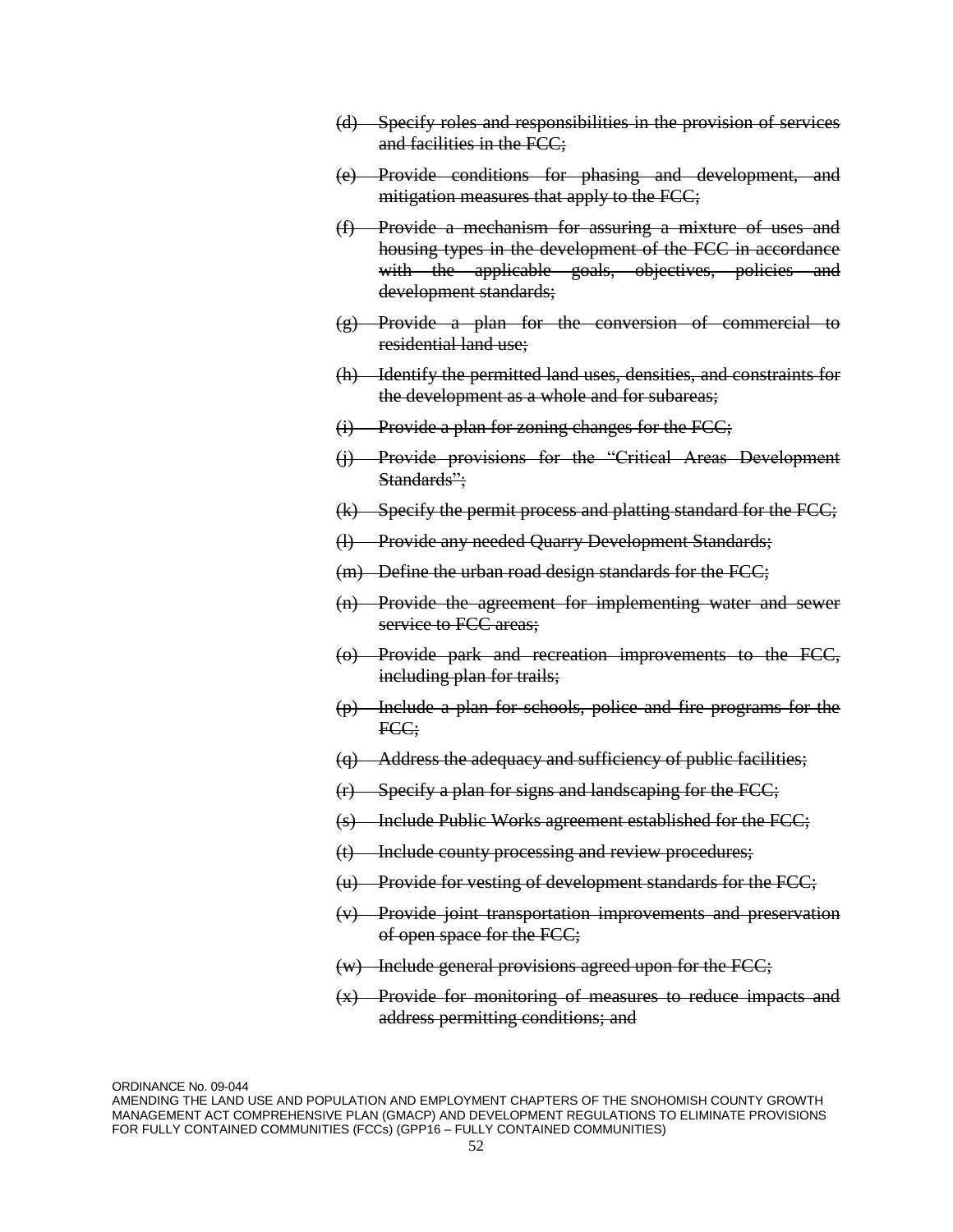~~(d) Specify roles and responsibilities in the provision of services and facilities in the FCC;~~

~~(e) Provide conditions for phasing and development, and mitigation measures that apply to the FCC;~~

~~(f) Provide a mechanism for assuring a mixture of uses and housing types in the development of the FCC in accordance with the applicable goals, objectives, policies and development standards;~~

~~(g) Provide a plan for the conversion of commercial to residential land use;~~

~~(h) Identify the permitted land uses, densities, and constraints for the development as a whole and for subareas;~~

~~(i) Provide a plan for zoning changes for the FCC;~~

~~(j) Provide provisions for the "Critical Areas Development Standards";~~

~~(k) Specify the permit process and platting standard for the FCC;~~

~~(l) Provide any needed Quarry Development Standards;~~

~~(m) Define the urban road design standards for the FCC;~~

~~(n) Provide the agreement for implementing water and sewer service to FCC areas;~~

~~(o) Provide park and recreation improvements to the FCC, including plan for trails;~~

~~(p) Include a plan for schools, police and fire programs for the FCC;~~

~~(q) Address the adequacy and sufficiency of public facilities;~~

~~(r) Specify a plan for signs and landscaping for the FCC;~~

~~(s) Include Public Works agreement established for the FCC;~~

~~(t) Include county processing and review procedures;~~

~~(u) Provide for vesting of development standards for the FCC;~~

~~(v) Provide joint transportation improvements and preservation of open space for the FCC;~~

~~(w) Include general provisions agreed upon for the FCC;~~

~~(x) Provide for monitoring of measures to reduce impacts and address permitting conditions; and~~

ORDINANCE No. 09-044
AMENDING THE LAND USE AND POPULATION AND EMPLOYMENT CHAPTERS OF THE SNOHOMISH COUNTY GROWTH MANAGEMENT ACT COMPREHENSIVE PLAN (GMACP) AND DEVELOPMENT REGULATIONS TO ELIMINATE PROVISIONS FOR FULLY CONTAINED COMMUNITIES (FCCs) (GPP16 – FULLY CONTAINED COMMUNITIES)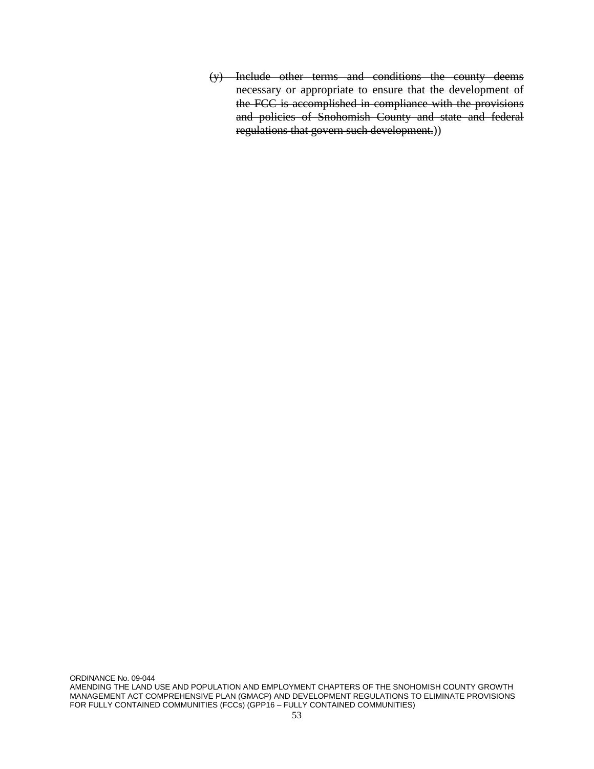~~(y) Include other terms and conditions the county deems necessary or appropriate to ensure that the development of the FCC is accomplished in compliance with the provisions and policies of Snohomish County and state and federal regulations that govern such development.~~))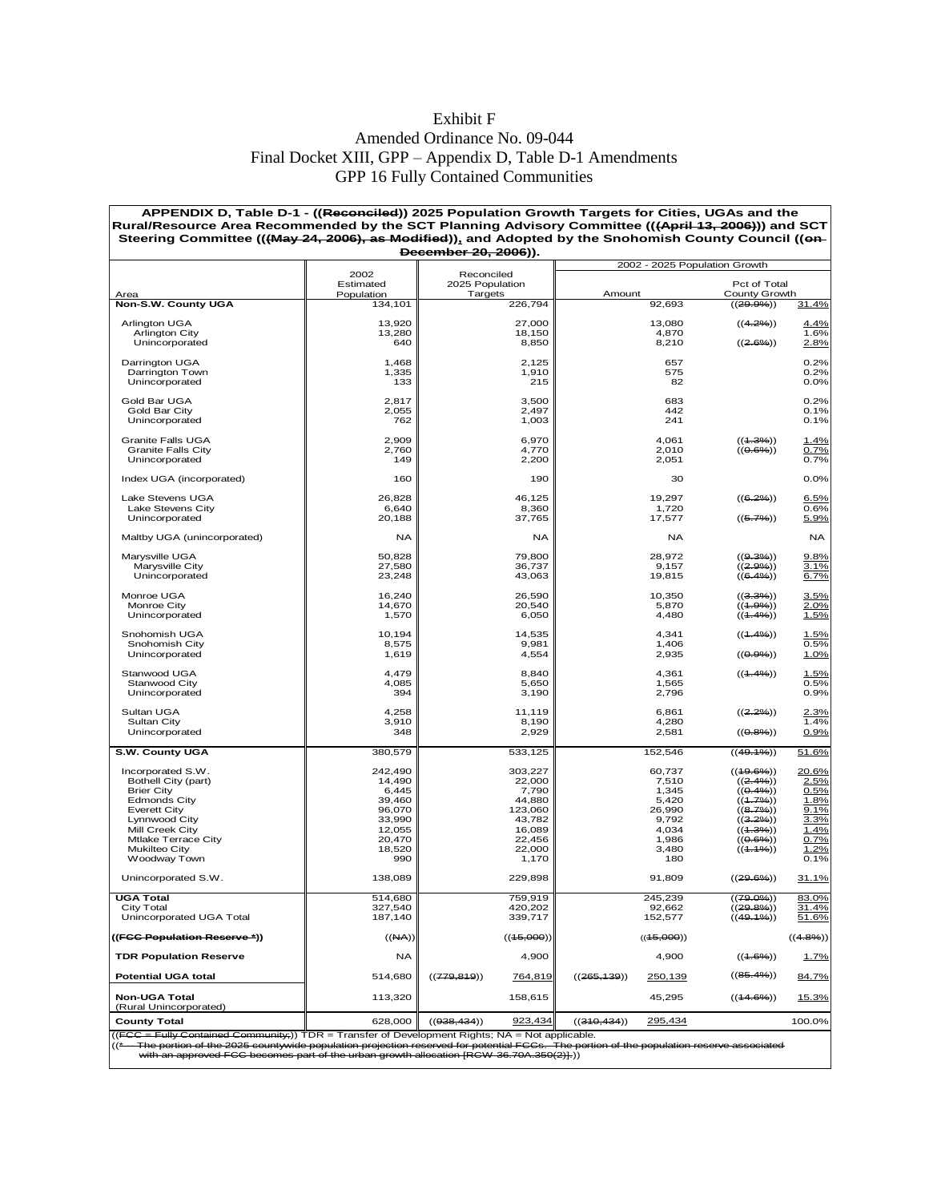Exhibit F

Amended Ordinance No. 09-044

Final Docket XIII, GPP – Appendix D, Table D-1 Amendments

GPP 16 Fully Contained Communities

**APPENDIX D, Table D-1 - ((~~Reconciled~~)) 2025 Population Growth Targets for Cities, UGAs and the Rural/Resource Area Recommended by the SCT Planning Advisory Committee (((~~April 13, 2006~~))) and SCT Steering Committee (((~~May 24, 2006), as Modified~~)), and Adopted by the Snohomish County Council ((~~on December 20, 2006~~)).**

| Area | 2002 Estimated Population | Reconciled 2025 Population Targets | 2002 - 2025 Population Growth Amount | Pct of Total County Growth |
|---|---|---|---|---|
| **Non-S.W. County UGA** | 134,101 | 226,794 | 92,693 | ((~~29.9%~~)) <u>31.4%</u> |
| Arlington UGA | 13,920 | 27,000 | 13,080 | ((~~4.2%~~)) <u>4.4%</u> |
| Arlington City | 13,280 | 18,150 | 4,870 | 1.6% |
| Unincorporated | 640 | 8,850 | 8,210 | ((~~2.6%~~)) <u>2.8%</u> |
| Darrington UGA | 1,468 | 2,125 | 657 | 0.2% |
| Darrington Town | 1,335 | 1,910 | 575 | 0.2% |
| Unincorporated | 133 | 215 | 82 | 0.0% |
| Gold Bar UGA | 2,817 | 3,500 | 683 | 0.2% |
| Gold Bar City | 2,055 | 2,497 | 442 | 0.1% |
| Unincorporated | 762 | 1,003 | 241 | 0.1% |
| Granite Falls UGA | 2,909 | 6,970 | 4,061 | ((~~1.3%~~)) <u>1.4%</u> |
| Granite Falls City | 2,760 | 4,770 | 2,010 | ((~~0.6%~~)) <u>0.7%</u> |
| Unincorporated | 149 | 2,200 | 2,051 | 0.7% |
| Index UGA (incorporated) | 160 | 190 | 30 | 0.0% |
| Lake Stevens UGA | 26,828 | 46,125 | 19,297 | ((~~6.2%~~)) <u>6.5%</u> |
| Lake Stevens City | 6,640 | 8,360 | 1,720 | 0.6% |
| Unincorporated | 20,188 | 37,765 | 17,577 | ((~~5.7%~~)) <u>5.9%</u> |
| Maltby UGA (unincorporated) | NA | NA | NA | NA |
| Marysville UGA | 50,828 | 79,800 | 28,972 | ((~~9.3%~~)) <u>9.8%</u> |
| Marysville City | 27,580 | 36,737 | 9,157 | ((~~2.9%~~)) <u>3.1%</u> |
| Unincorporated | 23,248 | 43,063 | 19,815 | ((~~6.4%~~)) <u>6.7%</u> |
| Monroe UGA | 16,240 | 26,590 | 10,350 | ((~~3.3%~~)) <u>3.5%</u> |
| Monroe City | 14,670 | 20,540 | 5,870 | ((~~1.9%~~)) <u>2.0%</u> |
| Unincorporated | 1,570 | 6,050 | 4,480 | ((~~1.4%~~)) <u>1.5%</u> |
| Snohomish UGA | 10,194 | 14,535 | 4,341 | ((~~1.4%~~)) <u>1.5%</u> |
| Snohomish City | 8,575 | 9,981 | 1,406 | 0.5% |
| Unincorporated | 1,619 | 4,554 | 2,935 | ((~~0.9%~~)) <u>1.0%</u> |
| Stanwood UGA | 4,479 | 8,840 | 4,361 | ((~~1.4%~~)) <u>1.5%</u> |
| Stanwood City | 4,085 | 5,650 | 1,565 | 0.5% |
| Unincorporated | 394 | 3,190 | 2,796 | 0.9% |
| Sultan UGA | 4,258 | 11,119 | 6,861 | ((~~2.2%~~)) <u>2.3%</u> |
| Sultan City | 3,910 | 8,190 | 4,280 | 1.4% |
| Unincorporated | 348 | 2,929 | 2,581 | ((~~0.8%~~)) <u>0.9%</u> |
| **S.W. County UGA** | 380,579 | 533,125 | 152,546 | ((~~49.1%~~)) <u>51.6%</u> |
| Incorporated S.W. | 242,490 | 303,227 | 60,737 | ((~~19.6%~~)) <u>20.6%</u> |
| Bothell City (part) | 14,490 | 22,000 | 7,510 | ((~~2.4%~~)) <u>2.5%</u> |
| Brier City | 6,445 | 7,790 | 1,345 | ((~~0.4%~~)) <u>0.5%</u> |
| Edmonds City | 39,460 | 44,880 | 5,420 | ((~~1.7%~~)) <u>1.8%</u> |
| Everett City | 96,070 | 123,060 | 26,990 | ((~~8.7%~~)) <u>9.1%</u> |
| Lynnwood City | 33,990 | 43,782 | 9,792 | ((~~3.2%~~)) <u>3.3%</u> |
| Mill Creek City | 12,055 | 16,089 | 4,034 | ((~~1.3%~~)) <u>1.4%</u> |
| Mtlake Terrace City | 20,470 | 22,456 | 1,986 | ((~~0.6%~~)) <u>0.7%</u> |
| Mukilteo City | 18,520 | 22,000 | 3,480 | ((~~1.1%~~)) <u>1.2%</u> |
| Woodway Town | 990 | 1,170 | 180 | 0.1% |
| Unincorporated S.W. | 138,089 | 229,898 | 91,809 | ((~~29.6%~~)) <u>31.1%</u> |
| **UGA Total** | 514,680 | 759,919 | 245,239 | ((~~79.0%~~)) <u>83.0%</u> |
| City Total | 327,540 | 420,202 | 92,662 | ((~~29.8%~~)) <u>31.4%</u> |
| Unincorporated UGA Total | 187,140 | 339,717 | 152,577 | ((~~49.1%~~)) <u>51.6%</u> |
| **((~~FCC Population Reserve *~~))** | ((~~NA~~)) | ((~~15,000~~)) | ((~~15,000~~)) | ((~~4.8%~~)) |
| **TDR Population Reserve** | NA | 4,900 | 4,900 | ((~~1.6%~~)) <u>1.7%</u> |
| **Potential UGA total** | 514,680 | ((~~779,819~~)) <u>764,819</u> | ((~~265,139~~)) <u>250,139</u> | ((~~85.4%~~)) <u>84.7%</u> |
| **Non-UGA Total** (Rural Unincorporated) | 113,320 | 158,615 | 45,295 | ((~~14.6%~~)) <u>15.3%</u> |
| **County Total** | 628,000 | ((~~938,434~~)) <u>923,434</u> | ((~~310,434~~)) <u>295,434</u> | 100.0% |

((~~FCC = Fully Contained Community;~~)) TDR = Transfer of Development Rights; NA = Not applicable.

((~~* The portion of the 2025 countywide population projection reserved for potential FCCs. The portion of the population reserve associated with an approved FCC becomes part of the urban growth allocation [RCW 36.70A.350(2)].~~))